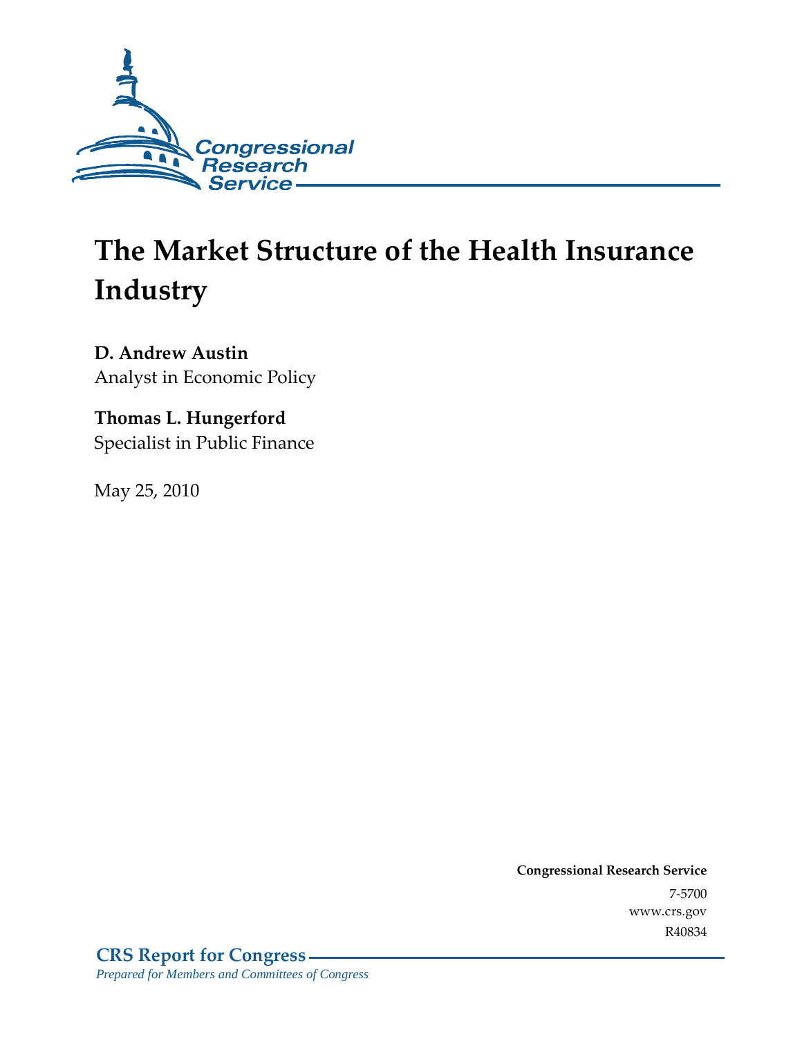Congressional Research Service

# The Market Structure of the Health Insurance Industry

**D. Andrew Austin**
Analyst in Economic Policy

**Thomas L. Hungerford**
Specialist in Public Finance

May 25, 2010

**Congressional Research Service**
7-5700
www.crs.gov
R40834

**CRS Report for Congress**
*Prepared for Members and Committees of Congress*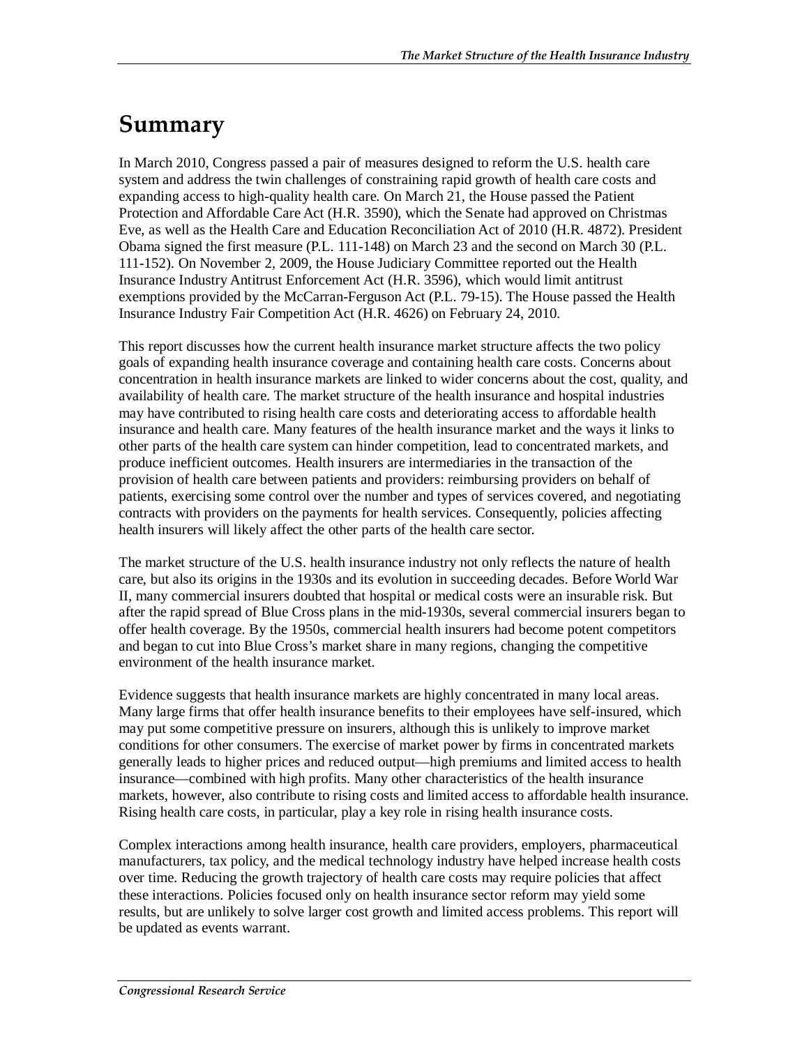# Summary

In March 2010, Congress passed a pair of measures designed to reform the U.S. health care system and address the twin challenges of constraining rapid growth of health care costs and expanding access to high-quality health care. On March 21, the House passed the Patient Protection and Affordable Care Act (H.R. 3590), which the Senate had approved on Christmas Eve, as well as the Health Care and Education Reconciliation Act of 2010 (H.R. 4872). President Obama signed the first measure (P.L. 111-148) on March 23 and the second on March 30 (P.L. 111-152). On November 2, 2009, the House Judiciary Committee reported out the Health Insurance Industry Antitrust Enforcement Act (H.R. 3596), which would limit antitrust exemptions provided by the McCarran-Ferguson Act (P.L. 79-15). The House passed the Health Insurance Industry Fair Competition Act (H.R. 4626) on February 24, 2010.

This report discusses how the current health insurance market structure affects the two policy goals of expanding health insurance coverage and containing health care costs. Concerns about concentration in health insurance markets are linked to wider concerns about the cost, quality, and availability of health care. The market structure of the health insurance and hospital industries may have contributed to rising health care costs and deteriorating access to affordable health insurance and health care. Many features of the health insurance market and the ways it links to other parts of the health care system can hinder competition, lead to concentrated markets, and produce inefficient outcomes. Health insurers are intermediaries in the transaction of the provision of health care between patients and providers: reimbursing providers on behalf of patients, exercising some control over the number and types of services covered, and negotiating contracts with providers on the payments for health services. Consequently, policies affecting health insurers will likely affect the other parts of the health care sector.

The market structure of the U.S. health insurance industry not only reflects the nature of health care, but also its origins in the 1930s and its evolution in succeeding decades. Before World War II, many commercial insurers doubted that hospital or medical costs were an insurable risk. But after the rapid spread of Blue Cross plans in the mid-1930s, several commercial insurers began to offer health coverage. By the 1950s, commercial health insurers had become potent competitors and began to cut into Blue Cross's market share in many regions, changing the competitive environment of the health insurance market.

Evidence suggests that health insurance markets are highly concentrated in many local areas. Many large firms that offer health insurance benefits to their employees have self-insured, which may put some competitive pressure on insurers, although this is unlikely to improve market conditions for other consumers. The exercise of market power by firms in concentrated markets generally leads to higher prices and reduced output—high premiums and limited access to health insurance—combined with high profits. Many other characteristics of the health insurance markets, however, also contribute to rising costs and limited access to affordable health insurance. Rising health care costs, in particular, play a key role in rising health insurance costs.

Complex interactions among health insurance, health care providers, employers, pharmaceutical manufacturers, tax policy, and the medical technology industry have helped increase health costs over time. Reducing the growth trajectory of health care costs may require policies that affect these interactions. Policies focused only on health insurance sector reform may yield some results, but are unlikely to solve larger cost growth and limited access problems. This report will be updated as events warrant.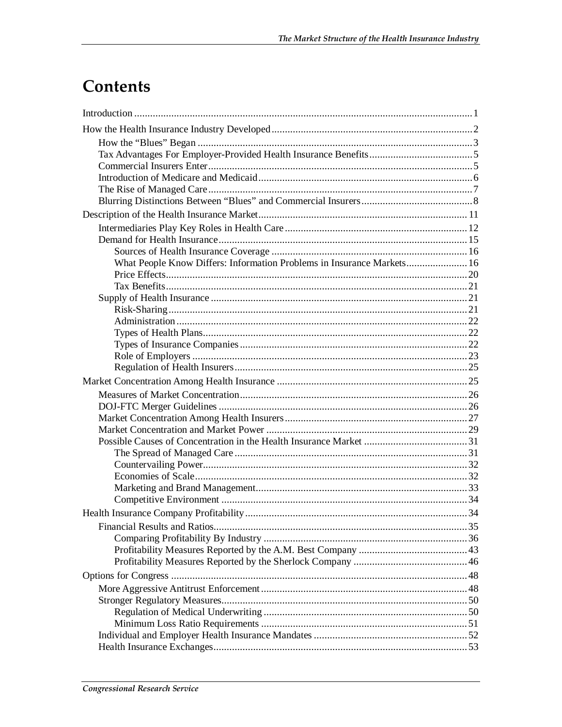# Contents

Introduction ... 1

How the Health Insurance Industry Developed ... 2

- How the "Blues" Began ... 3
- Tax Advantages For Employer-Provided Health Insurance Benefits ... 5
- Commercial Insurers Enter ... 5
- Introduction of Medicare and Medicaid ... 6
- The Rise of Managed Care ... 7
- Blurring Distinctions Between "Blues" and Commercial Insurers ... 8

Description of the Health Insurance Market ... 11

- Intermediaries Play Key Roles in Health Care ... 12
- Demand for Health Insurance ... 15
  - Sources of Health Insurance Coverage ... 16
  - What People Know Differs: Information Problems in Insurance Markets ... 16
  - Price Effects ... 20
  - Tax Benefits ... 21
- Supply of Health Insurance ... 21
  - Risk-Sharing ... 21
  - Administration ... 22
  - Types of Health Plans ... 22
  - Types of Insurance Companies ... 22
  - Role of Employers ... 23
  - Regulation of Health Insurers ... 25

Market Concentration Among Health Insurance ... 25

- Measures of Market Concentration ... 26
- DOJ-FTC Merger Guidelines ... 26
- Market Concentration Among Health Insurers ... 27
- Market Concentration and Market Power ... 29
- Possible Causes of Concentration in the Health Insurance Market ... 31
  - The Spread of Managed Care ... 31
  - Countervailing Power ... 32
  - Economies of Scale ... 32
  - Marketing and Brand Management ... 33
  - Competitive Environment ... 34

Health Insurance Company Profitability ... 34

- Financial Results and Ratios ... 35
  - Comparing Profitability By Industry ... 36
  - Profitability Measures Reported by the A.M. Best Company ... 43
  - Profitability Measures Reported by the Sherlock Company ... 46

Options for Congress ... 48

- More Aggressive Antitrust Enforcement ... 48
- Stronger Regulatory Measures ... 50
  - Regulation of Medical Underwriting ... 50
  - Minimum Loss Ratio Requirements ... 51
- Individual and Employer Health Insurance Mandates ... 52
- Health Insurance Exchanges ... 53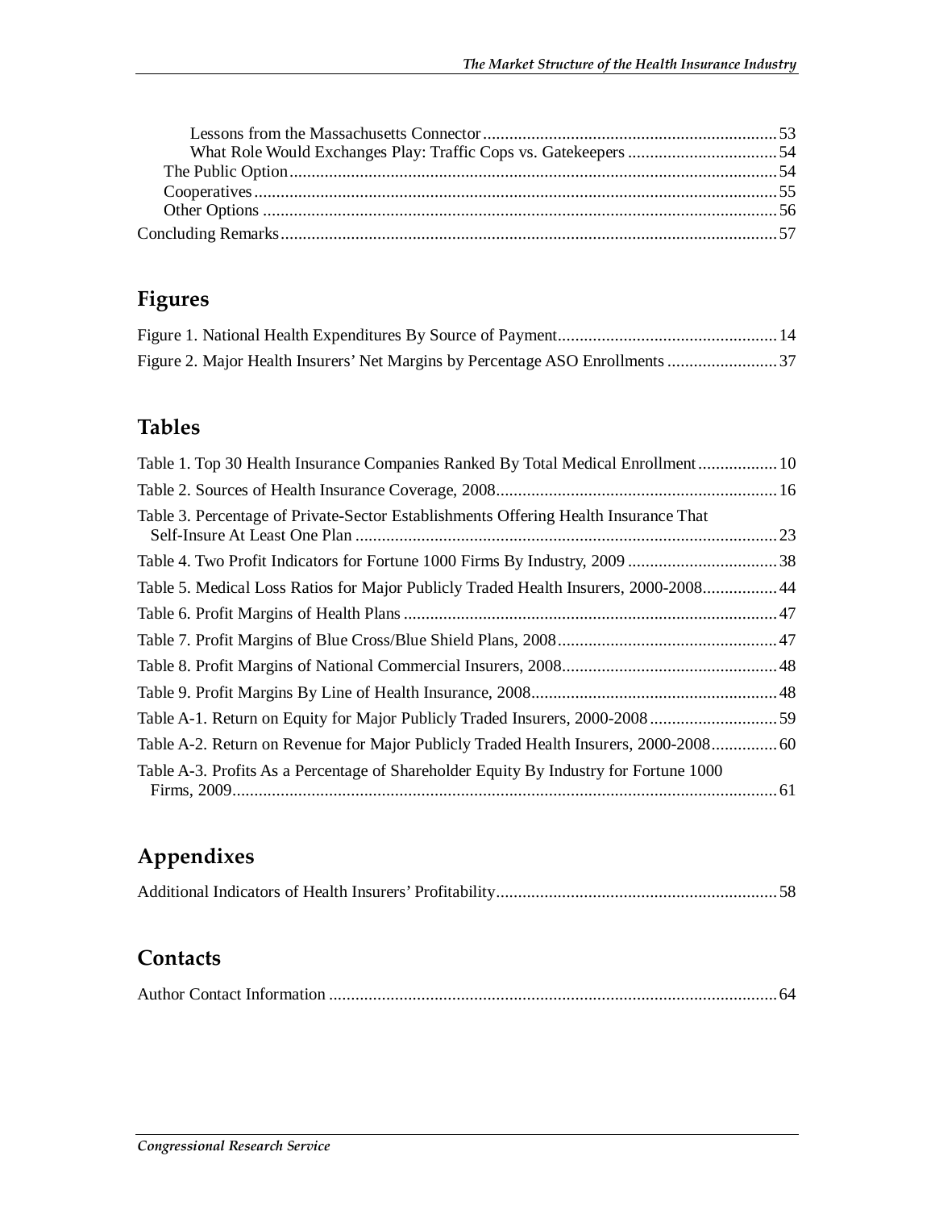Lessons from the Massachusetts Connector .......... 53
What Role Would Exchanges Play: Traffic Cops vs. Gatekeepers .......... 54
The Public Option .......... 54
Cooperatives .......... 55
Other Options .......... 56
Concluding Remarks .......... 57

## Figures

Figure 1. National Health Expenditures By Source of Payment .......... 14
Figure 2. Major Health Insurers' Net Margins by Percentage ASO Enrollments .......... 37

## Tables

Table 1. Top 30 Health Insurance Companies Ranked By Total Medical Enrollment .......... 10
Table 2. Sources of Health Insurance Coverage, 2008 .......... 16
Table 3. Percentage of Private-Sector Establishments Offering Health Insurance That Self-Insure At Least One Plan .......... 23
Table 4. Two Profit Indicators for Fortune 1000 Firms By Industry, 2009 .......... 38
Table 5. Medical Loss Ratios for Major Publicly Traded Health Insurers, 2000-2008 .......... 44
Table 6. Profit Margins of Health Plans .......... 47
Table 7. Profit Margins of Blue Cross/Blue Shield Plans, 2008 .......... 47
Table 8. Profit Margins of National Commercial Insurers, 2008 .......... 48
Table 9. Profit Margins By Line of Health Insurance, 2008 .......... 48
Table A-1. Return on Equity for Major Publicly Traded Insurers, 2000-2008 .......... 59
Table A-2. Return on Revenue for Major Publicly Traded Health Insurers, 2000-2008 .......... 60
Table A-3. Profits As a Percentage of Shareholder Equity By Industry for Fortune 1000 Firms, 2009 .......... 61

## Appendixes

Additional Indicators of Health Insurers' Profitability .......... 58

## Contacts

Author Contact Information .......... 64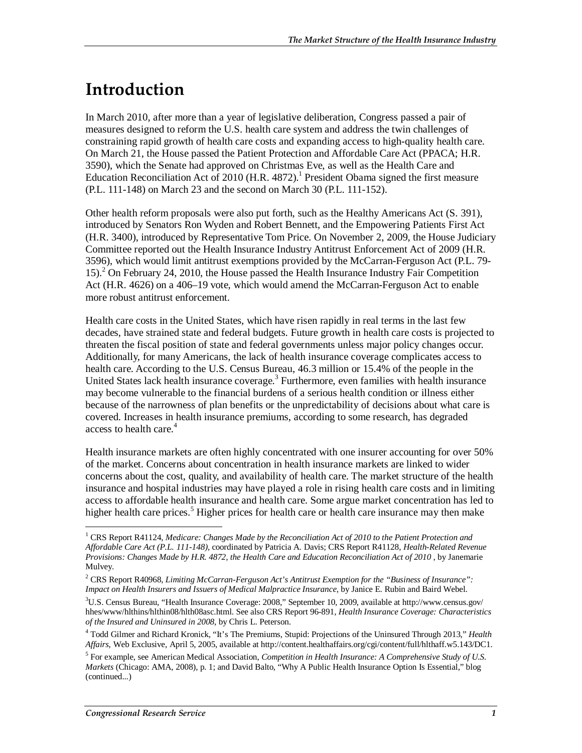# Introduction

In March 2010, after more than a year of legislative deliberation, Congress passed a pair of measures designed to reform the U.S. health care system and address the twin challenges of constraining rapid growth of health care costs and expanding access to high-quality health care. On March 21, the House passed the Patient Protection and Affordable Care Act (PPACA; H.R. 3590), which the Senate had approved on Christmas Eve, as well as the Health Care and Education Reconciliation Act of 2010 (H.R. 4872).[1] President Obama signed the first measure (P.L. 111-148) on March 23 and the second on March 30 (P.L. 111-152).

Other health reform proposals were also put forth, such as the Healthy Americans Act (S. 391), introduced by Senators Ron Wyden and Robert Bennett, and the Empowering Patients First Act (H.R. 3400), introduced by Representative Tom Price. On November 2, 2009, the House Judiciary Committee reported out the Health Insurance Industry Antitrust Enforcement Act of 2009 (H.R. 3596), which would limit antitrust exemptions provided by the McCarran-Ferguson Act (P.L. 79-15).[2] On February 24, 2010, the House passed the Health Insurance Industry Fair Competition Act (H.R. 4626) on a 406–19 vote, which would amend the McCarran-Ferguson Act to enable more robust antitrust enforcement.

Health care costs in the United States, which have risen rapidly in real terms in the last few decades, have strained state and federal budgets. Future growth in health care costs is projected to threaten the fiscal position of state and federal governments unless major policy changes occur. Additionally, for many Americans, the lack of health insurance coverage complicates access to health care. According to the U.S. Census Bureau, 46.3 million or 15.4% of the people in the United States lack health insurance coverage.[3] Furthermore, even families with health insurance may become vulnerable to the financial burdens of a serious health condition or illness either because of the narrowness of plan benefits or the unpredictability of decisions about what care is covered. Increases in health insurance premiums, according to some research, has degraded access to health care.[4]

Health insurance markets are often highly concentrated with one insurer accounting for over 50% of the market. Concerns about concentration in health insurance markets are linked to wider concerns about the cost, quality, and availability of health care. The market structure of the health insurance and hospital industries may have played a role in rising health care costs and in limiting access to affordable health insurance and health care. Some argue market concentration has led to higher health care prices.[5] Higher prices for health care or health care insurance may then make

---

[1] CRS Report R41124, *Medicare: Changes Made by the Reconciliation Act of 2010 to the Patient Protection and Affordable Care Act (P.L. 111-148)*, coordinated by Patricia A. Davis; CRS Report R41128, *Health-Related Revenue Provisions: Changes Made by H.R. 4872, the Health Care and Education Reconciliation Act of 2010* , by Janemarie Mulvey.

[2] CRS Report R40968, *Limiting McCarran-Ferguson Act's Antitrust Exemption for the "Business of Insurance": Impact on Health Insurers and Issuers of Medical Malpractice Insurance*, by Janice E. Rubin and Baird Webel.

[3] U.S. Census Bureau, "Health Insurance Coverage: 2008," September 10, 2009, available at http://www.census.gov/hhes/www/hlthins/hlthin08/hlth08asc.html. See also CRS Report 96-891, *Health Insurance Coverage: Characteristics of the Insured and Uninsured in 2008*, by Chris L. Peterson.

[4] Todd Gilmer and Richard Kronick, "It's The Premiums, Stupid: Projections of the Uninsured Through 2013," *Health Affairs*, Web Exclusive, April 5, 2005, available at http://content.healthaffairs.org/cgi/content/full/hlthaff.w5.143/DC1.

[5] For example, see American Medical Association, *Competition in Health Insurance: A Comprehensive Study of U.S. Markets* (Chicago: AMA, 2008), p. 1; and David Balto, "Why A Public Health Insurance Option Is Essential," blog (continued...)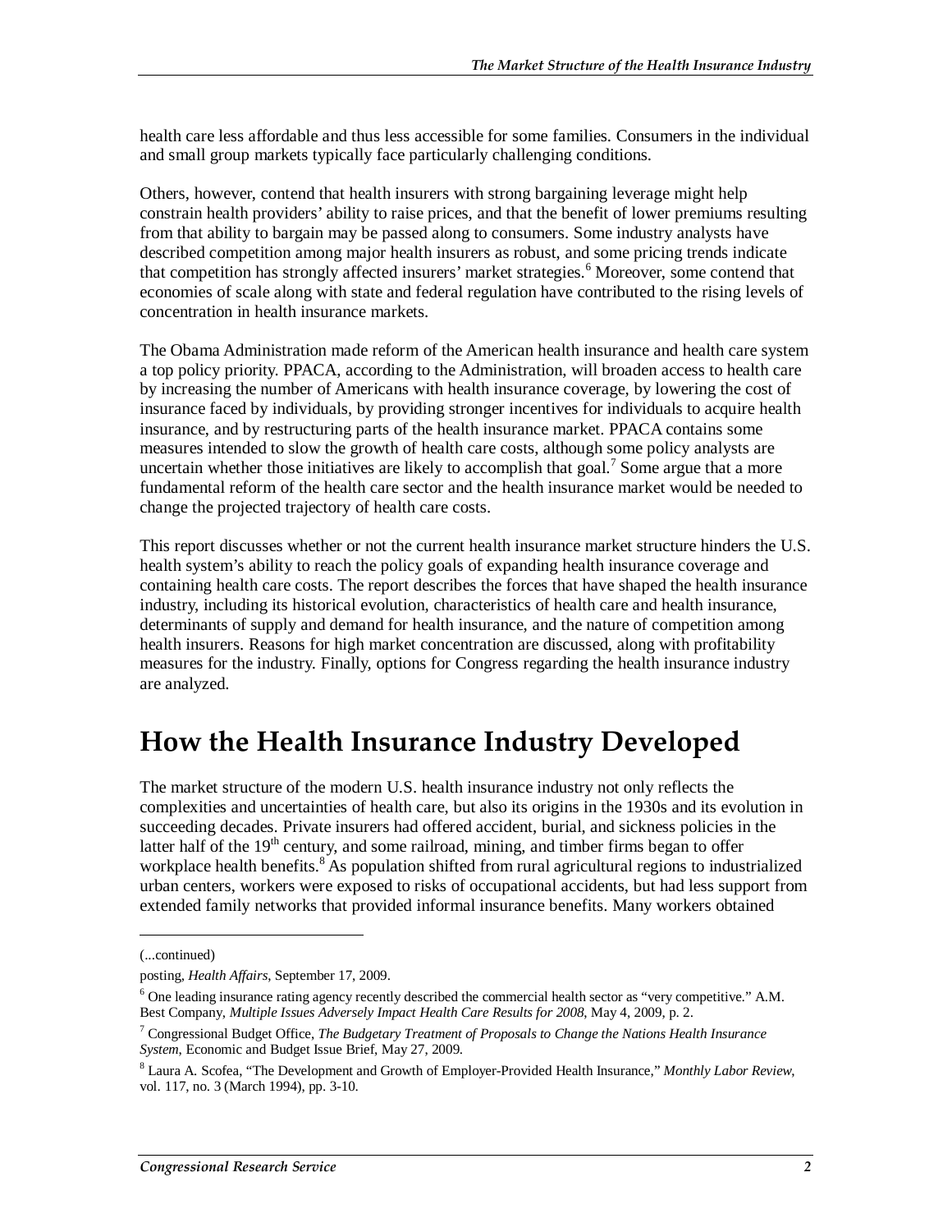health care less affordable and thus less accessible for some families. Consumers in the individual and small group markets typically face particularly challenging conditions.

Others, however, contend that health insurers with strong bargaining leverage might help constrain health providers' ability to raise prices, and that the benefit of lower premiums resulting from that ability to bargain may be passed along to consumers. Some industry analysts have described competition among major health insurers as robust, and some pricing trends indicate that competition has strongly affected insurers' market strategies.[6] Moreover, some contend that economies of scale along with state and federal regulation have contributed to the rising levels of concentration in health insurance markets.

The Obama Administration made reform of the American health insurance and health care system a top policy priority. PPACA, according to the Administration, will broaden access to health care by increasing the number of Americans with health insurance coverage, by lowering the cost of insurance faced by individuals, by providing stronger incentives for individuals to acquire health insurance, and by restructuring parts of the health insurance market. PPACA contains some measures intended to slow the growth of health care costs, although some policy analysts are uncertain whether those initiatives are likely to accomplish that goal.[7] Some argue that a more fundamental reform of the health care sector and the health insurance market would be needed to change the projected trajectory of health care costs.

This report discusses whether or not the current health insurance market structure hinders the U.S. health system's ability to reach the policy goals of expanding health insurance coverage and containing health care costs. The report describes the forces that have shaped the health insurance industry, including its historical evolution, characteristics of health care and health insurance, determinants of supply and demand for health insurance, and the nature of competition among health insurers. Reasons for high market concentration are discussed, along with profitability measures for the industry. Finally, options for Congress regarding the health insurance industry are analyzed.

# How the Health Insurance Industry Developed

The market structure of the modern U.S. health insurance industry not only reflects the complexities and uncertainties of health care, but also its origins in the 1930s and its evolution in succeeding decades. Private insurers had offered accident, burial, and sickness policies in the latter half of the 19th century, and some railroad, mining, and timber firms began to offer workplace health benefits.[8] As population shifted from rural agricultural regions to industrialized urban centers, workers were exposed to risks of occupational accidents, but had less support from extended family networks that provided informal insurance benefits. Many workers obtained

---

(...continued)

posting, *Health Affairs*, September 17, 2009.

[6] One leading insurance rating agency recently described the commercial health sector as "very competitive." A.M. Best Company, *Multiple Issues Adversely Impact Health Care Results for 2008*, May 4, 2009, p. 2.

[7] Congressional Budget Office, *The Budgetary Treatment of Proposals to Change the Nations Health Insurance System*, Economic and Budget Issue Brief, May 27, 2009.

[8] Laura A. Scofea, "The Development and Growth of Employer-Provided Health Insurance," *Monthly Labor Review*, vol. 117, no. 3 (March 1994), pp. 3-10.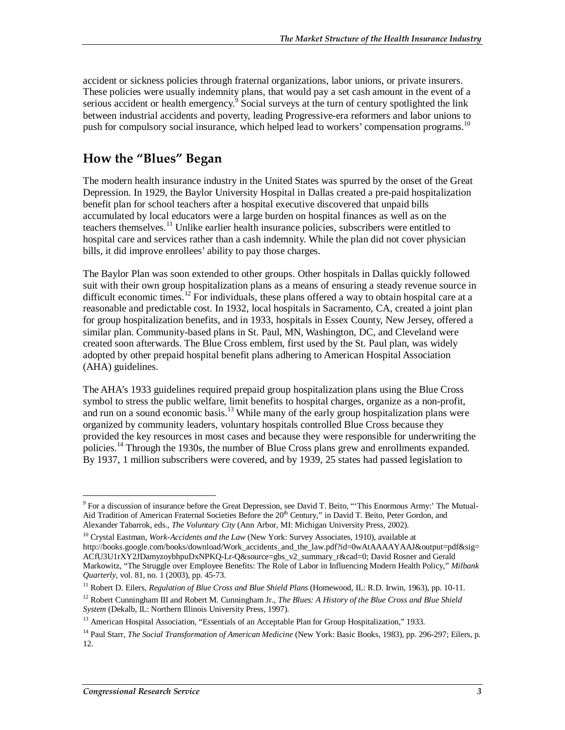accident or sickness policies through fraternal organizations, labor unions, or private insurers. These policies were usually indemnity plans, that would pay a set cash amount in the event of a serious accident or health emergency.[9] Social surveys at the turn of century spotlighted the link between industrial accidents and poverty, leading Progressive-era reformers and labor unions to push for compulsory social insurance, which helped lead to workers' compensation programs.[10]

## How the "Blues" Began

The modern health insurance industry in the United States was spurred by the onset of the Great Depression. In 1929, the Baylor University Hospital in Dallas created a pre-paid hospitalization benefit plan for school teachers after a hospital executive discovered that unpaid bills accumulated by local educators were a large burden on hospital finances as well as on the teachers themselves.[11] Unlike earlier health insurance policies, subscribers were entitled to hospital care and services rather than a cash indemnity. While the plan did not cover physician bills, it did improve enrollees' ability to pay those charges.

The Baylor Plan was soon extended to other groups. Other hospitals in Dallas quickly followed suit with their own group hospitalization plans as a means of ensuring a steady revenue source in difficult economic times.[12] For individuals, these plans offered a way to obtain hospital care at a reasonable and predictable cost. In 1932, local hospitals in Sacramento, CA, created a joint plan for group hospitalization benefits, and in 1933, hospitals in Essex County, New Jersey, offered a similar plan. Community-based plans in St. Paul, MN, Washington, DC, and Cleveland were created soon afterwards. The Blue Cross emblem, first used by the St. Paul plan, was widely adopted by other prepaid hospital benefit plans adhering to American Hospital Association (AHA) guidelines.

The AHA's 1933 guidelines required prepaid group hospitalization plans using the Blue Cross symbol to stress the public welfare, limit benefits to hospital charges, organize as a non-profit, and run on a sound economic basis.[13] While many of the early group hospitalization plans were organized by community leaders, voluntary hospitals controlled Blue Cross because they provided the key resources in most cases and because they were responsible for underwriting the policies.[14] Through the 1930s, the number of Blue Cross plans grew and enrollments expanded. By 1937, 1 million subscribers were covered, and by 1939, 25 states had passed legislation to

---

[9] For a discussion of insurance before the Great Depression, see David T. Beito, "'This Enormous Army:' The Mutual-Aid Tradition of American Fraternal Societies Before the 20th Century," in David T. Beito, Peter Gordon, and Alexander Tabarrok, eds., *The Voluntary City* (Ann Arbor, MI: Michigan University Press, 2002).

[10] Crystal Eastman, *Work-Accidents and the Law* (New York: Survey Associates, 1910), available at http://books.google.com/books/download/Work_accidents_and_the_law.pdf?id=0wAtAAAAYAAJ&output=pdf&sig=ACfU3U1rXY2JDamyzoybhpuDxNPKQ-Lr-Q&source=gbs_v2_summary_r&cad=0; David Rosner and Gerald Markowitz, "The Struggle over Employee Benefits: The Role of Labor in Influencing Modern Health Policy," *Milbank Quarterly*, vol. 81, no. 1 (2003), pp. 45-73.

[11] Robert D. Eilers, *Regulation of Blue Cross and Blue Shield Plans* (Homewood, IL: R.D. Irwin, 1963), pp. 10-11.

[12] Robert Cunningham III and Robert M. Cunningham Jr., *The Blues: A History of the Blue Cross and Blue Shield System* (Dekalb, IL: Northern Illinois University Press, 1997).

[13] American Hospital Association, "Essentials of an Acceptable Plan for Group Hospitalization," 1933.

[14] Paul Starr, *The Social Transformation of American Medicine* (New York: Basic Books, 1983), pp. 296-297; Eilers, p. 12.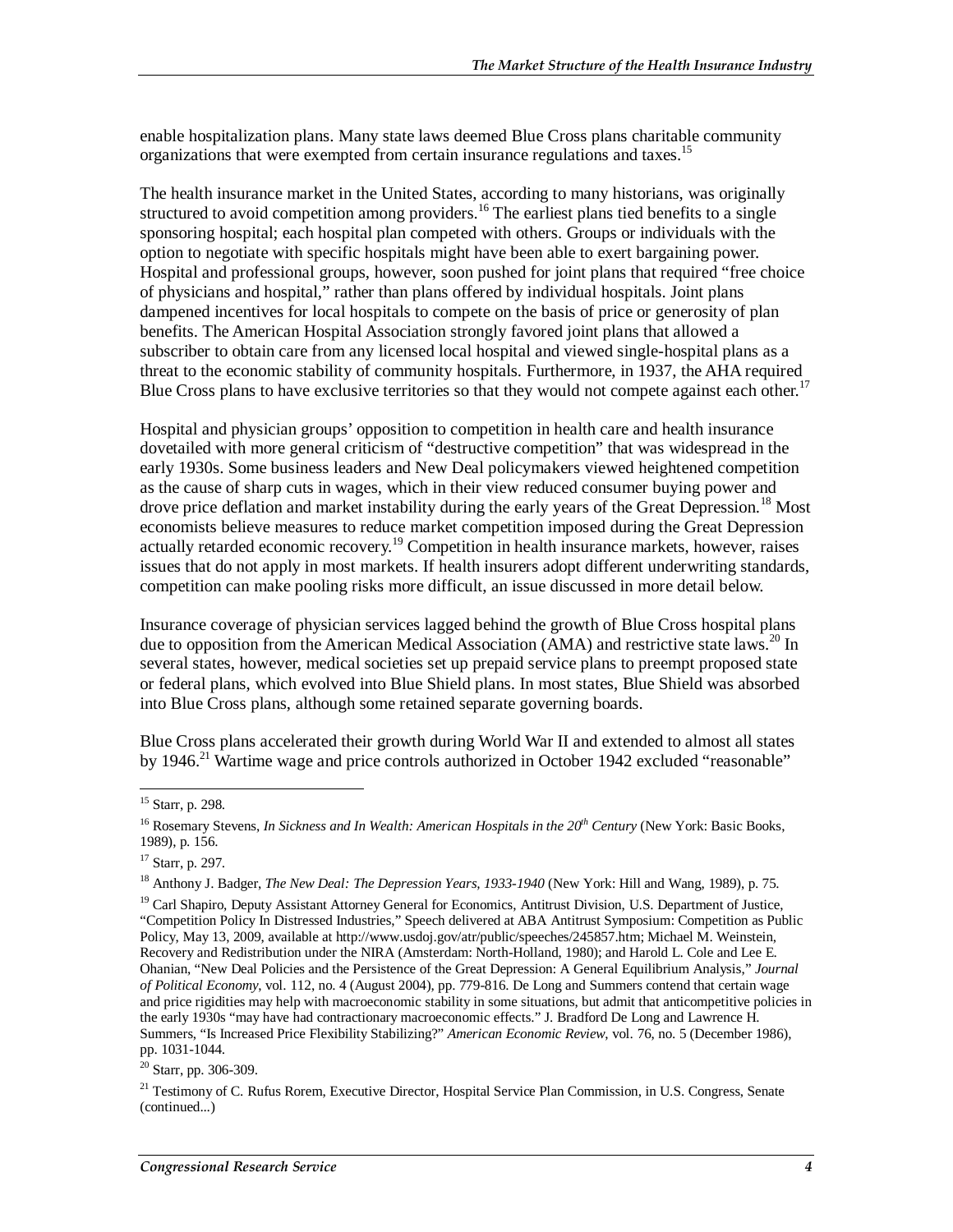enable hospitalization plans. Many state laws deemed Blue Cross plans charitable community organizations that were exempted from certain insurance regulations and taxes.[15]

The health insurance market in the United States, according to many historians, was originally structured to avoid competition among providers.[16] The earliest plans tied benefits to a single sponsoring hospital; each hospital plan competed with others. Groups or individuals with the option to negotiate with specific hospitals might have been able to exert bargaining power. Hospital and professional groups, however, soon pushed for joint plans that required "free choice of physicians and hospital," rather than plans offered by individual hospitals. Joint plans dampened incentives for local hospitals to compete on the basis of price or generosity of plan benefits. The American Hospital Association strongly favored joint plans that allowed a subscriber to obtain care from any licensed local hospital and viewed single-hospital plans as a threat to the economic stability of community hospitals. Furthermore, in 1937, the AHA required Blue Cross plans to have exclusive territories so that they would not compete against each other.[17]

Hospital and physician groups' opposition to competition in health care and health insurance dovetailed with more general criticism of "destructive competition" that was widespread in the early 1930s. Some business leaders and New Deal policymakers viewed heightened competition as the cause of sharp cuts in wages, which in their view reduced consumer buying power and drove price deflation and market instability during the early years of the Great Depression.[18] Most economists believe measures to reduce market competition imposed during the Great Depression actually retarded economic recovery.[19] Competition in health insurance markets, however, raises issues that do not apply in most markets. If health insurers adopt different underwriting standards, competition can make pooling risks more difficult, an issue discussed in more detail below.

Insurance coverage of physician services lagged behind the growth of Blue Cross hospital plans due to opposition from the American Medical Association (AMA) and restrictive state laws.[20] In several states, however, medical societies set up prepaid service plans to preempt proposed state or federal plans, which evolved into Blue Shield plans. In most states, Blue Shield was absorbed into Blue Cross plans, although some retained separate governing boards.

Blue Cross plans accelerated their growth during World War II and extended to almost all states by 1946.[21] Wartime wage and price controls authorized in October 1942 excluded "reasonable"

---

[15] Starr, p. 298.

[16] Rosemary Stevens, *In Sickness and In Wealth: American Hospitals in the 20th Century* (New York: Basic Books, 1989), p. 156.

[17] Starr, p. 297.

[18] Anthony J. Badger, *The New Deal: The Depression Years, 1933-1940* (New York: Hill and Wang, 1989), p. 75.

[19] Carl Shapiro, Deputy Assistant Attorney General for Economics, Antitrust Division, U.S. Department of Justice, "Competition Policy In Distressed Industries," Speech delivered at ABA Antitrust Symposium: Competition as Public Policy, May 13, 2009, available at http://www.usdoj.gov/atr/public/speeches/245857.htm; Michael M. Weinstein, Recovery and Redistribution under the NIRA (Amsterdam: North-Holland, 1980); and Harold L. Cole and Lee E. Ohanian, "New Deal Policies and the Persistence of the Great Depression: A General Equilibrium Analysis," *Journal of Political Economy*, vol. 112, no. 4 (August 2004), pp. 779-816. De Long and Summers contend that certain wage and price rigidities may help with macroeconomic stability in some situations, but admit that anticompetitive policies in the early 1930s "may have had contractionary macroeconomic effects." J. Bradford De Long and Lawrence H. Summers, "Is Increased Price Flexibility Stabilizing?" *American Economic Review*, vol. 76, no. 5 (December 1986), pp. 1031-1044.

[20] Starr, pp. 306-309.

[21] Testimony of C. Rufus Rorem, Executive Director, Hospital Service Plan Commission, in U.S. Congress, Senate (continued...)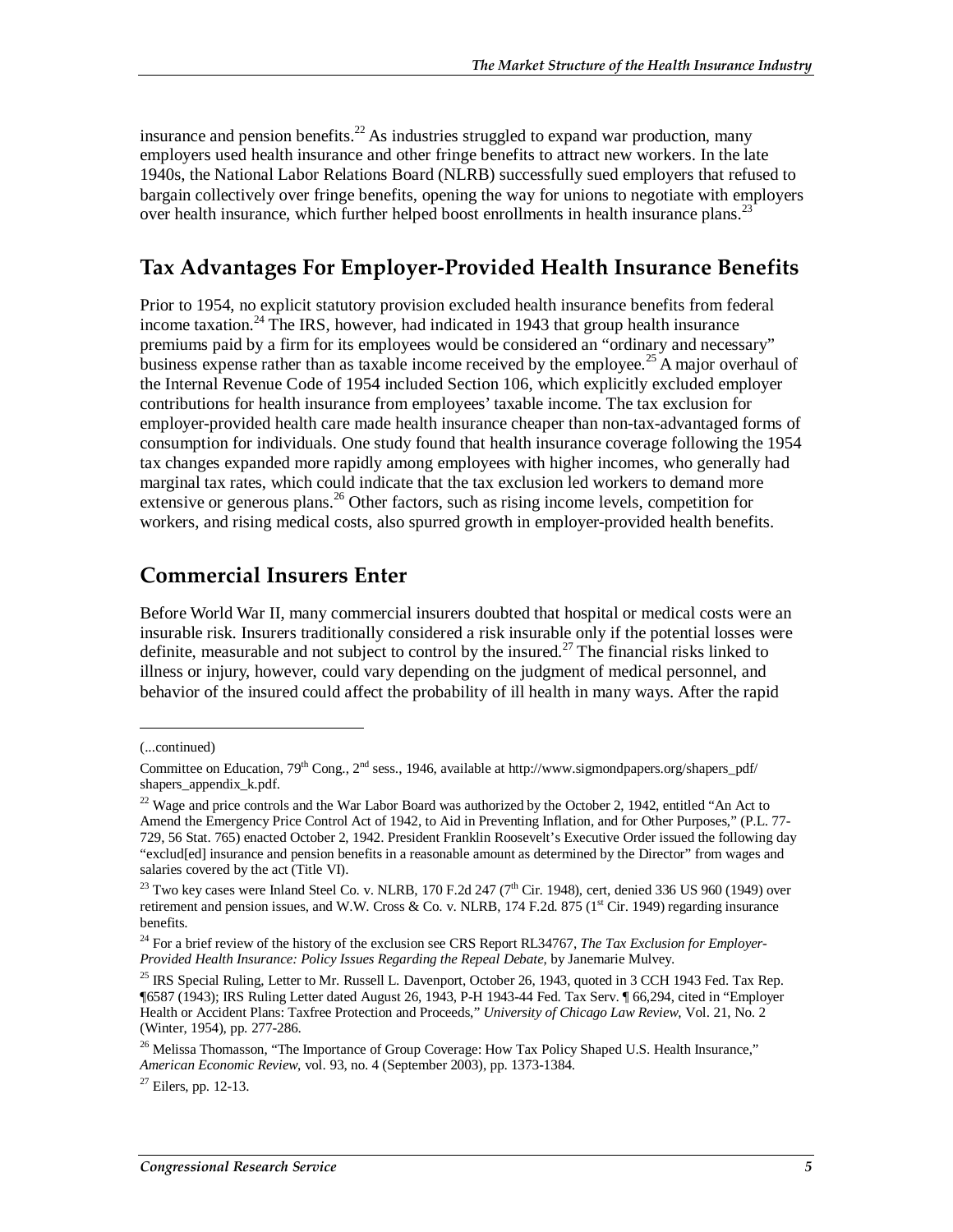insurance and pension benefits.[22] As industries struggled to expand war production, many employers used health insurance and other fringe benefits to attract new workers. In the late 1940s, the National Labor Relations Board (NLRB) successfully sued employers that refused to bargain collectively over fringe benefits, opening the way for unions to negotiate with employers over health insurance, which further helped boost enrollments in health insurance plans.[23]

## Tax Advantages For Employer-Provided Health Insurance Benefits

Prior to 1954, no explicit statutory provision excluded health insurance benefits from federal income taxation.[24] The IRS, however, had indicated in 1943 that group health insurance premiums paid by a firm for its employees would be considered an "ordinary and necessary" business expense rather than as taxable income received by the employee.[25] A major overhaul of the Internal Revenue Code of 1954 included Section 106, which explicitly excluded employer contributions for health insurance from employees' taxable income. The tax exclusion for employer-provided health care made health insurance cheaper than non-tax-advantaged forms of consumption for individuals. One study found that health insurance coverage following the 1954 tax changes expanded more rapidly among employees with higher incomes, who generally had marginal tax rates, which could indicate that the tax exclusion led workers to demand more extensive or generous plans.[26] Other factors, such as rising income levels, competition for workers, and rising medical costs, also spurred growth in employer-provided health benefits.

## Commercial Insurers Enter

Before World War II, many commercial insurers doubted that hospital or medical costs were an insurable risk. Insurers traditionally considered a risk insurable only if the potential losses were definite, measurable and not subject to control by the insured.[27] The financial risks linked to illness or injury, however, could vary depending on the judgment of medical personnel, and behavior of the insured could affect the probability of ill health in many ways. After the rapid

---

(...continued)

Committee on Education, 79th Cong., 2nd sess., 1946, available at http://www.sigmondpapers.org/shapers_pdf/shapers_appendix_k.pdf.

[22] Wage and price controls and the War Labor Board was authorized by the October 2, 1942, entitled "An Act to Amend the Emergency Price Control Act of 1942, to Aid in Preventing Inflation, and for Other Purposes," (P.L. 77-729, 56 Stat. 765) enacted October 2, 1942. President Franklin Roosevelt's Executive Order issued the following day "exclud[ed] insurance and pension benefits in a reasonable amount as determined by the Director" from wages and salaries covered by the act (Title VI).

[23] Two key cases were Inland Steel Co. v. NLRB, 170 F.2d 247 (7th Cir. 1948), cert, denied 336 US 960 (1949) over retirement and pension issues, and W.W. Cross & Co. v. NLRB, 174 F.2d. 875 (1st Cir. 1949) regarding insurance benefits.

[24] For a brief review of the history of the exclusion see CRS Report RL34767, *The Tax Exclusion for Employer-Provided Health Insurance: Policy Issues Regarding the Repeal Debate*, by Janemarie Mulvey.

[25] IRS Special Ruling, Letter to Mr. Russell L. Davenport, October 26, 1943, quoted in 3 CCH 1943 Fed. Tax Rep. ¶6587 (1943); IRS Ruling Letter dated August 26, 1943, P-H 1943-44 Fed. Tax Serv. ¶ 66,294, cited in "Employer Health or Accident Plans: Taxfree Protection and Proceeds," *University of Chicago Law Review*, Vol. 21, No. 2 (Winter, 1954), pp. 277-286.

[26] Melissa Thomasson, "The Importance of Group Coverage: How Tax Policy Shaped U.S. Health Insurance," *American Economic Review*, vol. 93, no. 4 (September 2003), pp. 1373-1384.

[27] Eilers, pp. 12-13.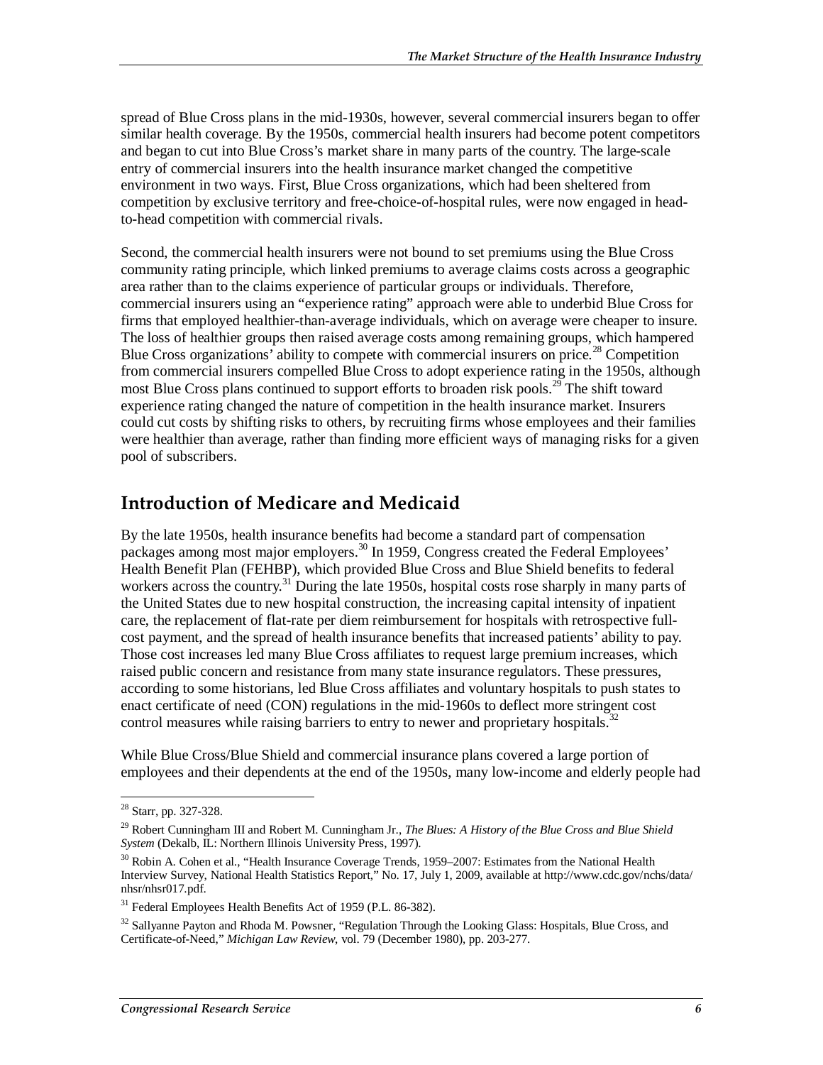spread of Blue Cross plans in the mid-1930s, however, several commercial insurers began to offer similar health coverage. By the 1950s, commercial health insurers had become potent competitors and began to cut into Blue Cross's market share in many parts of the country. The large-scale entry of commercial insurers into the health insurance market changed the competitive environment in two ways. First, Blue Cross organizations, which had been sheltered from competition by exclusive territory and free-choice-of-hospital rules, were now engaged in head-to-head competition with commercial rivals.

Second, the commercial health insurers were not bound to set premiums using the Blue Cross community rating principle, which linked premiums to average claims costs across a geographic area rather than to the claims experience of particular groups or individuals. Therefore, commercial insurers using an "experience rating" approach were able to underbid Blue Cross for firms that employed healthier-than-average individuals, which on average were cheaper to insure. The loss of healthier groups then raised average costs among remaining groups, which hampered Blue Cross organizations' ability to compete with commercial insurers on price.[28] Competition from commercial insurers compelled Blue Cross to adopt experience rating in the 1950s, although most Blue Cross plans continued to support efforts to broaden risk pools.[29] The shift toward experience rating changed the nature of competition in the health insurance market. Insurers could cut costs by shifting risks to others, by recruiting firms whose employees and their families were healthier than average, rather than finding more efficient ways of managing risks for a given pool of subscribers.

## Introduction of Medicare and Medicaid

By the late 1950s, health insurance benefits had become a standard part of compensation packages among most major employers.[30] In 1959, Congress created the Federal Employees' Health Benefit Plan (FEHBP), which provided Blue Cross and Blue Shield benefits to federal workers across the country.[31] During the late 1950s, hospital costs rose sharply in many parts of the United States due to new hospital construction, the increasing capital intensity of inpatient care, the replacement of flat-rate per diem reimbursement for hospitals with retrospective full-cost payment, and the spread of health insurance benefits that increased patients' ability to pay. Those cost increases led many Blue Cross affiliates to request large premium increases, which raised public concern and resistance from many state insurance regulators. These pressures, according to some historians, led Blue Cross affiliates and voluntary hospitals to push states to enact certificate of need (CON) regulations in the mid-1960s to deflect more stringent cost control measures while raising barriers to entry to newer and proprietary hospitals.[32]

While Blue Cross/Blue Shield and commercial insurance plans covered a large portion of employees and their dependents at the end of the 1950s, many low-income and elderly people had

---

[28] Starr, pp. 327-328.

[29] Robert Cunningham III and Robert M. Cunningham Jr., *The Blues: A History of the Blue Cross and Blue Shield System* (Dekalb, IL: Northern Illinois University Press, 1997).

[30] Robin A. Cohen et al., "Health Insurance Coverage Trends, 1959–2007: Estimates from the National Health Interview Survey, National Health Statistics Report," No. 17, July 1, 2009, available at http://www.cdc.gov/nchs/data/nhsr/nhsr017.pdf.

[31] Federal Employees Health Benefits Act of 1959 (P.L. 86-382).

[32] Sallyanne Payton and Rhoda M. Powsner, "Regulation Through the Looking Glass: Hospitals, Blue Cross, and Certificate-of-Need," *Michigan Law Review*, vol. 79 (December 1980), pp. 203-277.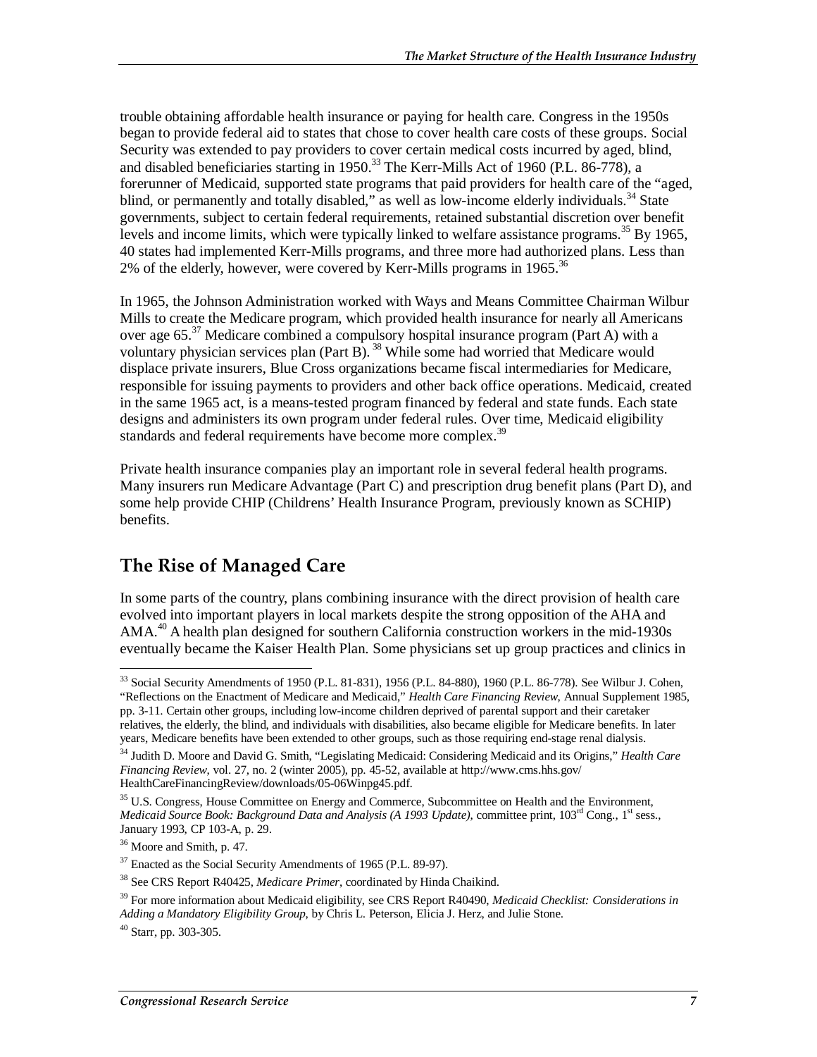trouble obtaining affordable health insurance or paying for health care. Congress in the 1950s began to provide federal aid to states that chose to cover health care costs of these groups. Social Security was extended to pay providers to cover certain medical costs incurred by aged, blind, and disabled beneficiaries starting in 1950.[33] The Kerr-Mills Act of 1960 (P.L. 86-778), a forerunner of Medicaid, supported state programs that paid providers for health care of the "aged, blind, or permanently and totally disabled," as well as low-income elderly individuals.[34] State governments, subject to certain federal requirements, retained substantial discretion over benefit levels and income limits, which were typically linked to welfare assistance programs.[35] By 1965, 40 states had implemented Kerr-Mills programs, and three more had authorized plans. Less than 2% of the elderly, however, were covered by Kerr-Mills programs in 1965.[36]

In 1965, the Johnson Administration worked with Ways and Means Committee Chairman Wilbur Mills to create the Medicare program, which provided health insurance for nearly all Americans over age 65.[37] Medicare combined a compulsory hospital insurance program (Part A) with a voluntary physician services plan (Part B).[38] While some had worried that Medicare would displace private insurers, Blue Cross organizations became fiscal intermediaries for Medicare, responsible for issuing payments to providers and other back office operations. Medicaid, created in the same 1965 act, is a means-tested program financed by federal and state funds. Each state designs and administers its own program under federal rules. Over time, Medicaid eligibility standards and federal requirements have become more complex.[39]

Private health insurance companies play an important role in several federal health programs. Many insurers run Medicare Advantage (Part C) and prescription drug benefit plans (Part D), and some help provide CHIP (Childrens' Health Insurance Program, previously known as SCHIP) benefits.

## The Rise of Managed Care

In some parts of the country, plans combining insurance with the direct provision of health care evolved into important players in local markets despite the strong opposition of the AHA and AMA.[40] A health plan designed for southern California construction workers in the mid-1930s eventually became the Kaiser Health Plan. Some physicians set up group practices and clinics in

---

[33] Social Security Amendments of 1950 (P.L. 81-831), 1956 (P.L. 84-880), 1960 (P.L. 86-778). See Wilbur J. Cohen, "Reflections on the Enactment of Medicare and Medicaid," *Health Care Financing Review*, Annual Supplement 1985, pp. 3-11. Certain other groups, including low-income children deprived of parental support and their caretaker relatives, the elderly, the blind, and individuals with disabilities, also became eligible for Medicare benefits. In later years, Medicare benefits have been extended to other groups, such as those requiring end-stage renal dialysis.

[34] Judith D. Moore and David G. Smith, "Legislating Medicaid: Considering Medicaid and its Origins," *Health Care Financing Review*, vol. 27, no. 2 (winter 2005), pp. 45-52, available at http://www.cms.hhs.gov/HealthCareFinancingReview/downloads/05-06Winpg45.pdf.

[35] U.S. Congress, House Committee on Energy and Commerce, Subcommittee on Health and the Environment, *Medicaid Source Book: Background Data and Analysis (A 1993 Update)*, committee print, 103rd Cong., 1st sess., January 1993, CP 103-A, p. 29.

[36] Moore and Smith, p. 47.

[37] Enacted as the Social Security Amendments of 1965 (P.L. 89-97).

[38] See CRS Report R40425, *Medicare Primer*, coordinated by Hinda Chaikind.

[39] For more information about Medicaid eligibility, see CRS Report R40490, *Medicaid Checklist: Considerations in Adding a Mandatory Eligibility Group*, by Chris L. Peterson, Elicia J. Herz, and Julie Stone.

[40] Starr, pp. 303-305.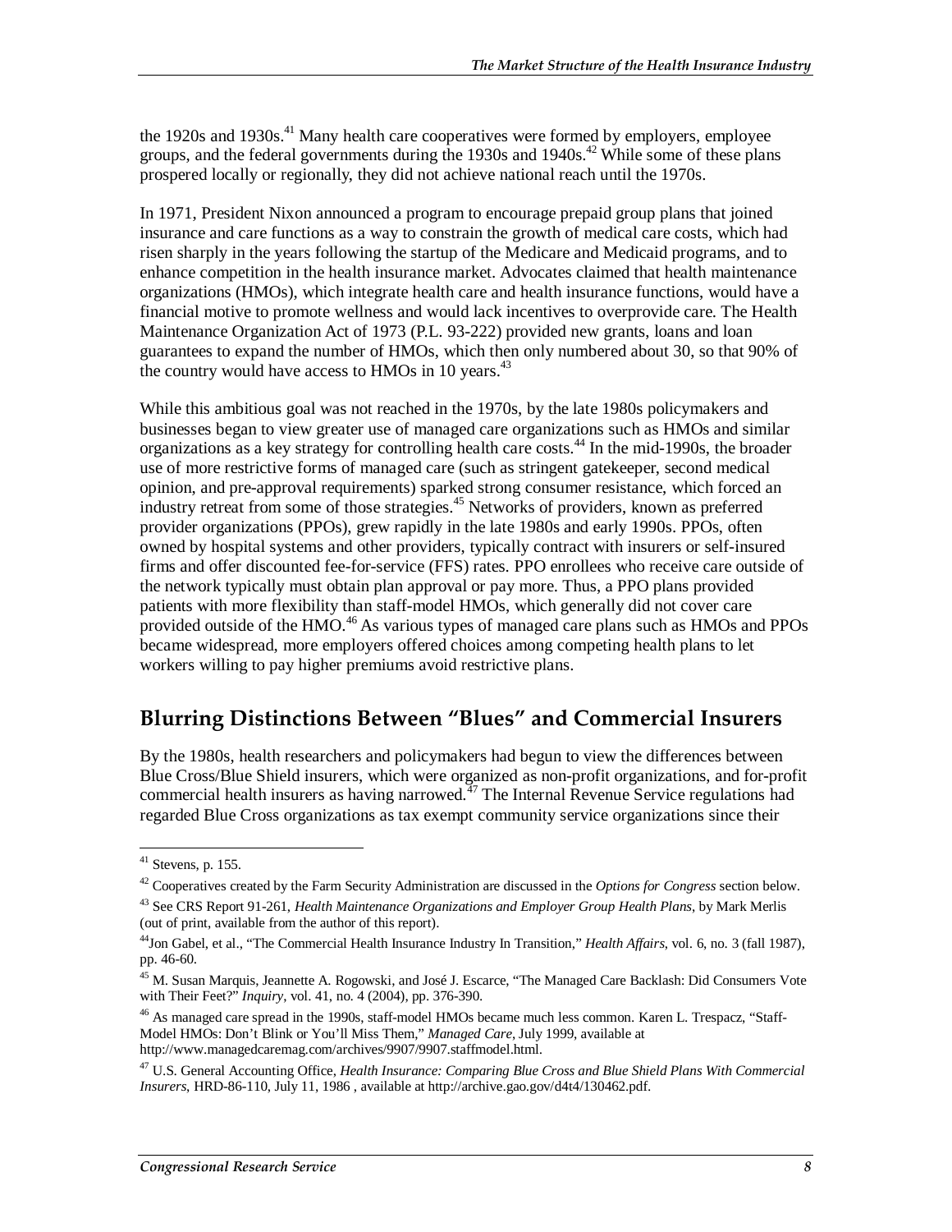the 1920s and 1930s.[41] Many health care cooperatives were formed by employers, employee groups, and the federal governments during the 1930s and 1940s.[42] While some of these plans prospered locally or regionally, they did not achieve national reach until the 1970s.

In 1971, President Nixon announced a program to encourage prepaid group plans that joined insurance and care functions as a way to constrain the growth of medical care costs, which had risen sharply in the years following the startup of the Medicare and Medicaid programs, and to enhance competition in the health insurance market. Advocates claimed that health maintenance organizations (HMOs), which integrate health care and health insurance functions, would have a financial motive to promote wellness and would lack incentives to overprovide care. The Health Maintenance Organization Act of 1973 (P.L. 93-222) provided new grants, loans and loan guarantees to expand the number of HMOs, which then only numbered about 30, so that 90% of the country would have access to HMOs in 10 years.[43]

While this ambitious goal was not reached in the 1970s, by the late 1980s policymakers and businesses began to view greater use of managed care organizations such as HMOs and similar organizations as a key strategy for controlling health care costs.[44] In the mid-1990s, the broader use of more restrictive forms of managed care (such as stringent gatekeeper, second medical opinion, and pre-approval requirements) sparked strong consumer resistance, which forced an industry retreat from some of those strategies.[45] Networks of providers, known as preferred provider organizations (PPOs), grew rapidly in the late 1980s and early 1990s. PPOs, often owned by hospital systems and other providers, typically contract with insurers or self-insured firms and offer discounted fee-for-service (FFS) rates. PPO enrollees who receive care outside of the network typically must obtain plan approval or pay more. Thus, a PPO plans provided patients with more flexibility than staff-model HMOs, which generally did not cover care provided outside of the HMO.[46] As various types of managed care plans such as HMOs and PPOs became widespread, more employers offered choices among competing health plans to let workers willing to pay higher premiums avoid restrictive plans.

## Blurring Distinctions Between "Blues" and Commercial Insurers

By the 1980s, health researchers and policymakers had begun to view the differences between Blue Cross/Blue Shield insurers, which were organized as non-profit organizations, and for-profit commercial health insurers as having narrowed.[47] The Internal Revenue Service regulations had regarded Blue Cross organizations as tax exempt community service organizations since their

---

[41] Stevens, p. 155.

[42] Cooperatives created by the Farm Security Administration are discussed in the *Options for Congress* section below.

[43] See CRS Report 91-261, *Health Maintenance Organizations and Employer Group Health Plans*, by Mark Merlis (out of print, available from the author of this report).

[44] Jon Gabel, et al., "The Commercial Health Insurance Industry In Transition," *Health Affairs*, vol. 6, no. 3 (fall 1987), pp. 46-60.

[45] M. Susan Marquis, Jeannette A. Rogowski, and José J. Escarce, "The Managed Care Backlash: Did Consumers Vote with Their Feet?" *Inquiry*, vol. 41, no. 4 (2004), pp. 376-390.

[46] As managed care spread in the 1990s, staff-model HMOs became much less common. Karen L. Trespacz, "Staff-Model HMOs: Don't Blink or You'll Miss Them," *Managed Care*, July 1999, available at http://www.managedcaremag.com/archives/9907/9907.staffmodel.html.

[47] U.S. General Accounting Office, *Health Insurance: Comparing Blue Cross and Blue Shield Plans With Commercial Insurers*, HRD-86-110, July 11, 1986 , available at http://archive.gao.gov/d4t4/130462.pdf.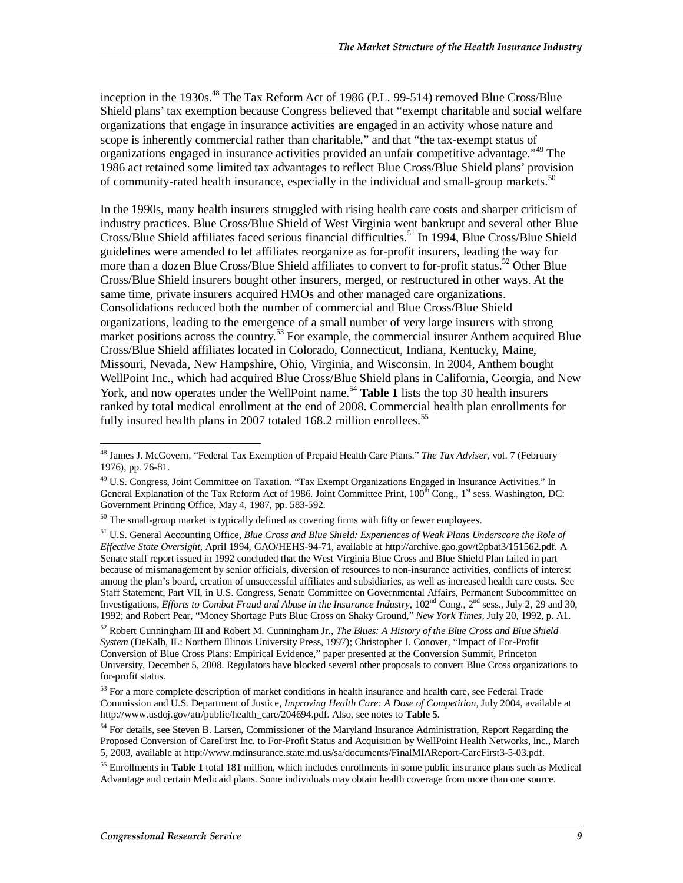inception in the 1930s.[48] The Tax Reform Act of 1986 (P.L. 99-514) removed Blue Cross/Blue Shield plans' tax exemption because Congress believed that "exempt charitable and social welfare organizations that engage in insurance activities are engaged in an activity whose nature and scope is inherently commercial rather than charitable," and that "the tax-exempt status of organizations engaged in insurance activities provided an unfair competitive advantage."[49] The 1986 act retained some limited tax advantages to reflect Blue Cross/Blue Shield plans' provision of community-rated health insurance, especially in the individual and small-group markets.[50]

In the 1990s, many health insurers struggled with rising health care costs and sharper criticism of industry practices. Blue Cross/Blue Shield of West Virginia went bankrupt and several other Blue Cross/Blue Shield affiliates faced serious financial difficulties.[51] In 1994, Blue Cross/Blue Shield guidelines were amended to let affiliates reorganize as for-profit insurers, leading the way for more than a dozen Blue Cross/Blue Shield affiliates to convert to for-profit status.[52] Other Blue Cross/Blue Shield insurers bought other insurers, merged, or restructured in other ways. At the same time, private insurers acquired HMOs and other managed care organizations. Consolidations reduced both the number of commercial and Blue Cross/Blue Shield organizations, leading to the emergence of a small number of very large insurers with strong market positions across the country.[53] For example, the commercial insurer Anthem acquired Blue Cross/Blue Shield affiliates located in Colorado, Connecticut, Indiana, Kentucky, Maine, Missouri, Nevada, New Hampshire, Ohio, Virginia, and Wisconsin. In 2004, Anthem bought WellPoint Inc., which had acquired Blue Cross/Blue Shield plans in California, Georgia, and New York, and now operates under the WellPoint name.[54] **Table 1** lists the top 30 health insurers ranked by total medical enrollment at the end of 2008. Commercial health plan enrollments for fully insured health plans in 2007 totaled 168.2 million enrollees.[55]

---

[48] James J. McGovern, "Federal Tax Exemption of Prepaid Health Care Plans." *The Tax Adviser*, vol. 7 (February 1976), pp. 76-81.

[49] U.S. Congress, Joint Committee on Taxation. "Tax Exempt Organizations Engaged in Insurance Activities." In General Explanation of the Tax Reform Act of 1986. Joint Committee Print, 100th Cong., 1st sess. Washington, DC: Government Printing Office, May 4, 1987, pp. 583-592.

[50] The small-group market is typically defined as covering firms with fifty or fewer employees.

[51] U.S. General Accounting Office, *Blue Cross and Blue Shield: Experiences of Weak Plans Underscore the Role of Effective State Oversight*, April 1994, GAO/HEHS-94-71, available at http://archive.gao.gov/t2pbat3/151562.pdf. A Senate staff report issued in 1992 concluded that the West Virginia Blue Cross and Blue Shield Plan failed in part because of mismanagement by senior officials, diversion of resources to non-insurance activities, conflicts of interest among the plan's board, creation of unsuccessful affiliates and subsidiaries, as well as increased health care costs. See Staff Statement, Part VII, in U.S. Congress, Senate Committee on Governmental Affairs, Permanent Subcommittee on Investigations, *Efforts to Combat Fraud and Abuse in the Insurance Industry*, 102nd Cong., 2nd sess., July 2, 29 and 30, 1992; and Robert Pear, "Money Shortage Puts Blue Cross on Shaky Ground," *New York Times*, July 20, 1992, p. A1.

[52] Robert Cunningham III and Robert M. Cunningham Jr., *The Blues: A History of the Blue Cross and Blue Shield System* (DeKalb, IL: Northern Illinois University Press, 1997); Christopher J. Conover, "Impact of For-Profit Conversion of Blue Cross Plans: Empirical Evidence," paper presented at the Conversion Summit, Princeton University, December 5, 2008. Regulators have blocked several other proposals to convert Blue Cross organizations to for-profit status.

[53] For a more complete description of market conditions in health insurance and health care, see Federal Trade Commission and U.S. Department of Justice, *Improving Health Care: A Dose of Competition*, July 2004, available at http://www.usdoj.gov/atr/public/health_care/204694.pdf. Also, see notes to **Table 5**.

[54] For details, see Steven B. Larsen, Commissioner of the Maryland Insurance Administration, Report Regarding the Proposed Conversion of CareFirst Inc. to For-Profit Status and Acquisition by WellPoint Health Networks, Inc., March 5, 2003, available at http://www.mdinsurance.state.md.us/sa/documents/FinalMIAReport-CareFirst3-5-03.pdf.

[55] Enrollments in **Table 1** total 181 million, which includes enrollments in some public insurance plans such as Medical Advantage and certain Medicaid plans. Some individuals may obtain health coverage from more than one source.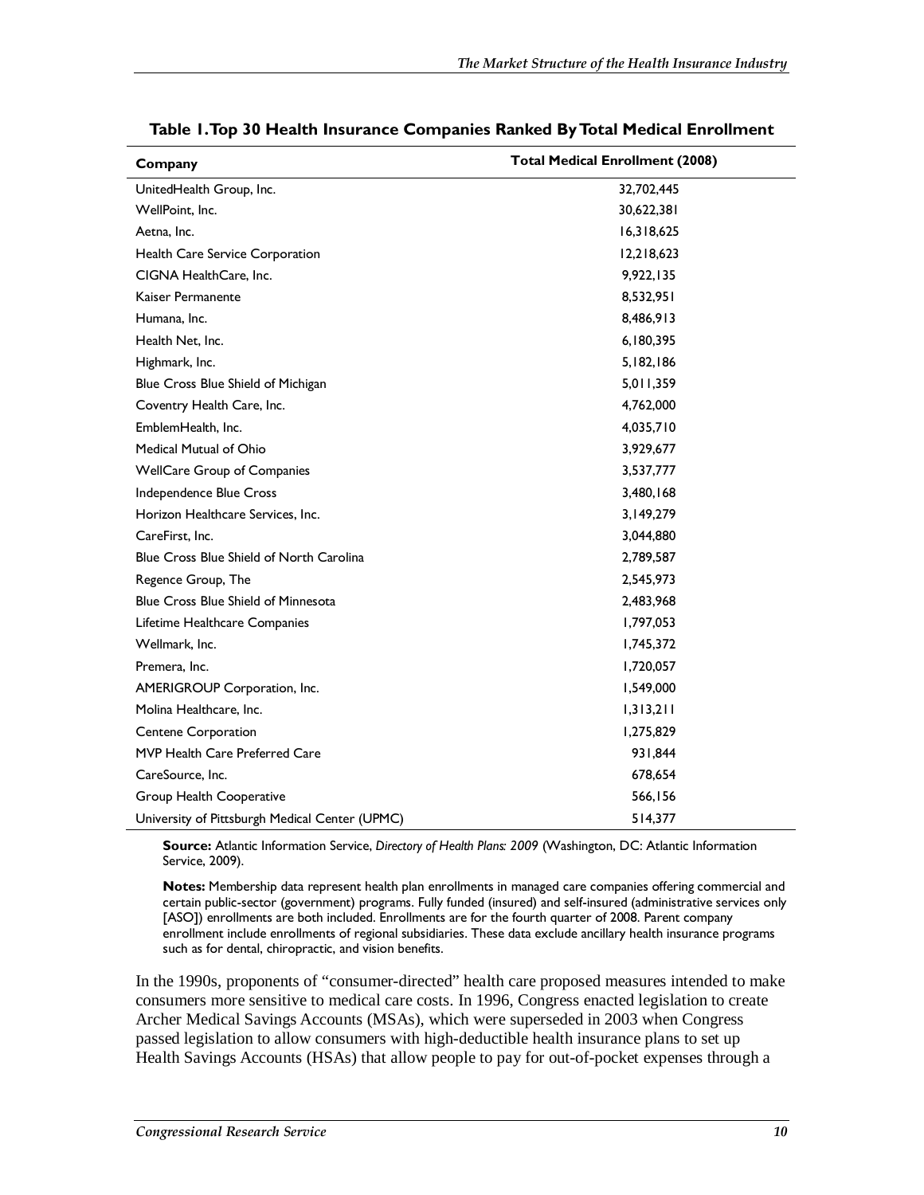**Table 1. Top 30 Health Insurance Companies Ranked By Total Medical Enrollment**

| Company | Total Medical Enrollment (2008) |
| --- | --- |
| UnitedHealth Group, Inc. | 32,702,445 |
| WellPoint, Inc. | 30,622,381 |
| Aetna, Inc. | 16,318,625 |
| Health Care Service Corporation | 12,218,623 |
| CIGNA HealthCare, Inc. | 9,922,135 |
| Kaiser Permanente | 8,532,951 |
| Humana, Inc. | 8,486,913 |
| Health Net, Inc. | 6,180,395 |
| Highmark, Inc. | 5,182,186 |
| Blue Cross Blue Shield of Michigan | 5,011,359 |
| Coventry Health Care, Inc. | 4,762,000 |
| EmblemHealth, Inc. | 4,035,710 |
| Medical Mutual of Ohio | 3,929,677 |
| WellCare Group of Companies | 3,537,777 |
| Independence Blue Cross | 3,480,168 |
| Horizon Healthcare Services, Inc. | 3,149,279 |
| CareFirst, Inc. | 3,044,880 |
| Blue Cross Blue Shield of North Carolina | 2,789,587 |
| Regence Group, The | 2,545,973 |
| Blue Cross Blue Shield of Minnesota | 2,483,968 |
| Lifetime Healthcare Companies | 1,797,053 |
| Wellmark, Inc. | 1,745,372 |
| Premera, Inc. | 1,720,057 |
| AMERIGROUP Corporation, Inc. | 1,549,000 |
| Molina Healthcare, Inc. | 1,313,211 |
| Centene Corporation | 1,275,829 |
| MVP Health Care Preferred Care | 931,844 |
| CareSource, Inc. | 678,654 |
| Group Health Cooperative | 566,156 |
| University of Pittsburgh Medical Center (UPMC) | 514,377 |

**Source:** Atlantic Information Service, *Directory of Health Plans: 2009* (Washington, DC: Atlantic Information Service, 2009).

**Notes:** Membership data represent health plan enrollments in managed care companies offering commercial and certain public-sector (government) programs. Fully funded (insured) and self-insured (administrative services only [ASO]) enrollments are both included. Enrollments are for the fourth quarter of 2008. Parent company enrollment include enrollments of regional subsidiaries. These data exclude ancillary health insurance programs such as for dental, chiropractic, and vision benefits.

In the 1990s, proponents of "consumer-directed" health care proposed measures intended to make consumers more sensitive to medical care costs. In 1996, Congress enacted legislation to create Archer Medical Savings Accounts (MSAs), which were superseded in 2003 when Congress passed legislation to allow consumers with high-deductible health insurance plans to set up Health Savings Accounts (HSAs) that allow people to pay for out-of-pocket expenses through a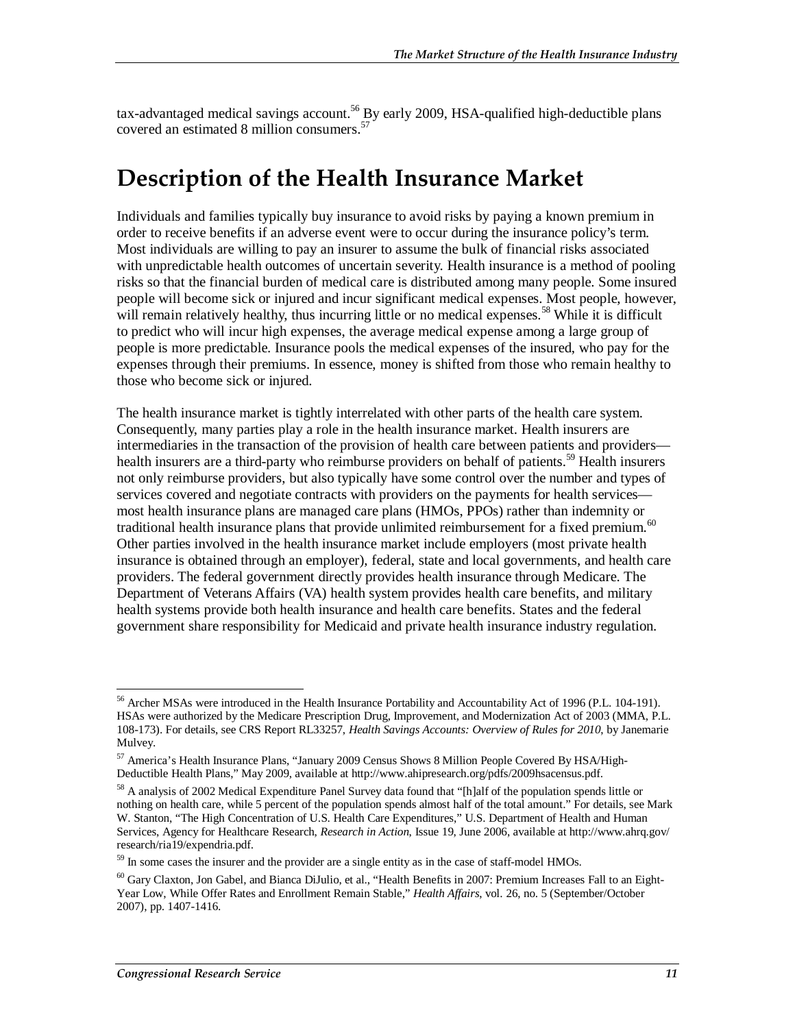tax-advantaged medical savings account.[56] By early 2009, HSA-qualified high-deductible plans covered an estimated 8 million consumers.[57]

# Description of the Health Insurance Market

Individuals and families typically buy insurance to avoid risks by paying a known premium in order to receive benefits if an adverse event were to occur during the insurance policy's term. Most individuals are willing to pay an insurer to assume the bulk of financial risks associated with unpredictable health outcomes of uncertain severity. Health insurance is a method of pooling risks so that the financial burden of medical care is distributed among many people. Some insured people will become sick or injured and incur significant medical expenses. Most people, however, will remain relatively healthy, thus incurring little or no medical expenses.[58] While it is difficult to predict who will incur high expenses, the average medical expense among a large group of people is more predictable. Insurance pools the medical expenses of the insured, who pay for the expenses through their premiums. In essence, money is shifted from those who remain healthy to those who become sick or injured.

The health insurance market is tightly interrelated with other parts of the health care system. Consequently, many parties play a role in the health insurance market. Health insurers are intermediaries in the transaction of the provision of health care between patients and providers—health insurers are a third-party who reimburse providers on behalf of patients.[59] Health insurers not only reimburse providers, but also typically have some control over the number and types of services covered and negotiate contracts with providers on the payments for health services—most health insurance plans are managed care plans (HMOs, PPOs) rather than indemnity or traditional health insurance plans that provide unlimited reimbursement for a fixed premium.[60] Other parties involved in the health insurance market include employers (most private health insurance is obtained through an employer), federal, state and local governments, and health care providers. The federal government directly provides health insurance through Medicare. The Department of Veterans Affairs (VA) health system provides health care benefits, and military health systems provide both health insurance and health care benefits. States and the federal government share responsibility for Medicaid and private health insurance industry regulation.

---

[56] Archer MSAs were introduced in the Health Insurance Portability and Accountability Act of 1996 (P.L. 104-191). HSAs were authorized by the Medicare Prescription Drug, Improvement, and Modernization Act of 2003 (MMA, P.L. 108-173). For details, see CRS Report RL33257, *Health Savings Accounts: Overview of Rules for 2010*, by Janemarie Mulvey.

[57] America's Health Insurance Plans, "January 2009 Census Shows 8 Million People Covered By HSA/High-Deductible Health Plans," May 2009, available at http://www.ahipresearch.org/pdfs/2009hsacensus.pdf.

[58] A analysis of 2002 Medical Expenditure Panel Survey data found that "[h]alf of the population spends little or nothing on health care, while 5 percent of the population spends almost half of the total amount." For details, see Mark W. Stanton, "The High Concentration of U.S. Health Care Expenditures," U.S. Department of Health and Human Services, Agency for Healthcare Research, *Research in Action*, Issue 19, June 2006, available at http://www.ahrq.gov/research/ria19/expendria.pdf.

[59] In some cases the insurer and the provider are a single entity as in the case of staff-model HMOs.

[60] Gary Claxton, Jon Gabel, and Bianca DiJulio, et al., "Health Benefits in 2007: Premium Increases Fall to an Eight-Year Low, While Offer Rates and Enrollment Remain Stable," *Health Affairs*, vol. 26, no. 5 (September/October 2007), pp. 1407-1416.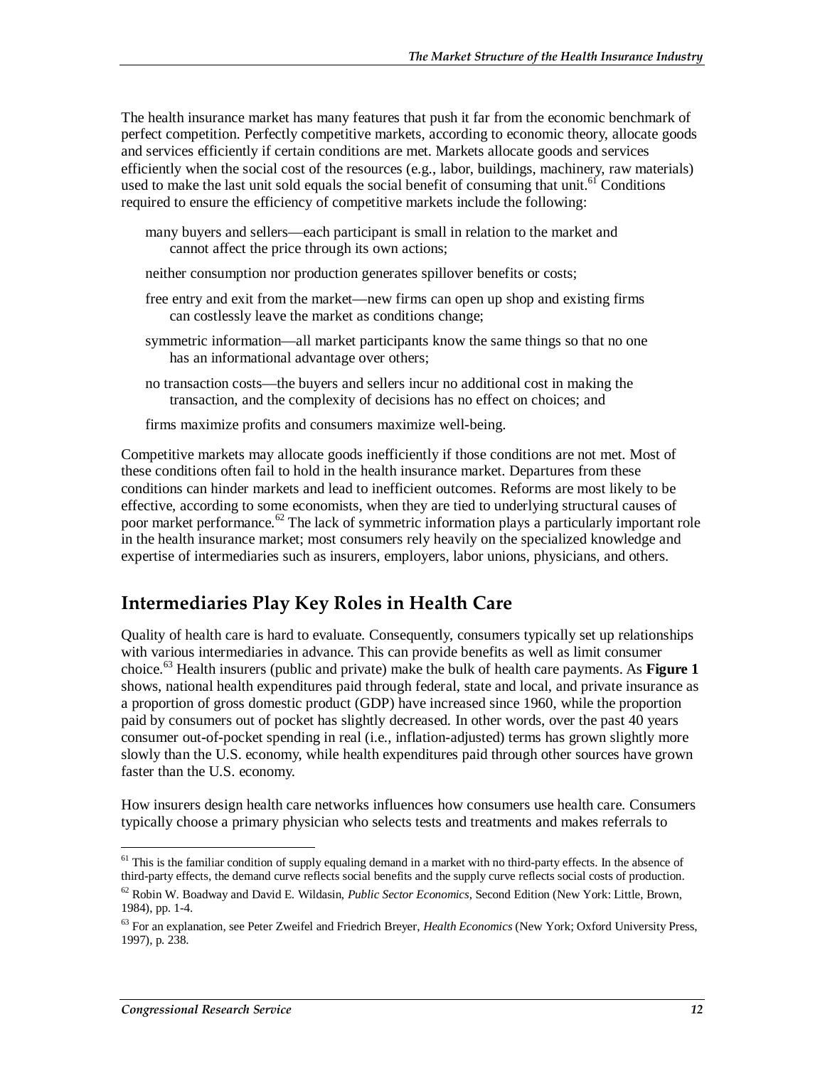The health insurance market has many features that push it far from the economic benchmark of perfect competition. Perfectly competitive markets, according to economic theory, allocate goods and services efficiently if certain conditions are met. Markets allocate goods and services efficiently when the social cost of the resources (e.g., labor, buildings, machinery, raw materials) used to make the last unit sold equals the social benefit of consuming that unit.[61] Conditions required to ensure the efficiency of competitive markets include the following:

- many buyers and sellers—each participant is small in relation to the market and cannot affect the price through its own actions;
- neither consumption nor production generates spillover benefits or costs;
- free entry and exit from the market—new firms can open up shop and existing firms can costlessly leave the market as conditions change;
- symmetric information—all market participants know the same things so that no one has an informational advantage over others;
- no transaction costs—the buyers and sellers incur no additional cost in making the transaction, and the complexity of decisions has no effect on choices; and
- firms maximize profits and consumers maximize well-being.

Competitive markets may allocate goods inefficiently if those conditions are not met. Most of these conditions often fail to hold in the health insurance market. Departures from these conditions can hinder markets and lead to inefficient outcomes. Reforms are most likely to be effective, according to some economists, when they are tied to underlying structural causes of poor market performance.[62] The lack of symmetric information plays a particularly important role in the health insurance market; most consumers rely heavily on the specialized knowledge and expertise of intermediaries such as insurers, employers, labor unions, physicians, and others.

## Intermediaries Play Key Roles in Health Care

Quality of health care is hard to evaluate. Consequently, consumers typically set up relationships with various intermediaries in advance. This can provide benefits as well as limit consumer choice.[63] Health insurers (public and private) make the bulk of health care payments. As **Figure 1** shows, national health expenditures paid through federal, state and local, and private insurance as a proportion of gross domestic product (GDP) have increased since 1960, while the proportion paid by consumers out of pocket has slightly decreased. In other words, over the past 40 years consumer out-of-pocket spending in real (i.e., inflation-adjusted) terms has grown slightly more slowly than the U.S. economy, while health expenditures paid through other sources have grown faster than the U.S. economy.

How insurers design health care networks influences how consumers use health care. Consumers typically choose a primary physician who selects tests and treatments and makes referrals to

---

[61] This is the familiar condition of supply equaling demand in a market with no third-party effects. In the absence of third-party effects, the demand curve reflects social benefits and the supply curve reflects social costs of production.

[62] Robin W. Boadway and David E. Wildasin, *Public Sector Economics*, Second Edition (New York: Little, Brown, 1984), pp. 1-4.

[63] For an explanation, see Peter Zweifel and Friedrich Breyer, *Health Economics* (New York; Oxford University Press, 1997), p. 238.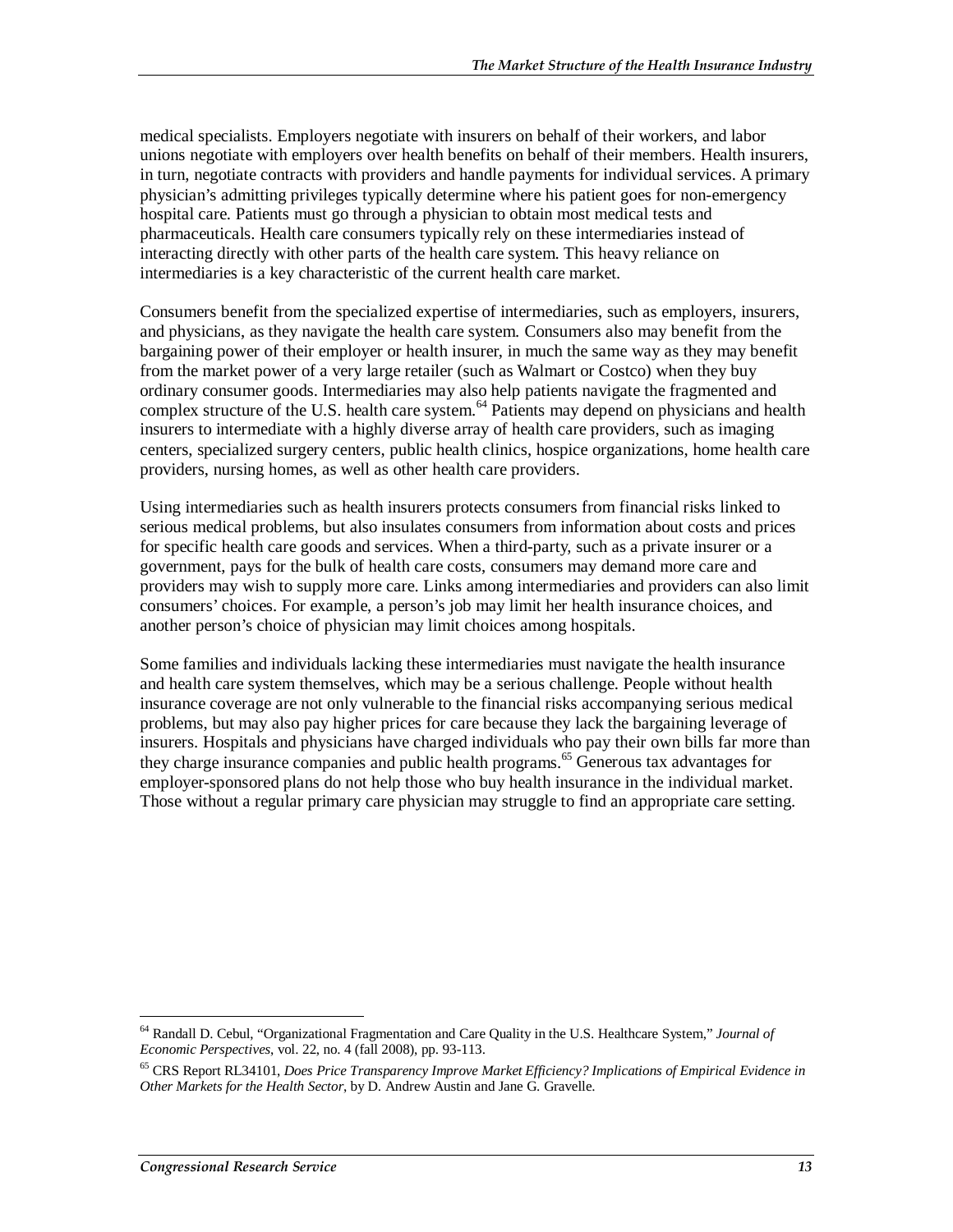medical specialists. Employers negotiate with insurers on behalf of their workers, and labor unions negotiate with employers over health benefits on behalf of their members. Health insurers, in turn, negotiate contracts with providers and handle payments for individual services. A primary physician's admitting privileges typically determine where his patient goes for non-emergency hospital care. Patients must go through a physician to obtain most medical tests and pharmaceuticals. Health care consumers typically rely on these intermediaries instead of interacting directly with other parts of the health care system. This heavy reliance on intermediaries is a key characteristic of the current health care market.

Consumers benefit from the specialized expertise of intermediaries, such as employers, insurers, and physicians, as they navigate the health care system. Consumers also may benefit from the bargaining power of their employer or health insurer, in much the same way as they may benefit from the market power of a very large retailer (such as Walmart or Costco) when they buy ordinary consumer goods. Intermediaries may also help patients navigate the fragmented and complex structure of the U.S. health care system.[64] Patients may depend on physicians and health insurers to intermediate with a highly diverse array of health care providers, such as imaging centers, specialized surgery centers, public health clinics, hospice organizations, home health care providers, nursing homes, as well as other health care providers.

Using intermediaries such as health insurers protects consumers from financial risks linked to serious medical problems, but also insulates consumers from information about costs and prices for specific health care goods and services. When a third-party, such as a private insurer or a government, pays for the bulk of health care costs, consumers may demand more care and providers may wish to supply more care. Links among intermediaries and providers can also limit consumers' choices. For example, a person's job may limit her health insurance choices, and another person's choice of physician may limit choices among hospitals.

Some families and individuals lacking these intermediaries must navigate the health insurance and health care system themselves, which may be a serious challenge. People without health insurance coverage are not only vulnerable to the financial risks accompanying serious medical problems, but may also pay higher prices for care because they lack the bargaining leverage of insurers. Hospitals and physicians have charged individuals who pay their own bills far more than they charge insurance companies and public health programs.[65] Generous tax advantages for employer-sponsored plans do not help those who buy health insurance in the individual market. Those without a regular primary care physician may struggle to find an appropriate care setting.

---

[64] Randall D. Cebul, "Organizational Fragmentation and Care Quality in the U.S. Healthcare System," *Journal of Economic Perspectives*, vol. 22, no. 4 (fall 2008), pp. 93-113.

[65] CRS Report RL34101, *Does Price Transparency Improve Market Efficiency? Implications of Empirical Evidence in Other Markets for the Health Sector*, by D. Andrew Austin and Jane G. Gravelle.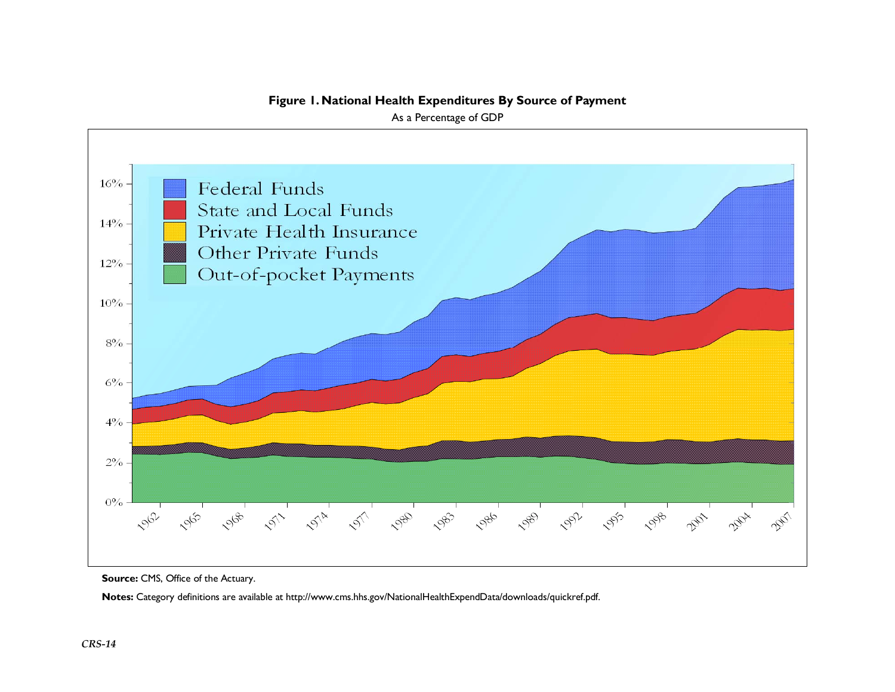**Figure 1. National Health Expenditures By Source of Payment**

As a Percentage of GDP

**Source:** CMS, Office of the Actuary.

**Notes:** Category definitions are available at http://www.cms.hhs.gov/NationalHealthExpendData/downloads/quickref.pdf.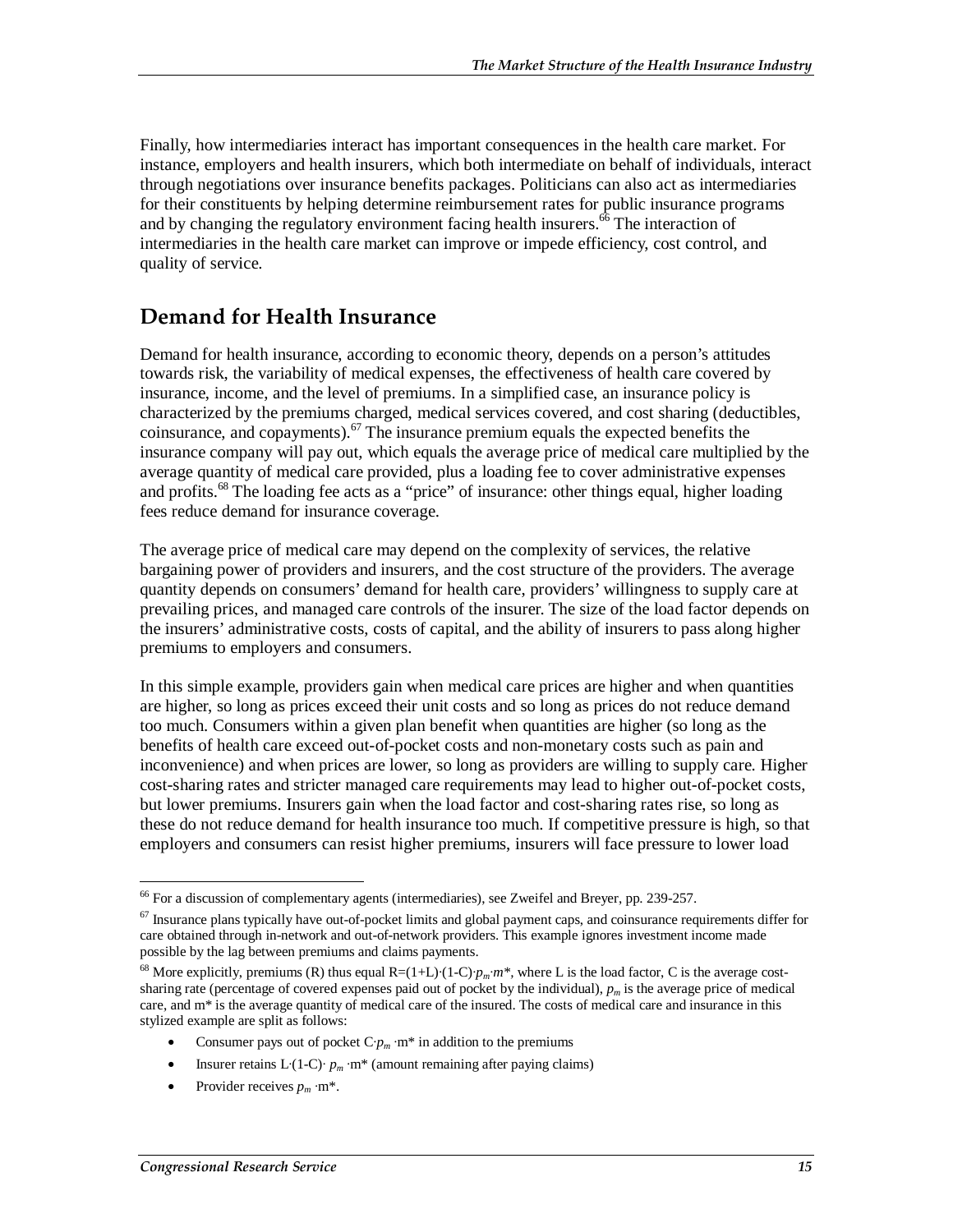Finally, how intermediaries interact has important consequences in the health care market. For instance, employers and health insurers, which both intermediate on behalf of individuals, interact through negotiations over insurance benefits packages. Politicians can also act as intermediaries for their constituents by helping determine reimbursement rates for public insurance programs and by changing the regulatory environment facing health insurers.[66] The interaction of intermediaries in the health care market can improve or impede efficiency, cost control, and quality of service.

## Demand for Health Insurance

Demand for health insurance, according to economic theory, depends on a person's attitudes towards risk, the variability of medical expenses, the effectiveness of health care covered by insurance, income, and the level of premiums. In a simplified case, an insurance policy is characterized by the premiums charged, medical services covered, and cost sharing (deductibles, coinsurance, and copayments).[67] The insurance premium equals the expected benefits the insurance company will pay out, which equals the average price of medical care multiplied by the average quantity of medical care provided, plus a loading fee to cover administrative expenses and profits.[68] The loading fee acts as a "price" of insurance: other things equal, higher loading fees reduce demand for insurance coverage.

The average price of medical care may depend on the complexity of services, the relative bargaining power of providers and insurers, and the cost structure of the providers. The average quantity depends on consumers' demand for health care, providers' willingness to supply care at prevailing prices, and managed care controls of the insurer. The size of the load factor depends on the insurers' administrative costs, costs of capital, and the ability of insurers to pass along higher premiums to employers and consumers.

In this simple example, providers gain when medical care prices are higher and when quantities are higher, so long as prices exceed their unit costs and so long as prices do not reduce demand too much. Consumers within a given plan benefit when quantities are higher (so long as the benefits of health care exceed out-of-pocket costs and non-monetary costs such as pain and inconvenience) and when prices are lower, so long as providers are willing to supply care. Higher cost-sharing rates and stricter managed care requirements may lead to higher out-of-pocket costs, but lower premiums. Insurers gain when the load factor and cost-sharing rates rise, so long as these do not reduce demand for health insurance too much. If competitive pressure is high, so that employers and consumers can resist higher premiums, insurers will face pressure to lower load

---

[66] For a discussion of complementary agents (intermediaries), see Zweifel and Breyer, pp. 239-257.

[67] Insurance plans typically have out-of-pocket limits and global payment caps, and coinsurance requirements differ for care obtained through in-network and out-of-network providers. This example ignores investment income made possible by the lag between premiums and claims payments.

[68] More explicitly, premiums (R) thus equal $R=(1+L)\cdot(1-C)\cdot p_m\cdot m^*$, where L is the load factor, C is the average cost-sharing rate (percentage of covered expenses paid out of pocket by the individual), $p_m$ is the average price of medical care, and m* is the average quantity of medical care of the insured. The costs of medical care and insurance in this stylized example are split as follows:

- Consumer pays out of pocket $C\cdot p_m\cdot m^*$ in addition to the premiums
- Insurer retains $L\cdot(1-C)\cdot p_m\cdot m^*$ (amount remaining after paying claims)
- Provider receives $p_m\cdot m^*$.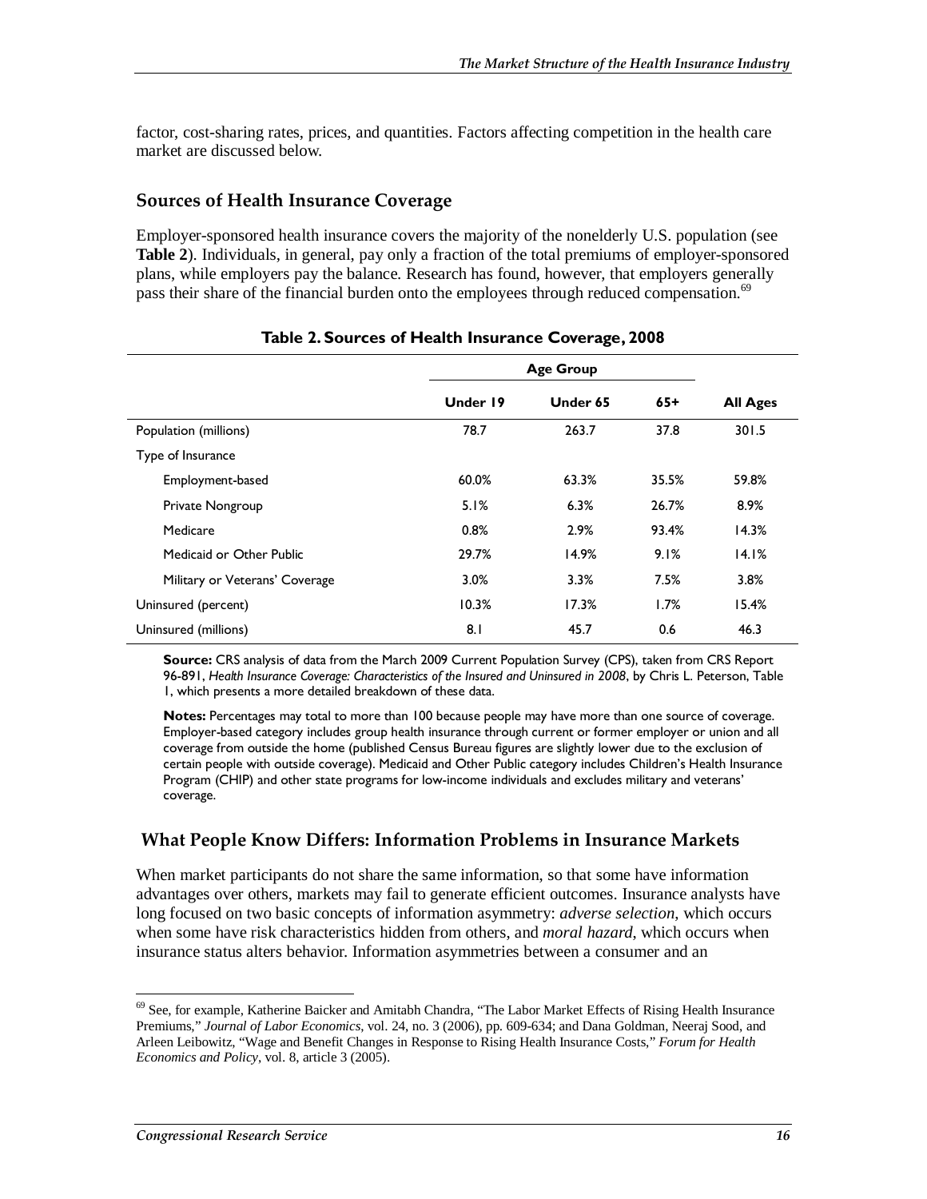factor, cost-sharing rates, prices, and quantities. Factors affecting competition in the health care market are discussed below.

## Sources of Health Insurance Coverage

Employer-sponsored health insurance covers the majority of the nonelderly U.S. population (see **Table 2**). Individuals, in general, pay only a fraction of the total premiums of employer-sponsored plans, while employers pay the balance. Research has found, however, that employers generally pass their share of the financial burden onto the employees through reduced compensation.[69]

**Table 2. Sources of Health Insurance Coverage, 2008**

| | Age Group | | | |
|---|---|---|---|---|
| | Under 19 | Under 65 | 65+ | All Ages |
| Population (millions) | 78.7 | 263.7 | 37.8 | 301.5 |
| Type of Insurance | | | | |
| Employment-based | 60.0% | 63.3% | 35.5% | 59.8% |
| Private Nongroup | 5.1% | 6.3% | 26.7% | 8.9% |
| Medicare | 0.8% | 2.9% | 93.4% | 14.3% |
| Medicaid or Other Public | 29.7% | 14.9% | 9.1% | 14.1% |
| Military or Veterans' Coverage | 3.0% | 3.3% | 7.5% | 3.8% |
| Uninsured (percent) | 10.3% | 17.3% | 1.7% | 15.4% |
| Uninsured (millions) | 8.1 | 45.7 | 0.6 | 46.3 |

**Source:** CRS analysis of data from the March 2009 Current Population Survey (CPS), taken from CRS Report 96-891, *Health Insurance Coverage: Characteristics of the Insured and Uninsured in 2008*, by Chris L. Peterson, Table 1, which presents a more detailed breakdown of these data.

**Notes:** Percentages may total to more than 100 because people may have more than one source of coverage. Employer-based category includes group health insurance through current or former employer or union and all coverage from outside the home (published Census Bureau figures are slightly lower due to the exclusion of certain people with outside coverage). Medicaid and Other Public category includes Children's Health Insurance Program (CHIP) and other state programs for low-income individuals and excludes military and veterans' coverage.

## What People Know Differs: Information Problems in Insurance Markets

When market participants do not share the same information, so that some have information advantages over others, markets may fail to generate efficient outcomes. Insurance analysts have long focused on two basic concepts of information asymmetry: *adverse selection*, which occurs when some have risk characteristics hidden from others, and *moral hazard*, which occurs when insurance status alters behavior. Information asymmetries between a consumer and an

[69] See, for example, Katherine Baicker and Amitabh Chandra, "The Labor Market Effects of Rising Health Insurance Premiums," *Journal of Labor Economics*, vol. 24, no. 3 (2006), pp. 609-634; and Dana Goldman, Neeraj Sood, and Arleen Leibowitz, "Wage and Benefit Changes in Response to Rising Health Insurance Costs," *Forum for Health Economics and Policy*, vol. 8, article 3 (2005).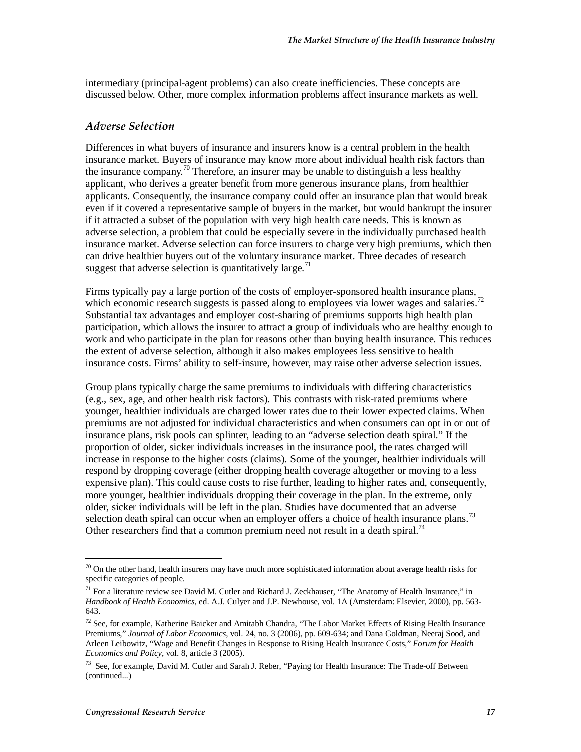intermediary (principal-agent problems) can also create inefficiencies. These concepts are discussed below. Other, more complex information problems affect insurance markets as well.

### *Adverse Selection*

Differences in what buyers of insurance and insurers know is a central problem in the health insurance market. Buyers of insurance may know more about individual health risk factors than the insurance company.[70] Therefore, an insurer may be unable to distinguish a less healthy applicant, who derives a greater benefit from more generous insurance plans, from healthier applicants. Consequently, the insurance company could offer an insurance plan that would break even if it covered a representative sample of buyers in the market, but would bankrupt the insurer if it attracted a subset of the population with very high health care needs. This is known as adverse selection, a problem that could be especially severe in the individually purchased health insurance market. Adverse selection can force insurers to charge very high premiums, which then can drive healthier buyers out of the voluntary insurance market. Three decades of research suggest that adverse selection is quantitatively large.[71]

Firms typically pay a large portion of the costs of employer-sponsored health insurance plans, which economic research suggests is passed along to employees via lower wages and salaries.[72] Substantial tax advantages and employer cost-sharing of premiums supports high health plan participation, which allows the insurer to attract a group of individuals who are healthy enough to work and who participate in the plan for reasons other than buying health insurance. This reduces the extent of adverse selection, although it also makes employees less sensitive to health insurance costs. Firms' ability to self-insure, however, may raise other adverse selection issues.

Group plans typically charge the same premiums to individuals with differing characteristics (e.g., sex, age, and other health risk factors). This contrasts with risk-rated premiums where younger, healthier individuals are charged lower rates due to their lower expected claims. When premiums are not adjusted for individual characteristics and when consumers can opt in or out of insurance plans, risk pools can splinter, leading to an "adverse selection death spiral." If the proportion of older, sicker individuals increases in the insurance pool, the rates charged will increase in response to the higher costs (claims). Some of the younger, healthier individuals will respond by dropping coverage (either dropping health coverage altogether or moving to a less expensive plan). This could cause costs to rise further, leading to higher rates and, consequently, more younger, healthier individuals dropping their coverage in the plan. In the extreme, only older, sicker individuals will be left in the plan. Studies have documented that an adverse selection death spiral can occur when an employer offers a choice of health insurance plans.[73] Other researchers find that a common premium need not result in a death spiral.[74]

---

[70] On the other hand, health insurers may have much more sophisticated information about average health risks for specific categories of people.

[71] For a literature review see David M. Cutler and Richard J. Zeckhauser, "The Anatomy of Health Insurance," in *Handbook of Health Economics*, ed. A.J. Culyer and J.P. Newhouse, vol. 1A (Amsterdam: Elsevier, 2000), pp. 563-643.

[72] See, for example, Katherine Baicker and Amitabh Chandra, "The Labor Market Effects of Rising Health Insurance Premiums," *Journal of Labor Economics*, vol. 24, no. 3 (2006), pp. 609-634; and Dana Goldman, Neeraj Sood, and Arleen Leibowitz, "Wage and Benefit Changes in Response to Rising Health Insurance Costs," *Forum for Health Economics and Policy*, vol. 8, article 3 (2005).

[73] See, for example, David M. Cutler and Sarah J. Reber, "Paying for Health Insurance: The Trade-off Between (continued...)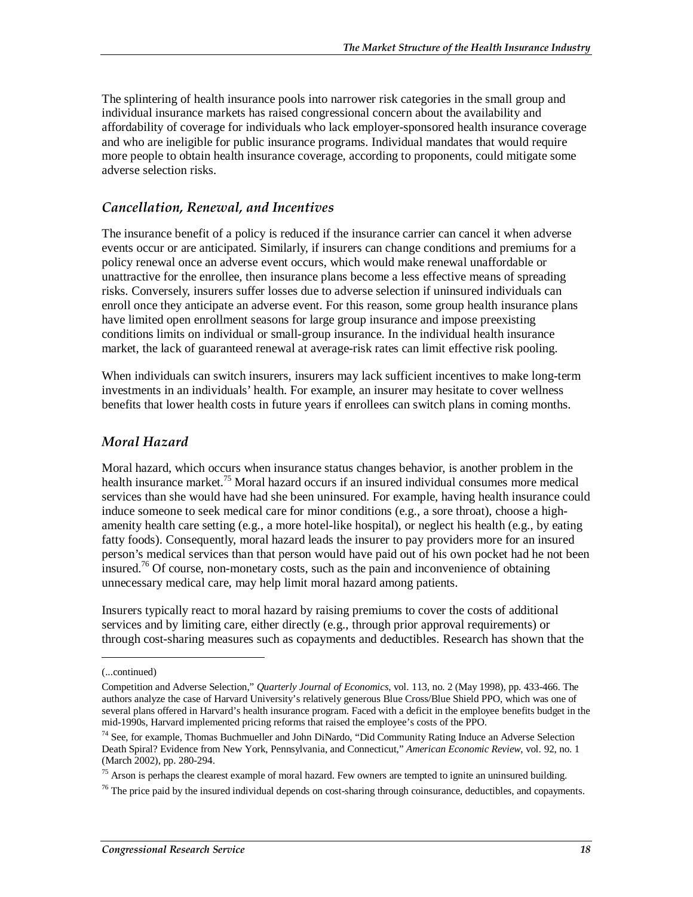The splintering of health insurance pools into narrower risk categories in the small group and individual insurance markets has raised congressional concern about the availability and affordability of coverage for individuals who lack employer-sponsored health insurance coverage and who are ineligible for public insurance programs. Individual mandates that would require more people to obtain health insurance coverage, according to proponents, could mitigate some adverse selection risks.

### *Cancellation, Renewal, and Incentives*

The insurance benefit of a policy is reduced if the insurance carrier can cancel it when adverse events occur or are anticipated. Similarly, if insurers can change conditions and premiums for a policy renewal once an adverse event occurs, which would make renewal unaffordable or unattractive for the enrollee, then insurance plans become a less effective means of spreading risks. Conversely, insurers suffer losses due to adverse selection if uninsured individuals can enroll once they anticipate an adverse event. For this reason, some group health insurance plans have limited open enrollment seasons for large group insurance and impose preexisting conditions limits on individual or small-group insurance. In the individual health insurance market, the lack of guaranteed renewal at average-risk rates can limit effective risk pooling.

When individuals can switch insurers, insurers may lack sufficient incentives to make long-term investments in an individuals' health. For example, an insurer may hesitate to cover wellness benefits that lower health costs in future years if enrollees can switch plans in coming months.

### *Moral Hazard*

Moral hazard, which occurs when insurance status changes behavior, is another problem in the health insurance market.[75] Moral hazard occurs if an insured individual consumes more medical services than she would have had she been uninsured. For example, having health insurance could induce someone to seek medical care for minor conditions (e.g., a sore throat), choose a high-amenity health care setting (e.g., a more hotel-like hospital), or neglect his health (e.g., by eating fatty foods). Consequently, moral hazard leads the insurer to pay providers more for an insured person's medical services than that person would have paid out of his own pocket had he not been insured.[76] Of course, non-monetary costs, such as the pain and inconvenience of obtaining unnecessary medical care, may help limit moral hazard among patients.

Insurers typically react to moral hazard by raising premiums to cover the costs of additional services and by limiting care, either directly (e.g., through prior approval requirements) or through cost-sharing measures such as copayments and deductibles. Research has shown that the

---

(...continued)

Competition and Adverse Selection," *Quarterly Journal of Economics*, vol. 113, no. 2 (May 1998), pp. 433-466. The authors analyze the case of Harvard University's relatively generous Blue Cross/Blue Shield PPO, which was one of several plans offered in Harvard's health insurance program. Faced with a deficit in the employee benefits budget in the mid-1990s, Harvard implemented pricing reforms that raised the employee's costs of the PPO.

[74] See, for example, Thomas Buchmueller and John DiNardo, "Did Community Rating Induce an Adverse Selection Death Spiral? Evidence from New York, Pennsylvania, and Connecticut," *American Economic Review*, vol. 92, no. 1 (March 2002), pp. 280-294.

[75] Arson is perhaps the clearest example of moral hazard. Few owners are tempted to ignite an uninsured building.

[76] The price paid by the insured individual depends on cost-sharing through coinsurance, deductibles, and copayments.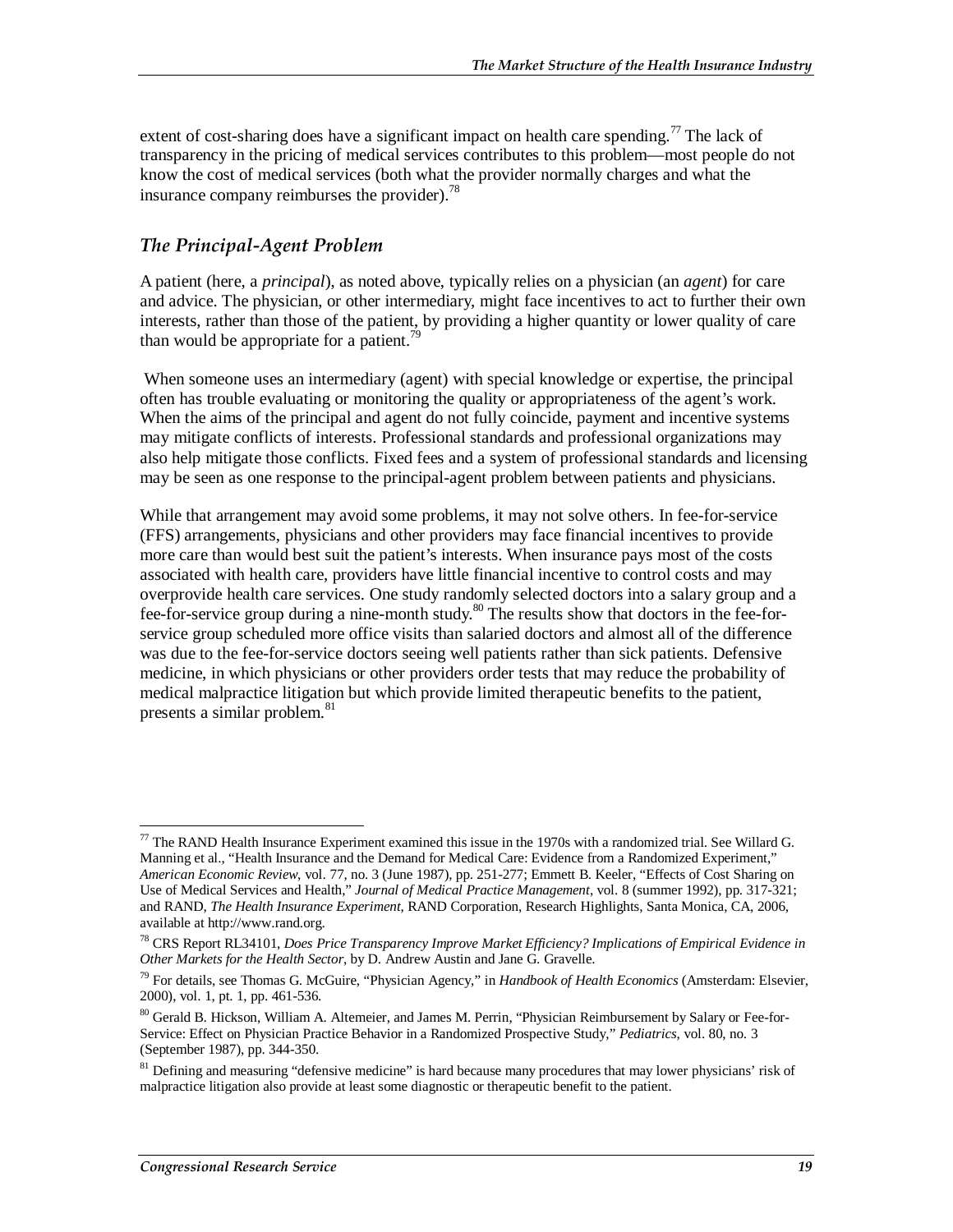extent of cost-sharing does have a significant impact on health care spending.[77] The lack of transparency in the pricing of medical services contributes to this problem—most people do not know the cost of medical services (both what the provider normally charges and what the insurance company reimburses the provider).[78]

### *The Principal-Agent Problem*

A patient (here, a *principal*), as noted above, typically relies on a physician (an *agent*) for care and advice. The physician, or other intermediary, might face incentives to act to further their own interests, rather than those of the patient, by providing a higher quantity or lower quality of care than would be appropriate for a patient.[79]

When someone uses an intermediary (agent) with special knowledge or expertise, the principal often has trouble evaluating or monitoring the quality or appropriateness of the agent's work. When the aims of the principal and agent do not fully coincide, payment and incentive systems may mitigate conflicts of interests. Professional standards and professional organizations may also help mitigate those conflicts. Fixed fees and a system of professional standards and licensing may be seen as one response to the principal-agent problem between patients and physicians.

While that arrangement may avoid some problems, it may not solve others. In fee-for-service (FFS) arrangements, physicians and other providers may face financial incentives to provide more care than would best suit the patient's interests. When insurance pays most of the costs associated with health care, providers have little financial incentive to control costs and may overprovide health care services. One study randomly selected doctors into a salary group and a fee-for-service group during a nine-month study.[80] The results show that doctors in the fee-for-service group scheduled more office visits than salaried doctors and almost all of the difference was due to the fee-for-service doctors seeing well patients rather than sick patients. Defensive medicine, in which physicians or other providers order tests that may reduce the probability of medical malpractice litigation but which provide limited therapeutic benefits to the patient, presents a similar problem.[81]

---

[77] The RAND Health Insurance Experiment examined this issue in the 1970s with a randomized trial. See Willard G. Manning et al., "Health Insurance and the Demand for Medical Care: Evidence from a Randomized Experiment," *American Economic Review*, vol. 77, no. 3 (June 1987), pp. 251-277; Emmett B. Keeler, "Effects of Cost Sharing on Use of Medical Services and Health," *Journal of Medical Practice Management*, vol. 8 (summer 1992), pp. 317-321; and RAND, *The Health Insurance Experiment*, RAND Corporation, Research Highlights, Santa Monica, CA, 2006, available at http://www.rand.org.

[78] CRS Report RL34101, *Does Price Transparency Improve Market Efficiency? Implications of Empirical Evidence in Other Markets for the Health Sector*, by D. Andrew Austin and Jane G. Gravelle.

[79] For details, see Thomas G. McGuire, "Physician Agency," in *Handbook of Health Economics* (Amsterdam: Elsevier, 2000), vol. 1, pt. 1, pp. 461-536.

[80] Gerald B. Hickson, William A. Altemeier, and James M. Perrin, "Physician Reimbursement by Salary or Fee-for-Service: Effect on Physician Practice Behavior in a Randomized Prospective Study," *Pediatrics*, vol. 80, no. 3 (September 1987), pp. 344-350.

[81] Defining and measuring "defensive medicine" is hard because many procedures that may lower physicians' risk of malpractice litigation also provide at least some diagnostic or therapeutic benefit to the patient.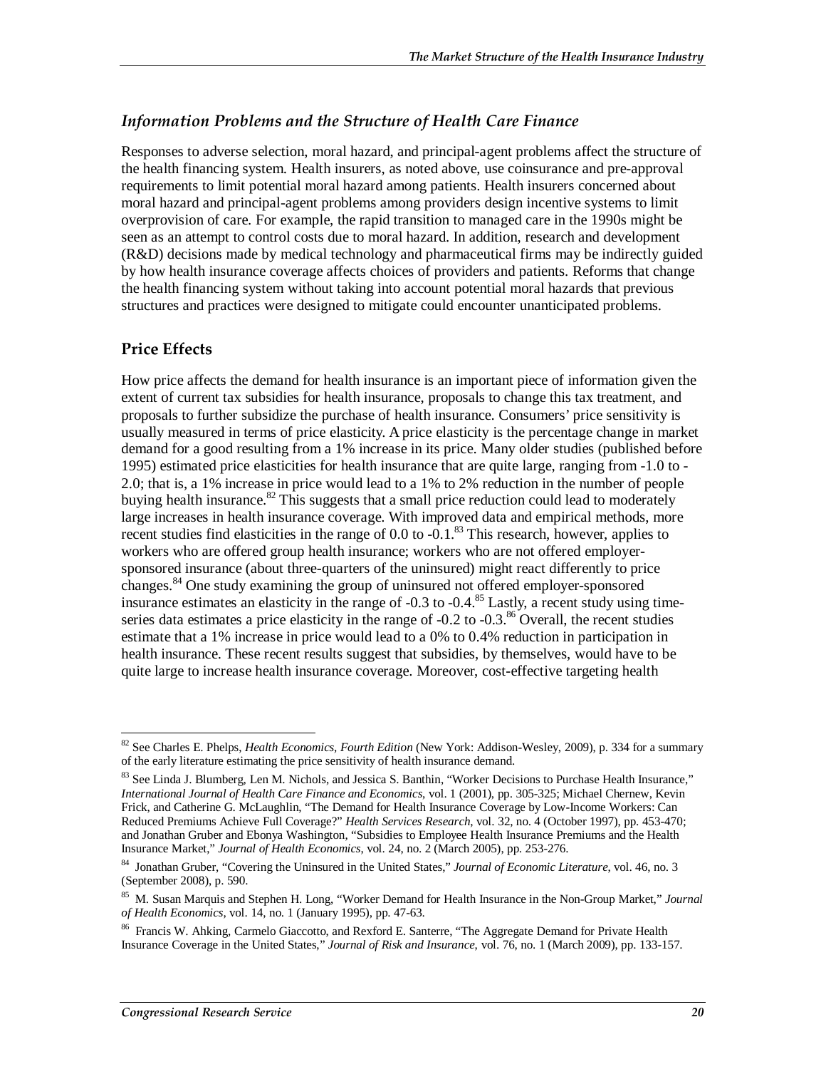### *Information Problems and the Structure of Health Care Finance*

Responses to adverse selection, moral hazard, and principal-agent problems affect the structure of the health financing system. Health insurers, as noted above, use coinsurance and pre-approval requirements to limit potential moral hazard among patients. Health insurers concerned about moral hazard and principal-agent problems among providers design incentive systems to limit overprovision of care. For example, the rapid transition to managed care in the 1990s might be seen as an attempt to control costs due to moral hazard. In addition, research and development (R&D) decisions made by medical technology and pharmaceutical firms may be indirectly guided by how health insurance coverage affects choices of providers and patients. Reforms that change the health financing system without taking into account potential moral hazards that previous structures and practices were designed to mitigate could encounter unanticipated problems.

## Price Effects

How price affects the demand for health insurance is an important piece of information given the extent of current tax subsidies for health insurance, proposals to change this tax treatment, and proposals to further subsidize the purchase of health insurance. Consumers' price sensitivity is usually measured in terms of price elasticity. A price elasticity is the percentage change in market demand for a good resulting from a 1% increase in its price. Many older studies (published before 1995) estimated price elasticities for health insurance that are quite large, ranging from -1.0 to -2.0; that is, a 1% increase in price would lead to a 1% to 2% reduction in the number of people buying health insurance.[82] This suggests that a small price reduction could lead to moderately large increases in health insurance coverage. With improved data and empirical methods, more recent studies find elasticities in the range of 0.0 to -0.1.[83] This research, however, applies to workers who are offered group health insurance; workers who are not offered employer-sponsored insurance (about three-quarters of the uninsured) might react differently to price changes.[84] One study examining the group of uninsured not offered employer-sponsored insurance estimates an elasticity in the range of -0.3 to -0.4.[85] Lastly, a recent study using time-series data estimates a price elasticity in the range of -0.2 to -0.3.[86] Overall, the recent studies estimate that a 1% increase in price would lead to a 0% to 0.4% reduction in participation in health insurance. These recent results suggest that subsidies, by themselves, would have to be quite large to increase health insurance coverage. Moreover, cost-effective targeting health

---

[82] See Charles E. Phelps, *Health Economics, Fourth Edition* (New York: Addison-Wesley, 2009), p. 334 for a summary of the early literature estimating the price sensitivity of health insurance demand.

[83] See Linda J. Blumberg, Len M. Nichols, and Jessica S. Banthin, "Worker Decisions to Purchase Health Insurance," *International Journal of Health Care Finance and Economics*, vol. 1 (2001), pp. 305-325; Michael Chernew, Kevin Frick, and Catherine G. McLaughlin, "The Demand for Health Insurance Coverage by Low-Income Workers: Can Reduced Premiums Achieve Full Coverage?" *Health Services Research*, vol. 32, no. 4 (October 1997), pp. 453-470; and Jonathan Gruber and Ebonya Washington, "Subsidies to Employee Health Insurance Premiums and the Health Insurance Market," *Journal of Health Economics*, vol. 24, no. 2 (March 2005), pp. 253-276.

[84] Jonathan Gruber, "Covering the Uninsured in the United States," *Journal of Economic Literature*, vol. 46, no. 3 (September 2008), p. 590.

[85] M. Susan Marquis and Stephen H. Long, "Worker Demand for Health Insurance in the Non-Group Market," *Journal of Health Economics*, vol. 14, no. 1 (January 1995), pp. 47-63.

[86] Francis W. Ahking, Carmelo Giaccotto, and Rexford E. Santerre, "The Aggregate Demand for Private Health Insurance Coverage in the United States," *Journal of Risk and Insurance*, vol. 76, no. 1 (March 2009), pp. 133-157.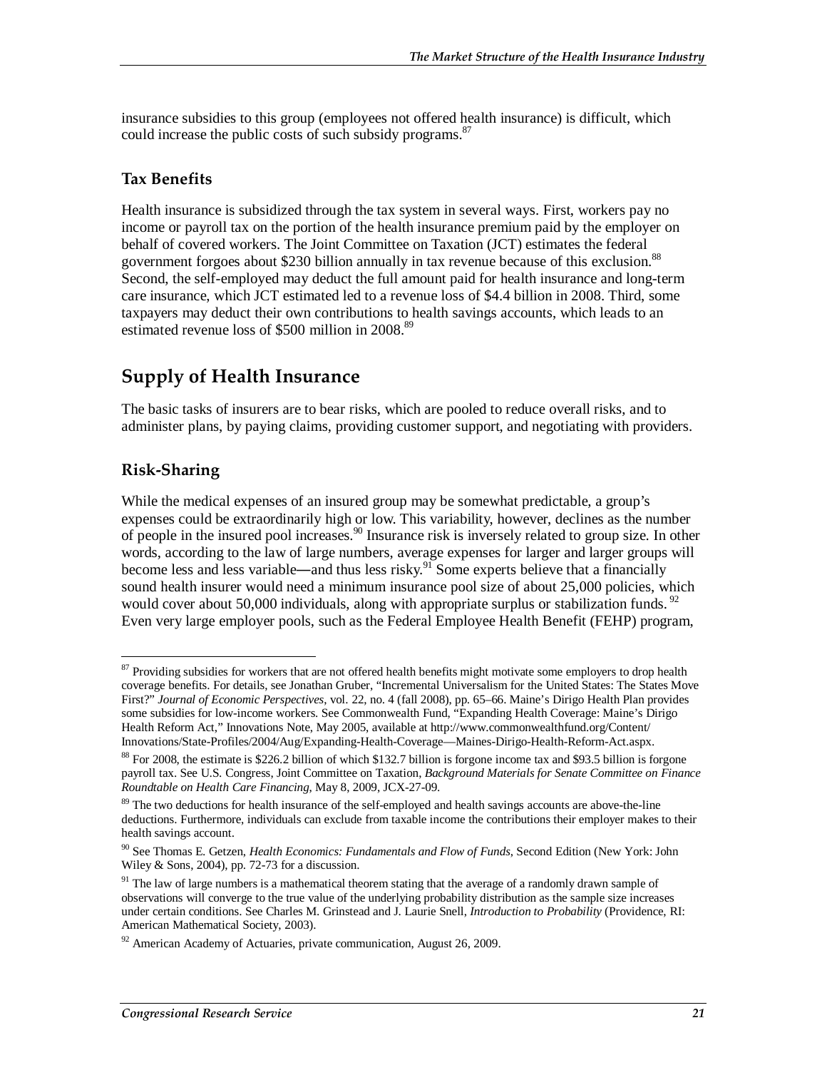insurance subsidies to this group (employees not offered health insurance) is difficult, which could increase the public costs of such subsidy programs.[87]

### Tax Benefits

Health insurance is subsidized through the tax system in several ways. First, workers pay no income or payroll tax on the portion of the health insurance premium paid by the employer on behalf of covered workers. The Joint Committee on Taxation (JCT) estimates the federal government forgoes about $230 billion annually in tax revenue because of this exclusion.[88] Second, the self-employed may deduct the full amount paid for health insurance and long-term care insurance, which JCT estimated led to a revenue loss of $4.4 billion in 2008. Third, some taxpayers may deduct their own contributions to health savings accounts, which leads to an estimated revenue loss of $500 million in 2008.[89]

## Supply of Health Insurance

The basic tasks of insurers are to bear risks, which are pooled to reduce overall risks, and to administer plans, by paying claims, providing customer support, and negotiating with providers.

### Risk-Sharing

While the medical expenses of an insured group may be somewhat predictable, a group's expenses could be extraordinarily high or low. This variability, however, declines as the number of people in the insured pool increases.[90] Insurance risk is inversely related to group size. In other words, according to the law of large numbers, average expenses for larger and larger groups will become less and less variable—and thus less risky.[91] Some experts believe that a financially sound health insurer would need a minimum insurance pool size of about 25,000 policies, which would cover about 50,000 individuals, along with appropriate surplus or stabilization funds.[92] Even very large employer pools, such as the Federal Employee Health Benefit (FEHP) program,

---

[87] Providing subsidies for workers that are not offered health benefits might motivate some employers to drop health coverage benefits. For details, see Jonathan Gruber, "Incremental Universalism for the United States: The States Move First?" *Journal of Economic Perspectives*, vol. 22, no. 4 (fall 2008), pp. 65–66. Maine's Dirigo Health Plan provides some subsidies for low-income workers. See Commonwealth Fund, "Expanding Health Coverage: Maine's Dirigo Health Reform Act," Innovations Note, May 2005, available at http://www.commonwealthfund.org/Content/Innovations/State-Profiles/2004/Aug/Expanding-Health-Coverage—Maines-Dirigo-Health-Reform-Act.aspx.

[88] For 2008, the estimate is $226.2 billion of which $132.7 billion is forgone income tax and $93.5 billion is forgone payroll tax. See U.S. Congress, Joint Committee on Taxation, *Background Materials for Senate Committee on Finance Roundtable on Health Care Financing*, May 8, 2009, JCX-27-09.

[89] The two deductions for health insurance of the self-employed and health savings accounts are above-the-line deductions. Furthermore, individuals can exclude from taxable income the contributions their employer makes to their health savings account.

[90] See Thomas E. Getzen, *Health Economics: Fundamentals and Flow of Funds*, Second Edition (New York: John Wiley & Sons, 2004), pp. 72-73 for a discussion.

[91] The law of large numbers is a mathematical theorem stating that the average of a randomly drawn sample of observations will converge to the true value of the underlying probability distribution as the sample size increases under certain conditions. See Charles M. Grinstead and J. Laurie Snell, *Introduction to Probability* (Providence, RI: American Mathematical Society, 2003).

[92] American Academy of Actuaries, private communication, August 26, 2009.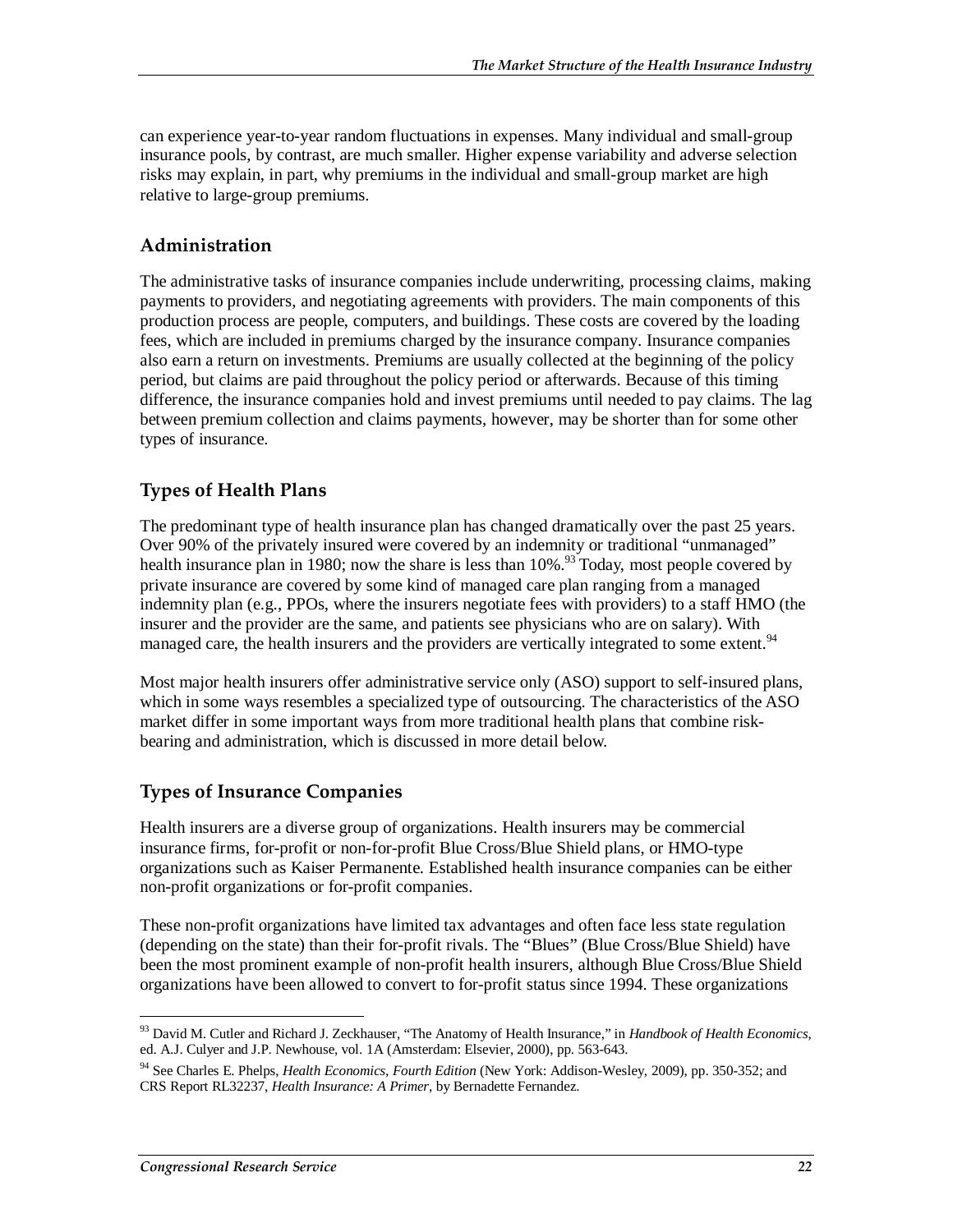can experience year-to-year random fluctuations in expenses. Many individual and small-group insurance pools, by contrast, are much smaller. Higher expense variability and adverse selection risks may explain, in part, why premiums in the individual and small-group market are high relative to large-group premiums.

## Administration

The administrative tasks of insurance companies include underwriting, processing claims, making payments to providers, and negotiating agreements with providers. The main components of this production process are people, computers, and buildings. These costs are covered by the loading fees, which are included in premiums charged by the insurance company. Insurance companies also earn a return on investments. Premiums are usually collected at the beginning of the policy period, but claims are paid throughout the policy period or afterwards. Because of this timing difference, the insurance companies hold and invest premiums until needed to pay claims. The lag between premium collection and claims payments, however, may be shorter than for some other types of insurance.

## Types of Health Plans

The predominant type of health insurance plan has changed dramatically over the past 25 years. Over 90% of the privately insured were covered by an indemnity or traditional "unmanaged" health insurance plan in 1980; now the share is less than 10%.[93] Today, most people covered by private insurance are covered by some kind of managed care plan ranging from a managed indemnity plan (e.g., PPOs, where the insurers negotiate fees with providers) to a staff HMO (the insurer and the provider are the same, and patients see physicians who are on salary). With managed care, the health insurers and the providers are vertically integrated to some extent.[94]

Most major health insurers offer administrative service only (ASO) support to self-insured plans, which in some ways resembles a specialized type of outsourcing. The characteristics of the ASO market differ in some important ways from more traditional health plans that combine risk-bearing and administration, which is discussed in more detail below.

## Types of Insurance Companies

Health insurers are a diverse group of organizations. Health insurers may be commercial insurance firms, for-profit or non-for-profit Blue Cross/Blue Shield plans, or HMO-type organizations such as Kaiser Permanente. Established health insurance companies can be either non-profit organizations or for-profit companies.

These non-profit organizations have limited tax advantages and often face less state regulation (depending on the state) than their for-profit rivals. The "Blues" (Blue Cross/Blue Shield) have been the most prominent example of non-profit health insurers, although Blue Cross/Blue Shield organizations have been allowed to convert to for-profit status since 1994. These organizations

---

[93] David M. Cutler and Richard J. Zeckhauser, "The Anatomy of Health Insurance," in *Handbook of Health Economics*, ed. A.J. Culyer and J.P. Newhouse, vol. 1A (Amsterdam: Elsevier, 2000), pp. 563-643.

[94] See Charles E. Phelps, *Health Economics, Fourth Edition* (New York: Addison-Wesley, 2009), pp. 350-352; and CRS Report RL32237, *Health Insurance: A Primer*, by Bernadette Fernandez.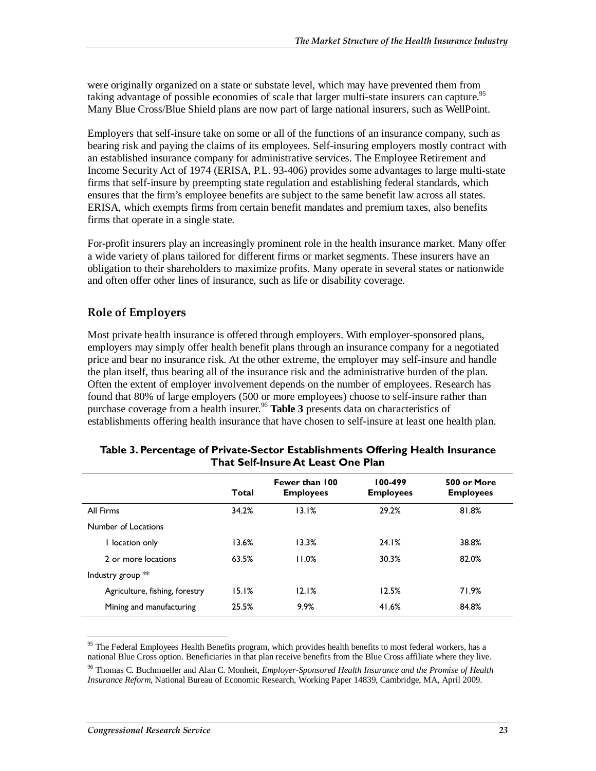were originally organized on a state or substate level, which may have prevented them from taking advantage of possible economies of scale that larger multi-state insurers can capture.[95] Many Blue Cross/Blue Shield plans are now part of large national insurers, such as WellPoint.

Employers that self-insure take on some or all of the functions of an insurance company, such as bearing risk and paying the claims of its employees. Self-insuring employers mostly contract with an established insurance company for administrative services. The Employee Retirement and Income Security Act of 1974 (ERISA, P.L. 93-406) provides some advantages to large multi-state firms that self-insure by preempting state regulation and establishing federal standards, which ensures that the firm's employee benefits are subject to the same benefit law across all states. ERISA, which exempts firms from certain benefit mandates and premium taxes, also benefits firms that operate in a single state.

For-profit insurers play an increasingly prominent role in the health insurance market. Many offer a wide variety of plans tailored for different firms or market segments. These insurers have an obligation to their shareholders to maximize profits. Many operate in several states or nationwide and often offer other lines of insurance, such as life or disability coverage.

## Role of Employers

Most private health insurance is offered through employers. With employer-sponsored plans, employers may simply offer health benefit plans through an insurance company for a negotiated price and bear no insurance risk. At the other extreme, the employer may self-insure and handle the plan itself, thus bearing all of the insurance risk and the administrative burden of the plan. Often the extent of employer involvement depends on the number of employees. Research has found that 80% of large employers (500 or more employees) choose to self-insure rather than purchase coverage from a health insurer.[96] **Table 3** presents data on characteristics of establishments offering health insurance that have chosen to self-insure at least one health plan.

**Table 3. Percentage of Private-Sector Establishments Offering Health Insurance That Self-Insure At Least One Plan**

| | Total | Fewer than 100 Employees | 100-499 Employees | 500 or More Employees |
|---|---|---|---|---|
| All Firms | 34.2% | 13.1% | 29.2% | 81.8% |
| Number of Locations | | | | |
| 1 location only | 13.6% | 13.3% | 24.1% | 38.8% |
| 2 or more locations | 63.5% | 11.0% | 30.3% | 82.0% |
| Industry group ** | | | | |
| Agriculture, fishing, forestry | 15.1% | 12.1% | 12.5% | 71.9% |
| Mining and manufacturing | 25.5% | 9.9% | 41.6% | 84.8% |

[95] The Federal Employees Health Benefits program, which provides health benefits to most federal workers, has a national Blue Cross option. Beneficiaries in that plan receive benefits from the Blue Cross affiliate where they live.

[96] Thomas C. Buchmueller and Alan C. Monheit, *Employer-Sponsored Health Insurance and the Promise of Health Insurance Reform*, National Bureau of Economic Research, Working Paper 14839, Cambridge, MA, April 2009.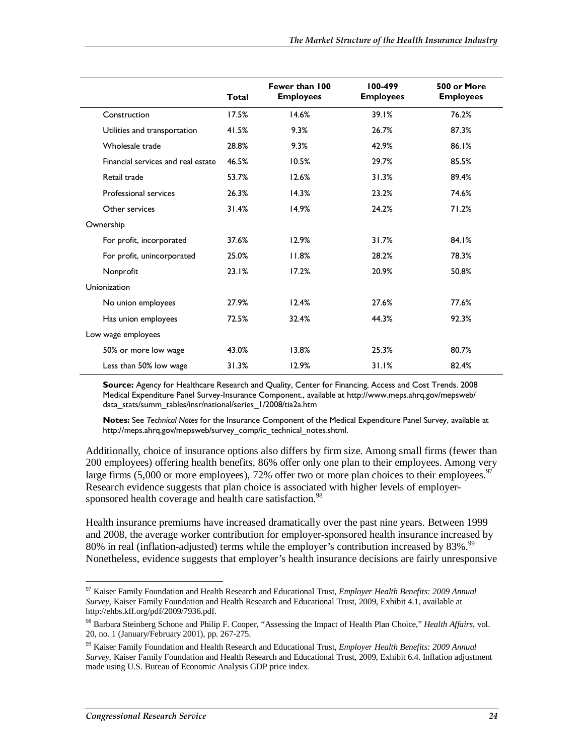| | Total | Fewer than 100 Employees | 100-499 Employees | 500 or More Employees |
|---|---|---|---|---|
| Construction | 17.5% | 14.6% | 39.1% | 76.2% |
| Utilities and transportation | 41.5% | 9.3% | 26.7% | 87.3% |
| Wholesale trade | 28.8% | 9.3% | 42.9% | 86.1% |
| Financial services and real estate | 46.5% | 10.5% | 29.7% | 85.5% |
| Retail trade | 53.7% | 12.6% | 31.3% | 89.4% |
| Professional services | 26.3% | 14.3% | 23.2% | 74.6% |
| Other services | 31.4% | 14.9% | 24.2% | 71.2% |
| Ownership | | | | |
| For profit, incorporated | 37.6% | 12.9% | 31.7% | 84.1% |
| For profit, unincorporated | 25.0% | 11.8% | 28.2% | 78.3% |
| Nonprofit | 23.1% | 17.2% | 20.9% | 50.8% |
| Unionization | | | | |
| No union employees | 27.9% | 12.4% | 27.6% | 77.6% |
| Has union employees | 72.5% | 32.4% | 44.3% | 92.3% |
| Low wage employees | | | | |
| 50% or more low wage | 43.0% | 13.8% | 25.3% | 80.7% |
| Less than 50% low wage | 31.3% | 12.9% | 31.1% | 82.4% |

**Source:** Agency for Healthcare Research and Quality, Center for Financing, Access and Cost Trends. 2008 Medical Expenditure Panel Survey-Insurance Component., available at http://www.meps.ahrq.gov/mepsweb/data_stats/summ_tables/insr/national/series_1/2008/tia2a.htm

**Notes:** See *Technical Notes* for the Insurance Component of the Medical Expenditure Panel Survey, available at http://meps.ahrq.gov/mepsweb/survey_comp/ic_technical_notes.shtml.

Additionally, choice of insurance options also differs by firm size. Among small firms (fewer than 200 employees) offering health benefits, 86% offer only one plan to their employees. Among very large firms (5,000 or more employees), 72% offer two or more plan choices to their employees.[97] Research evidence suggests that plan choice is associated with higher levels of employer-sponsored health coverage and health care satisfaction.[98]

Health insurance premiums have increased dramatically over the past nine years. Between 1999 and 2008, the average worker contribution for employer-sponsored health insurance increased by 80% in real (inflation-adjusted) terms while the employer's contribution increased by 83%.[99] Nonetheless, evidence suggests that employer's health insurance decisions are fairly unresponsive

---

[97] Kaiser Family Foundation and Health Research and Educational Trust, *Employer Health Benefits: 2009 Annual Survey*, Kaiser Family Foundation and Health Research and Educational Trust, 2009, Exhibit 4.1, available at http://ehbs.kff.org/pdf/2009/7936.pdf.

[98] Barbara Steinberg Schone and Philip F. Cooper, "Assessing the Impact of Health Plan Choice," *Health Affairs*, vol. 20, no. 1 (January/February 2001), pp. 267-275.

[99] Kaiser Family Foundation and Health Research and Educational Trust, *Employer Health Benefits: 2009 Annual Survey*, Kaiser Family Foundation and Health Research and Educational Trust, 2009, Exhibit 6.4. Inflation adjustment made using U.S. Bureau of Economic Analysis GDP price index.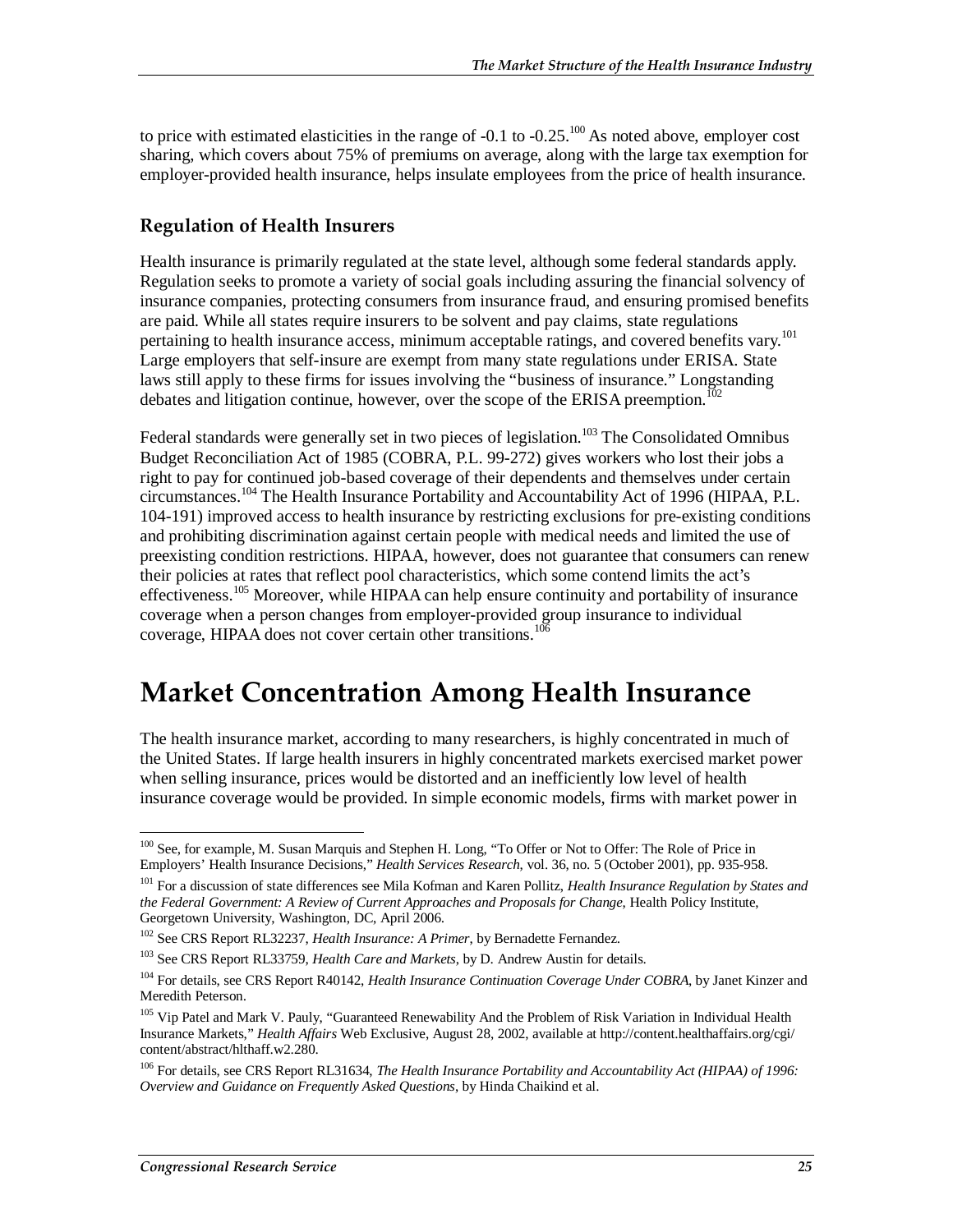to price with estimated elasticities in the range of -0.1 to -0.25.[100] As noted above, employer cost sharing, which covers about 75% of premiums on average, along with the large tax exemption for employer-provided health insurance, helps insulate employees from the price of health insurance.

### Regulation of Health Insurers

Health insurance is primarily regulated at the state level, although some federal standards apply. Regulation seeks to promote a variety of social goals including assuring the financial solvency of insurance companies, protecting consumers from insurance fraud, and ensuring promised benefits are paid. While all states require insurers to be solvent and pay claims, state regulations pertaining to health insurance access, minimum acceptable ratings, and covered benefits vary.[101] Large employers that self-insure are exempt from many state regulations under ERISA. State laws still apply to these firms for issues involving the "business of insurance." Longstanding debates and litigation continue, however, over the scope of the ERISA preemption.[102]

Federal standards were generally set in two pieces of legislation.[103] The Consolidated Omnibus Budget Reconciliation Act of 1985 (COBRA, P.L. 99-272) gives workers who lost their jobs a right to pay for continued job-based coverage of their dependents and themselves under certain circumstances.[104] The Health Insurance Portability and Accountability Act of 1996 (HIPAA, P.L. 104-191) improved access to health insurance by restricting exclusions for pre-existing conditions and prohibiting discrimination against certain people with medical needs and limited the use of preexisting condition restrictions. HIPAA, however, does not guarantee that consumers can renew their policies at rates that reflect pool characteristics, which some contend limits the act's effectiveness.[105] Moreover, while HIPAA can help ensure continuity and portability of insurance coverage when a person changes from employer-provided group insurance to individual coverage, HIPAA does not cover certain other transitions.[106]

# Market Concentration Among Health Insurance

The health insurance market, according to many researchers, is highly concentrated in much of the United States. If large health insurers in highly concentrated markets exercised market power when selling insurance, prices would be distorted and an inefficiently low level of health insurance coverage would be provided. In simple economic models, firms with market power in

---

[100] See, for example, M. Susan Marquis and Stephen H. Long, "To Offer or Not to Offer: The Role of Price in Employers' Health Insurance Decisions," *Health Services Research*, vol. 36, no. 5 (October 2001), pp. 935-958.

[101] For a discussion of state differences see Mila Kofman and Karen Pollitz, *Health Insurance Regulation by States and the Federal Government: A Review of Current Approaches and Proposals for Change*, Health Policy Institute, Georgetown University, Washington, DC, April 2006.

[102] See CRS Report RL32237, *Health Insurance: A Primer*, by Bernadette Fernandez.

[103] See CRS Report RL33759, *Health Care and Markets*, by D. Andrew Austin for details.

[104] For details, see CRS Report R40142, *Health Insurance Continuation Coverage Under COBRA*, by Janet Kinzer and Meredith Peterson.

[105] Vip Patel and Mark V. Pauly, "Guaranteed Renewability And the Problem of Risk Variation in Individual Health Insurance Markets," *Health Affairs* Web Exclusive, August 28, 2002, available at http://content.healthaffairs.org/cgi/content/abstract/hlthaff.w2.280.

[106] For details, see CRS Report RL31634, *The Health Insurance Portability and Accountability Act (HIPAA) of 1996: Overview and Guidance on Frequently Asked Questions*, by Hinda Chaikind et al.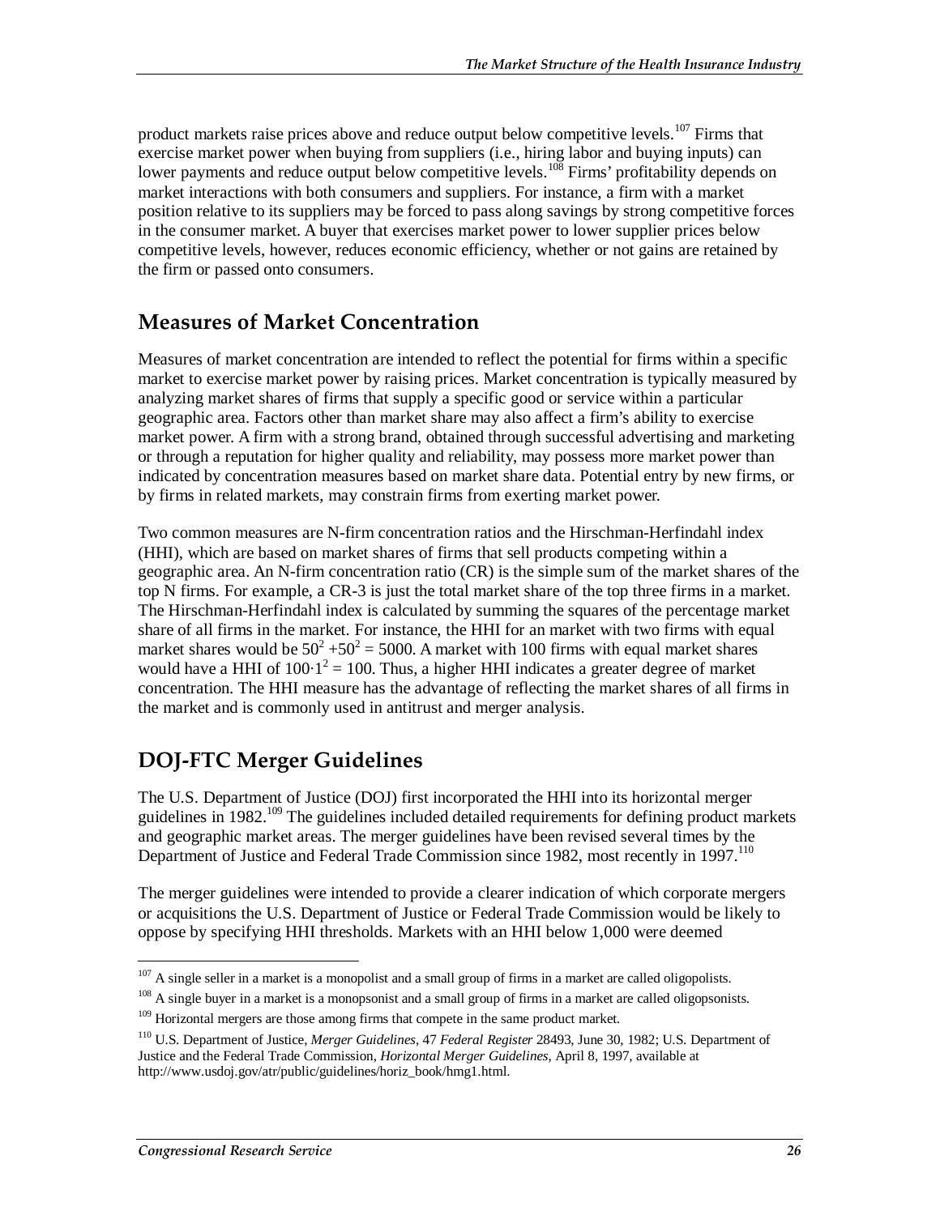product markets raise prices above and reduce output below competitive levels.[107] Firms that exercise market power when buying from suppliers (i.e., hiring labor and buying inputs) can lower payments and reduce output below competitive levels.[108] Firms' profitability depends on market interactions with both consumers and suppliers. For instance, a firm with a market position relative to its suppliers may be forced to pass along savings by strong competitive forces in the consumer market. A buyer that exercises market power to lower supplier prices below competitive levels, however, reduces economic efficiency, whether or not gains are retained by the firm or passed onto consumers.

## Measures of Market Concentration

Measures of market concentration are intended to reflect the potential for firms within a specific market to exercise market power by raising prices. Market concentration is typically measured by analyzing market shares of firms that supply a specific good or service within a particular geographic area. Factors other than market share may also affect a firm's ability to exercise market power. A firm with a strong brand, obtained through successful advertising and marketing or through a reputation for higher quality and reliability, may possess more market power than indicated by concentration measures based on market share data. Potential entry by new firms, or by firms in related markets, may constrain firms from exerting market power.

Two common measures are N-firm concentration ratios and the Hirschman-Herfindahl index (HHI), which are based on market shares of firms that sell products competing within a geographic area. An N-firm concentration ratio (CR) is the simple sum of the market shares of the top N firms. For example, a CR-3 is just the total market share of the top three firms in a market. The Hirschman-Herfindahl index is calculated by summing the squares of the percentage market share of all firms in the market. For instance, the HHI for an market with two firms with equal market shares would be $50^2 + 50^2 = 5000$. A market with 100 firms with equal market shares would have a HHI of $100 \cdot 1^2 = 100$. Thus, a higher HHI indicates a greater degree of market concentration. The HHI measure has the advantage of reflecting the market shares of all firms in the market and is commonly used in antitrust and merger analysis.

## DOJ-FTC Merger Guidelines

The U.S. Department of Justice (DOJ) first incorporated the HHI into its horizontal merger guidelines in 1982.[109] The guidelines included detailed requirements for defining product markets and geographic market areas. The merger guidelines have been revised several times by the Department of Justice and Federal Trade Commission since 1982, most recently in 1997.[110]

The merger guidelines were intended to provide a clearer indication of which corporate mergers or acquisitions the U.S. Department of Justice or Federal Trade Commission would be likely to oppose by specifying HHI thresholds. Markets with an HHI below 1,000 were deemed

---

[107] A single seller in a market is a monopolist and a small group of firms in a market are called oligopolists.

[108] A single buyer in a market is a monopsonist and a small group of firms in a market are called oligopsonists.

[109] Horizontal mergers are those among firms that compete in the same product market.

[110] U.S. Department of Justice, *Merger Guidelines*, 47 *Federal Register* 28493, June 30, 1982; U.S. Department of Justice and the Federal Trade Commission, *Horizontal Merger Guidelines*, April 8, 1997, available at http://www.usdoj.gov/atr/public/guidelines/horiz_book/hmg1.html.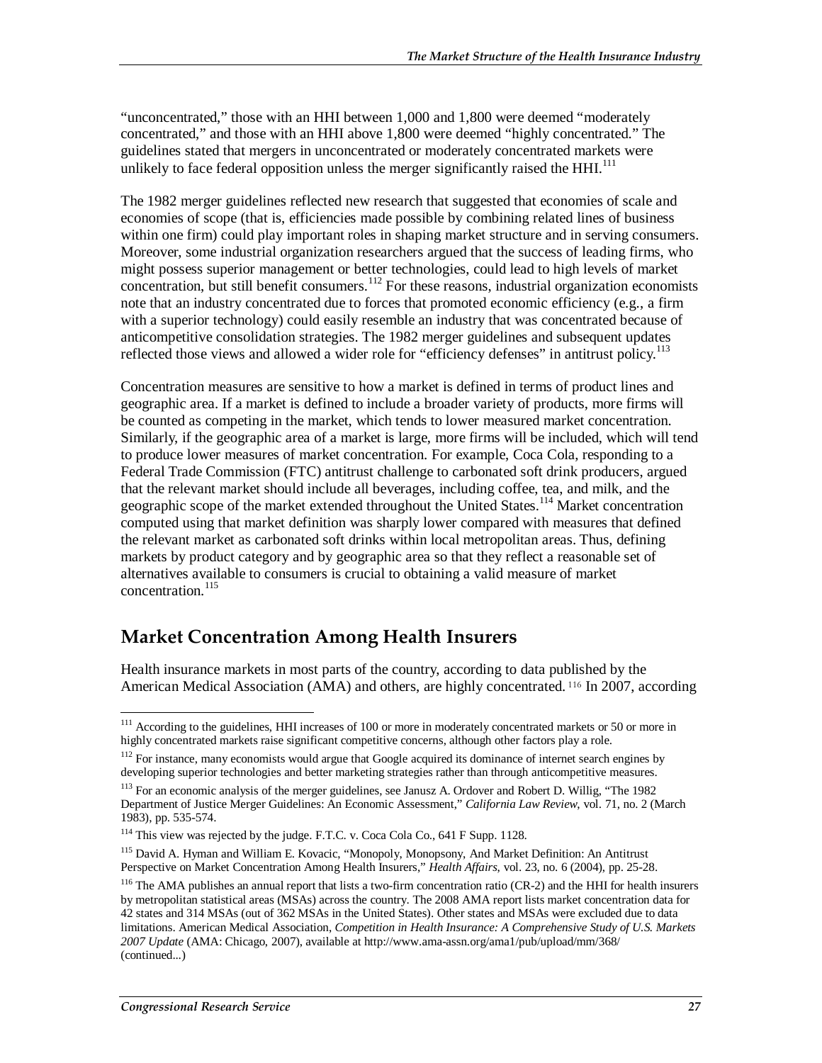"unconcentrated," those with an HHI between 1,000 and 1,800 were deemed "moderately concentrated," and those with an HHI above 1,800 were deemed "highly concentrated." The guidelines stated that mergers in unconcentrated or moderately concentrated markets were unlikely to face federal opposition unless the merger significantly raised the HHI.[111]

The 1982 merger guidelines reflected new research that suggested that economies of scale and economies of scope (that is, efficiencies made possible by combining related lines of business within one firm) could play important roles in shaping market structure and in serving consumers. Moreover, some industrial organization researchers argued that the success of leading firms, who might possess superior management or better technologies, could lead to high levels of market concentration, but still benefit consumers.[112] For these reasons, industrial organization economists note that an industry concentrated due to forces that promoted economic efficiency (e.g., a firm with a superior technology) could easily resemble an industry that was concentrated because of anticompetitive consolidation strategies. The 1982 merger guidelines and subsequent updates reflected those views and allowed a wider role for "efficiency defenses" in antitrust policy.[113]

Concentration measures are sensitive to how a market is defined in terms of product lines and geographic area. If a market is defined to include a broader variety of products, more firms will be counted as competing in the market, which tends to lower measured market concentration. Similarly, if the geographic area of a market is large, more firms will be included, which will tend to produce lower measures of market concentration. For example, Coca Cola, responding to a Federal Trade Commission (FTC) antitrust challenge to carbonated soft drink producers, argued that the relevant market should include all beverages, including coffee, tea, and milk, and the geographic scope of the market extended throughout the United States.[114] Market concentration computed using that market definition was sharply lower compared with measures that defined the relevant market as carbonated soft drinks within local metropolitan areas. Thus, defining markets by product category and by geographic area so that they reflect a reasonable set of alternatives available to consumers is crucial to obtaining a valid measure of market concentration.[115]

## Market Concentration Among Health Insurers

Health insurance markets in most parts of the country, according to data published by the American Medical Association (AMA) and others, are highly concentrated.[116] In 2007, according

---

[111] According to the guidelines, HHI increases of 100 or more in moderately concentrated markets or 50 or more in highly concentrated markets raise significant competitive concerns, although other factors play a role.

[112] For instance, many economists would argue that Google acquired its dominance of internet search engines by developing superior technologies and better marketing strategies rather than through anticompetitive measures.

[113] For an economic analysis of the merger guidelines, see Janusz A. Ordover and Robert D. Willig, "The 1982 Department of Justice Merger Guidelines: An Economic Assessment," *California Law Review*, vol. 71, no. 2 (March 1983), pp. 535-574.

[114] This view was rejected by the judge. F.T.C. v. Coca Cola Co., 641 F Supp. 1128.

[115] David A. Hyman and William E. Kovacic, "Monopoly, Monopsony, And Market Definition: An Antitrust Perspective on Market Concentration Among Health Insurers," *Health Affairs*, vol. 23, no. 6 (2004), pp. 25-28.

[116] The AMA publishes an annual report that lists a two-firm concentration ratio (CR-2) and the HHI for health insurers by metropolitan statistical areas (MSAs) across the country. The 2008 AMA report lists market concentration data for 42 states and 314 MSAs (out of 362 MSAs in the United States). Other states and MSAs were excluded due to data limitations. American Medical Association, *Competition in Health Insurance: A Comprehensive Study of U.S. Markets 2007 Update* (AMA: Chicago, 2007), available at http://www.ama-assn.org/ama1/pub/upload/mm/368/ (continued...)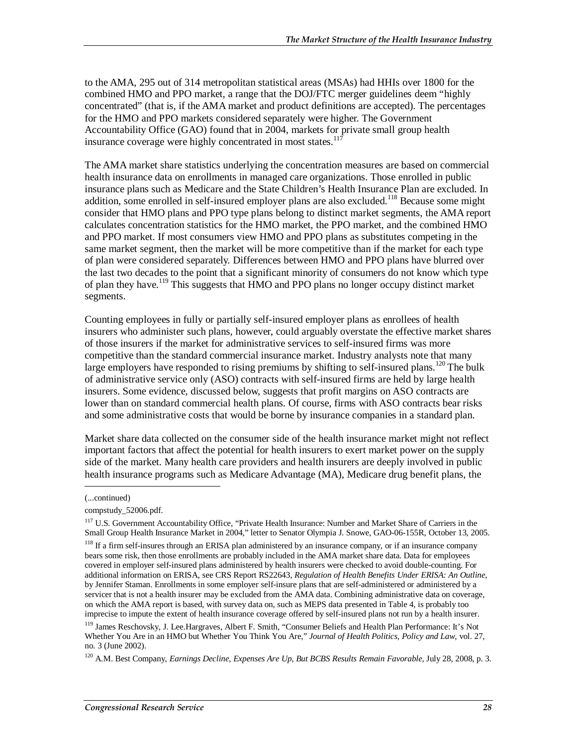to the AMA, 295 out of 314 metropolitan statistical areas (MSAs) had HHIs over 1800 for the combined HMO and PPO market, a range that the DOJ/FTC merger guidelines deem "highly concentrated" (that is, if the AMA market and product definitions are accepted). The percentages for the HMO and PPO markets considered separately were higher. The Government Accountability Office (GAO) found that in 2004, markets for private small group health insurance coverage were highly concentrated in most states.[117]

The AMA market share statistics underlying the concentration measures are based on commercial health insurance data on enrollments in managed care organizations. Those enrolled in public insurance plans such as Medicare and the State Children's Health Insurance Plan are excluded. In addition, some enrolled in self-insured employer plans are also excluded.[118] Because some might consider that HMO plans and PPO type plans belong to distinct market segments, the AMA report calculates concentration statistics for the HMO market, the PPO market, and the combined HMO and PPO market. If most consumers view HMO and PPO plans as substitutes competing in the same market segment, then the market will be more competitive than if the market for each type of plan were considered separately. Differences between HMO and PPO plans have blurred over the last two decades to the point that a significant minority of consumers do not know which type of plan they have.[119] This suggests that HMO and PPO plans no longer occupy distinct market segments.

Counting employees in fully or partially self-insured employer plans as enrollees of health insurers who administer such plans, however, could arguably overstate the effective market shares of those insurers if the market for administrative services to self-insured firms was more competitive than the standard commercial insurance market. Industry analysts note that many large employers have responded to rising premiums by shifting to self-insured plans.[120] The bulk of administrative service only (ASO) contracts with self-insured firms are held by large health insurers. Some evidence, discussed below, suggests that profit margins on ASO contracts are lower than on standard commercial health plans. Of course, firms with ASO contracts bear risks and some administrative costs that would be borne by insurance companies in a standard plan.

Market share data collected on the consumer side of the health insurance market might not reflect important factors that affect the potential for health insurers to exert market power on the supply side of the market. Many health care providers and health insurers are deeply involved in public health insurance programs such as Medicare Advantage (MA), Medicare drug benefit plans, the

---

(...continued)

compstudy_52006.pdf.

[117] U.S. Government Accountability Office, "Private Health Insurance: Number and Market Share of Carriers in the Small Group Health Insurance Market in 2004," letter to Senator Olympia J. Snowe, GAO-06-155R, October 13, 2005.

[118] If a firm self-insures through an ERISA plan administered by an insurance company, or if an insurance company bears some risk, then those enrollments are probably included in the AMA market share data. Data for employees covered in employer self-insured plans administered by health insurers were checked to avoid double-counting. For additional information on ERISA, see CRS Report RS22643, *Regulation of Health Benefits Under ERISA: An Outline*, by Jennifer Staman. Enrollments in some employer self-insure plans that are self-administered or administered by a servicer that is not a health insurer may be excluded from the AMA data. Combining administrative data on coverage, on which the AMA report is based, with survey data on, such as MEPS data presented in Table 4, is probably too imprecise to impute the extent of health insurance coverage offered by self-insured plans not run by a health insurer.

[119] James Reschovsky, J. Lee.Hargraves, Albert F. Smith, "Consumer Beliefs and Health Plan Performance: It's Not Whether You Are in an HMO but Whether You Think You Are," *Journal of Health Politics, Policy and Law*, vol. 27, no. 3 (June 2002).

[120] A.M. Best Company, *Earnings Decline, Expenses Are Up, But BCBS Results Remain Favorable*, July 28, 2008, p. 3.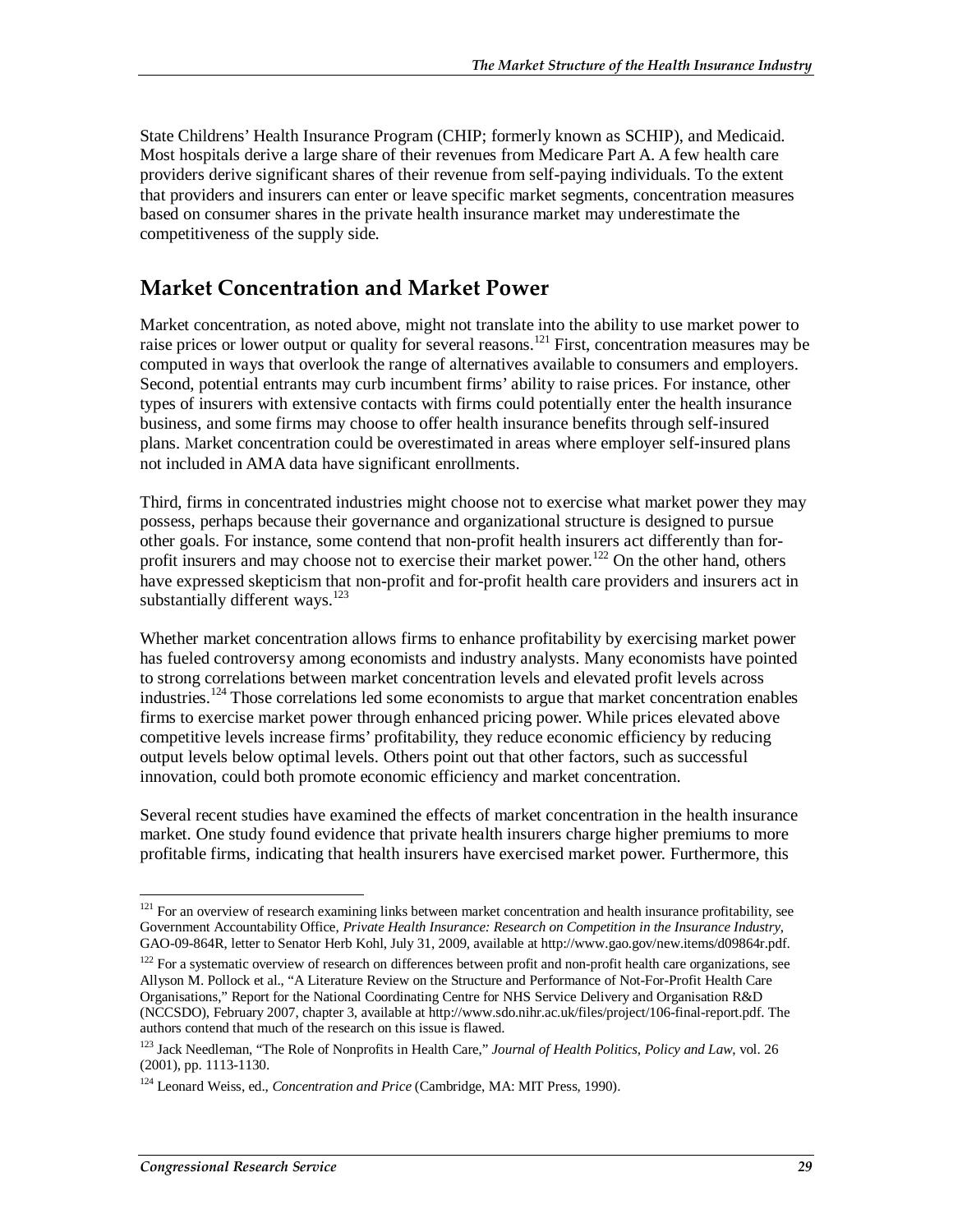State Childrens' Health Insurance Program (CHIP; formerly known as SCHIP), and Medicaid. Most hospitals derive a large share of their revenues from Medicare Part A. A few health care providers derive significant shares of their revenue from self-paying individuals. To the extent that providers and insurers can enter or leave specific market segments, concentration measures based on consumer shares in the private health insurance market may underestimate the competitiveness of the supply side.

## Market Concentration and Market Power

Market concentration, as noted above, might not translate into the ability to use market power to raise prices or lower output or quality for several reasons.[121] First, concentration measures may be computed in ways that overlook the range of alternatives available to consumers and employers. Second, potential entrants may curb incumbent firms' ability to raise prices. For instance, other types of insurers with extensive contacts with firms could potentially enter the health insurance business, and some firms may choose to offer health insurance benefits through self-insured plans. Market concentration could be overestimated in areas where employer self-insured plans not included in AMA data have significant enrollments.

Third, firms in concentrated industries might choose not to exercise what market power they may possess, perhaps because their governance and organizational structure is designed to pursue other goals. For instance, some contend that non-profit health insurers act differently than for-profit insurers and may choose not to exercise their market power.[122] On the other hand, others have expressed skepticism that non-profit and for-profit health care providers and insurers act in substantially different ways.[123]

Whether market concentration allows firms to enhance profitability by exercising market power has fueled controversy among economists and industry analysts. Many economists have pointed to strong correlations between market concentration levels and elevated profit levels across industries.[124] Those correlations led some economists to argue that market concentration enables firms to exercise market power through enhanced pricing power. While prices elevated above competitive levels increase firms' profitability, they reduce economic efficiency by reducing output levels below optimal levels. Others point out that other factors, such as successful innovation, could both promote economic efficiency and market concentration.

Several recent studies have examined the effects of market concentration in the health insurance market. One study found evidence that private health insurers charge higher premiums to more profitable firms, indicating that health insurers have exercised market power. Furthermore, this

---

[121] For an overview of research examining links between market concentration and health insurance profitability, see Government Accountability Office, *Private Health Insurance: Research on Competition in the Insurance Industry*, GAO-09-864R, letter to Senator Herb Kohl, July 31, 2009, available at http://www.gao.gov/new.items/d09864r.pdf.

[122] For a systematic overview of research on differences between profit and non-profit health care organizations, see Allyson M. Pollock et al., "A Literature Review on the Structure and Performance of Not-For-Profit Health Care Organisations," Report for the National Coordinating Centre for NHS Service Delivery and Organisation R&D (NCCSDO), February 2007, chapter 3, available at http://www.sdo.nihr.ac.uk/files/project/106-final-report.pdf. The authors contend that much of the research on this issue is flawed.

[123] Jack Needleman, "The Role of Nonprofits in Health Care," *Journal of Health Politics, Policy and Law*, vol. 26 (2001), pp. 1113-1130.

[124] Leonard Weiss, ed., *Concentration and Price* (Cambridge, MA: MIT Press, 1990).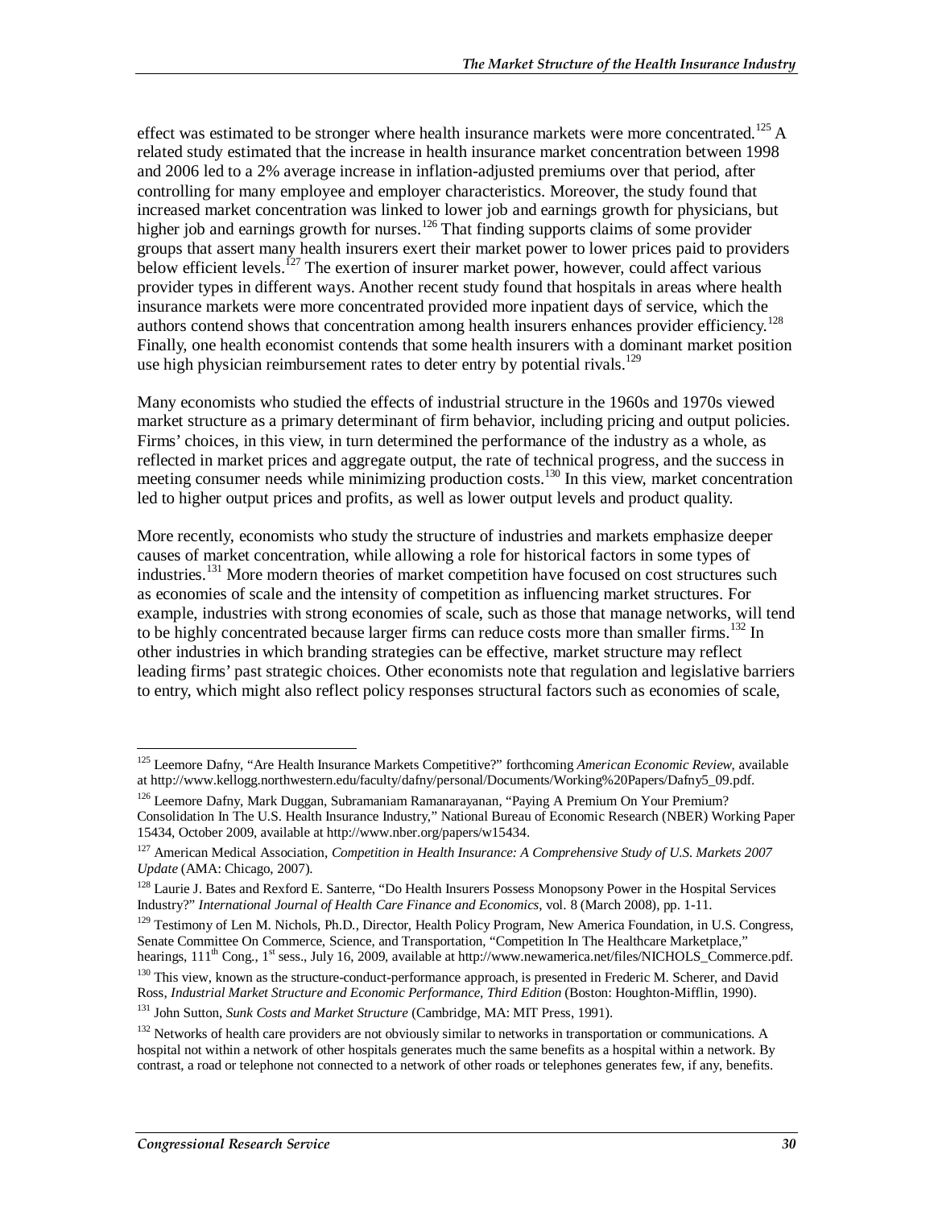effect was estimated to be stronger where health insurance markets were more concentrated.[125] A related study estimated that the increase in health insurance market concentration between 1998 and 2006 led to a 2% average increase in inflation-adjusted premiums over that period, after controlling for many employee and employer characteristics. Moreover, the study found that increased market concentration was linked to lower job and earnings growth for physicians, but higher job and earnings growth for nurses.[126] That finding supports claims of some provider groups that assert many health insurers exert their market power to lower prices paid to providers below efficient levels.[127] The exertion of insurer market power, however, could affect various provider types in different ways. Another recent study found that hospitals in areas where health insurance markets were more concentrated provided more inpatient days of service, which the authors contend shows that concentration among health insurers enhances provider efficiency.[128] Finally, one health economist contends that some health insurers with a dominant market position use high physician reimbursement rates to deter entry by potential rivals.[129]

Many economists who studied the effects of industrial structure in the 1960s and 1970s viewed market structure as a primary determinant of firm behavior, including pricing and output policies. Firms' choices, in this view, in turn determined the performance of the industry as a whole, as reflected in market prices and aggregate output, the rate of technical progress, and the success in meeting consumer needs while minimizing production costs.[130] In this view, market concentration led to higher output prices and profits, as well as lower output levels and product quality.

More recently, economists who study the structure of industries and markets emphasize deeper causes of market concentration, while allowing a role for historical factors in some types of industries.[131] More modern theories of market competition have focused on cost structures such as economies of scale and the intensity of competition as influencing market structures. For example, industries with strong economies of scale, such as those that manage networks, will tend to be highly concentrated because larger firms can reduce costs more than smaller firms.[132] In other industries in which branding strategies can be effective, market structure may reflect leading firms' past strategic choices. Other economists note that regulation and legislative barriers to entry, which might also reflect policy responses structural factors such as economies of scale,

---

[125] Leemore Dafny, "Are Health Insurance Markets Competitive?" forthcoming *American Economic Review*, available at http://www.kellogg.northwestern.edu/faculty/dafny/personal/Documents/Working%20Papers/Dafny5_09.pdf.

[126] Leemore Dafny, Mark Duggan, Subramaniam Ramanarayanan, "Paying A Premium On Your Premium? Consolidation In The U.S. Health Insurance Industry," National Bureau of Economic Research (NBER) Working Paper 15434, October 2009, available at http://www.nber.org/papers/w15434.

[127] American Medical Association, *Competition in Health Insurance: A Comprehensive Study of U.S. Markets 2007 Update* (AMA: Chicago, 2007).

[128] Laurie J. Bates and Rexford E. Santerre, "Do Health Insurers Possess Monopsony Power in the Hospital Services Industry?" *International Journal of Health Care Finance and Economics*, vol. 8 (March 2008), pp. 1-11.

[129] Testimony of Len M. Nichols, Ph.D., Director, Health Policy Program, New America Foundation, in U.S. Congress, Senate Committee On Commerce, Science, and Transportation, "Competition In The Healthcare Marketplace," hearings, 111th Cong., 1st sess., July 16, 2009, available at http://www.newamerica.net/files/NICHOLS_Commerce.pdf.

[130] This view, known as the structure-conduct-performance approach, is presented in Frederic M. Scherer, and David Ross, *Industrial Market Structure and Economic Performance, Third Edition* (Boston: Houghton-Mifflin, 1990).

[131] John Sutton, *Sunk Costs and Market Structure* (Cambridge, MA: MIT Press, 1991).

[132] Networks of health care providers are not obviously similar to networks in transportation or communications. A hospital not within a network of other hospitals generates much the same benefits as a hospital within a network. By contrast, a road or telephone not connected to a network of other roads or telephones generates few, if any, benefits.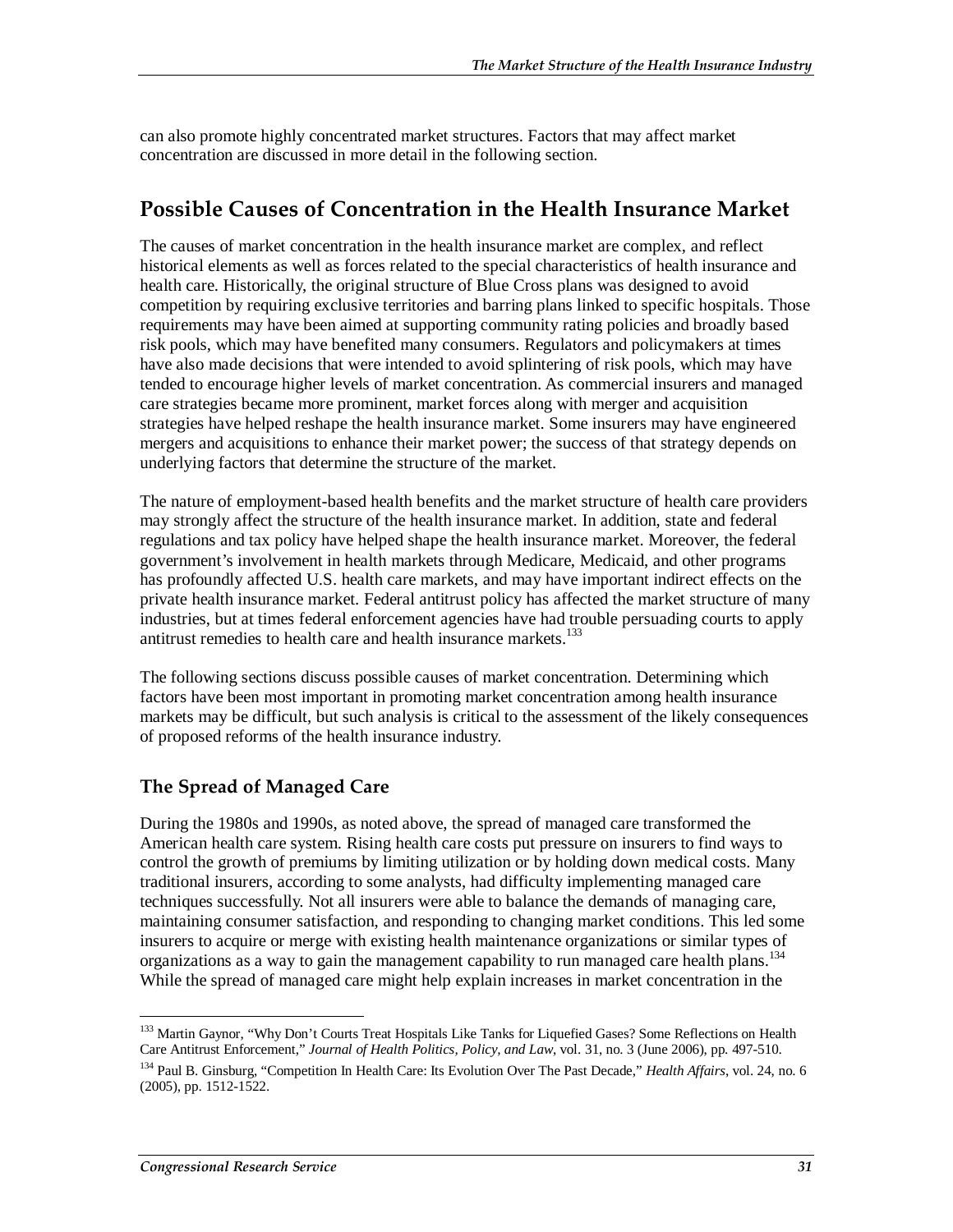can also promote highly concentrated market structures. Factors that may affect market concentration are discussed in more detail in the following section.

## Possible Causes of Concentration in the Health Insurance Market

The causes of market concentration in the health insurance market are complex, and reflect historical elements as well as forces related to the special characteristics of health insurance and health care. Historically, the original structure of Blue Cross plans was designed to avoid competition by requiring exclusive territories and barring plans linked to specific hospitals. Those requirements may have been aimed at supporting community rating policies and broadly based risk pools, which may have benefited many consumers. Regulators and policymakers at times have also made decisions that were intended to avoid splintering of risk pools, which may have tended to encourage higher levels of market concentration. As commercial insurers and managed care strategies became more prominent, market forces along with merger and acquisition strategies have helped reshape the health insurance market. Some insurers may have engineered mergers and acquisitions to enhance their market power; the success of that strategy depends on underlying factors that determine the structure of the market.

The nature of employment-based health benefits and the market structure of health care providers may strongly affect the structure of the health insurance market. In addition, state and federal regulations and tax policy have helped shape the health insurance market. Moreover, the federal government's involvement in health markets through Medicare, Medicaid, and other programs has profoundly affected U.S. health care markets, and may have important indirect effects on the private health insurance market. Federal antitrust policy has affected the market structure of many industries, but at times federal enforcement agencies have had trouble persuading courts to apply antitrust remedies to health care and health insurance markets.[133]

The following sections discuss possible causes of market concentration. Determining which factors have been most important in promoting market concentration among health insurance markets may be difficult, but such analysis is critical to the assessment of the likely consequences of proposed reforms of the health insurance industry.

### The Spread of Managed Care

During the 1980s and 1990s, as noted above, the spread of managed care transformed the American health care system. Rising health care costs put pressure on insurers to find ways to control the growth of premiums by limiting utilization or by holding down medical costs. Many traditional insurers, according to some analysts, had difficulty implementing managed care techniques successfully. Not all insurers were able to balance the demands of managing care, maintaining consumer satisfaction, and responding to changing market conditions. This led some insurers to acquire or merge with existing health maintenance organizations or similar types of organizations as a way to gain the management capability to run managed care health plans.[134] While the spread of managed care might help explain increases in market concentration in the

---

[133] Martin Gaynor, "Why Don't Courts Treat Hospitals Like Tanks for Liquefied Gases? Some Reflections on Health Care Antitrust Enforcement," *Journal of Health Politics, Policy, and Law*, vol. 31, no. 3 (June 2006), pp. 497-510.

[134] Paul B. Ginsburg, "Competition In Health Care: Its Evolution Over The Past Decade," *Health Affairs*, vol. 24, no. 6 (2005), pp. 1512-1522.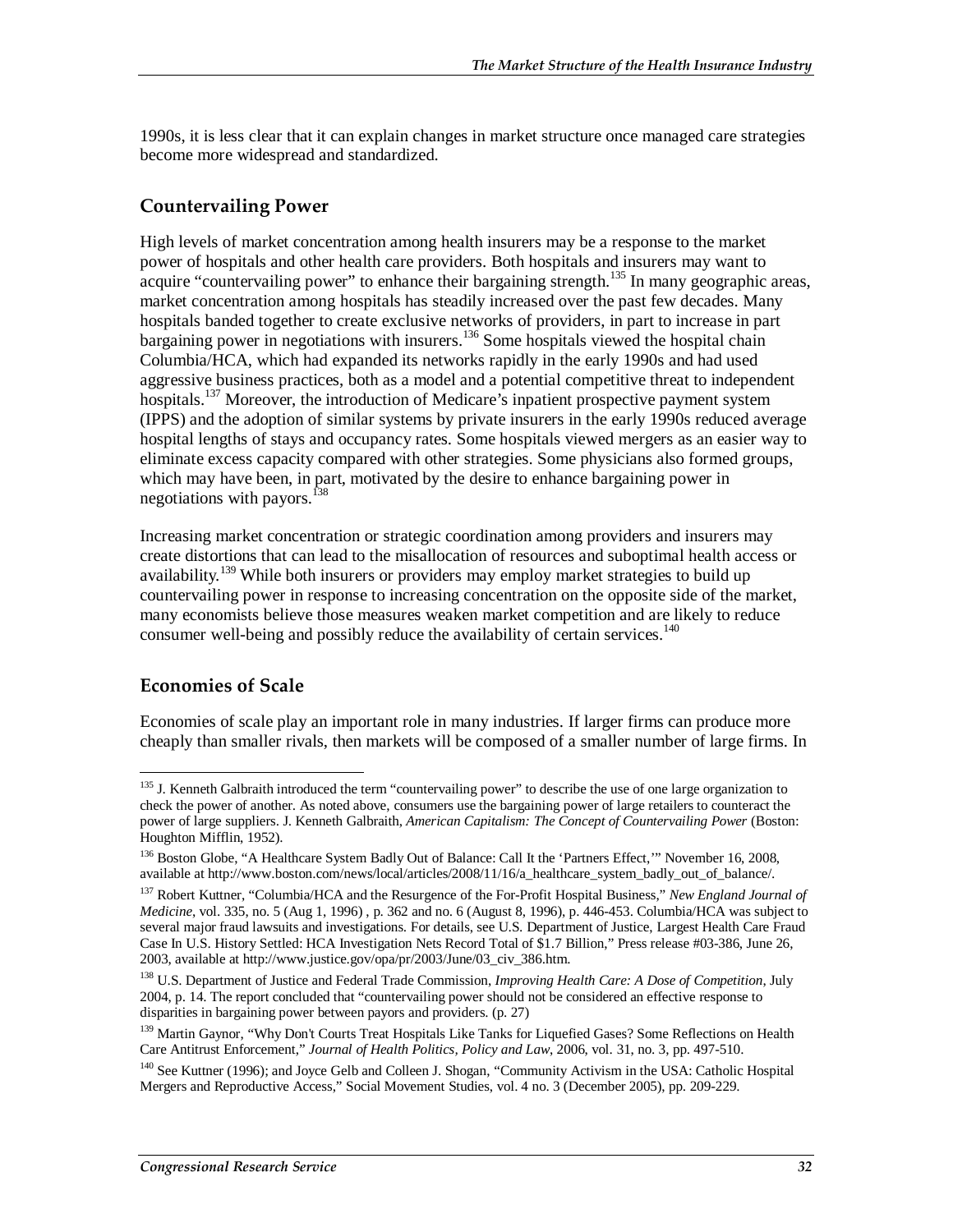1990s, it is less clear that it can explain changes in market structure once managed care strategies become more widespread and standardized.

## Countervailing Power

High levels of market concentration among health insurers may be a response to the market power of hospitals and other health care providers. Both hospitals and insurers may want to acquire "countervailing power" to enhance their bargaining strength.[135] In many geographic areas, market concentration among hospitals has steadily increased over the past few decades. Many hospitals banded together to create exclusive networks of providers, in part to increase in part bargaining power in negotiations with insurers.[136] Some hospitals viewed the hospital chain Columbia/HCA, which had expanded its networks rapidly in the early 1990s and had used aggressive business practices, both as a model and a potential competitive threat to independent hospitals.[137] Moreover, the introduction of Medicare's inpatient prospective payment system (IPPS) and the adoption of similar systems by private insurers in the early 1990s reduced average hospital lengths of stays and occupancy rates. Some hospitals viewed mergers as an easier way to eliminate excess capacity compared with other strategies. Some physicians also formed groups, which may have been, in part, motivated by the desire to enhance bargaining power in negotiations with payors.[138]

Increasing market concentration or strategic coordination among providers and insurers may create distortions that can lead to the misallocation of resources and suboptimal health access or availability.[139] While both insurers or providers may employ market strategies to build up countervailing power in response to increasing concentration on the opposite side of the market, many economists believe those measures weaken market competition and are likely to reduce consumer well-being and possibly reduce the availability of certain services.[140]

## Economies of Scale

Economies of scale play an important role in many industries. If larger firms can produce more cheaply than smaller rivals, then markets will be composed of a smaller number of large firms. In

---

[135] J. Kenneth Galbraith introduced the term "countervailing power" to describe the use of one large organization to check the power of another. As noted above, consumers use the bargaining power of large retailers to counteract the power of large suppliers. J. Kenneth Galbraith, *American Capitalism: The Concept of Countervailing Power* (Boston: Houghton Mifflin, 1952).

[136] Boston Globe, "A Healthcare System Badly Out of Balance: Call It the 'Partners Effect,'" November 16, 2008, available at http://www.boston.com/news/local/articles/2008/11/16/a_healthcare_system_badly_out_of_balance/.

[137] Robert Kuttner, "Columbia/HCA and the Resurgence of the For-Profit Hospital Business," *New England Journal of Medicine*, vol. 335, no. 5 (Aug 1, 1996) , p. 362 and no. 6 (August 8, 1996), p. 446-453. Columbia/HCA was subject to several major fraud lawsuits and investigations. For details, see U.S. Department of Justice, Largest Health Care Fraud Case In U.S. History Settled: HCA Investigation Nets Record Total of $1.7 Billion," Press release #03-386, June 26, 2003, available at http://www.justice.gov/opa/pr/2003/June/03_civ_386.htm.

[138] U.S. Department of Justice and Federal Trade Commission, *Improving Health Care: A Dose of Competition*, July 2004, p. 14. The report concluded that "countervailing power should not be considered an effective response to disparities in bargaining power between payors and providers. (p. 27)

[139] Martin Gaynor, "Why Don't Courts Treat Hospitals Like Tanks for Liquefied Gases? Some Reflections on Health Care Antitrust Enforcement," *Journal of Health Politics, Policy and Law*, 2006, vol. 31, no. 3, pp. 497-510.

[140] See Kuttner (1996); and Joyce Gelb and Colleen J. Shogan, "Community Activism in the USA: Catholic Hospital Mergers and Reproductive Access," Social Movement Studies, vol. 4 no. 3 (December 2005), pp. 209-229.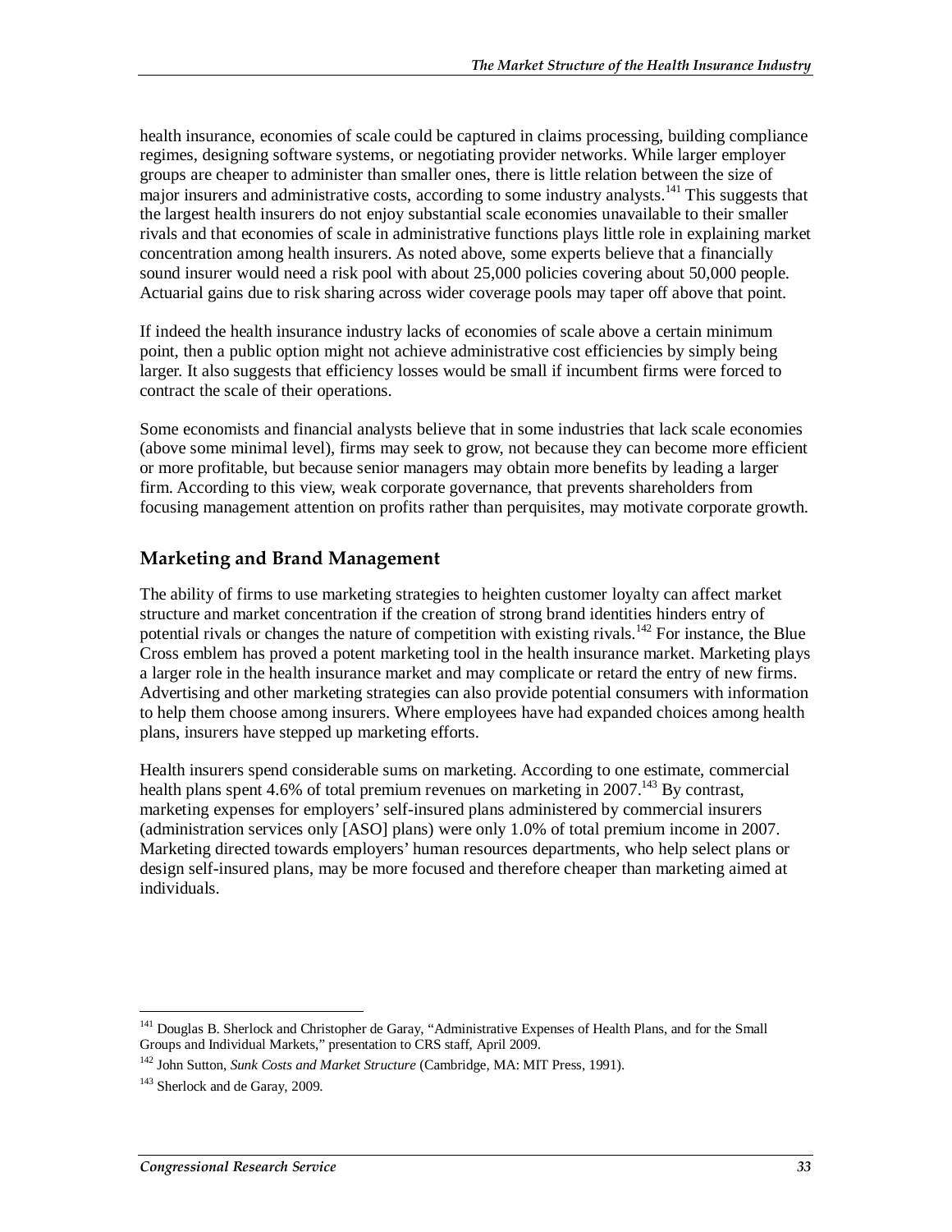health insurance, economies of scale could be captured in claims processing, building compliance regimes, designing software systems, or negotiating provider networks. While larger employer groups are cheaper to administer than smaller ones, there is little relation between the size of major insurers and administrative costs, according to some industry analysts.[141] This suggests that the largest health insurers do not enjoy substantial scale economies unavailable to their smaller rivals and that economies of scale in administrative functions plays little role in explaining market concentration among health insurers. As noted above, some experts believe that a financially sound insurer would need a risk pool with about 25,000 policies covering about 50,000 people. Actuarial gains due to risk sharing across wider coverage pools may taper off above that point.

If indeed the health insurance industry lacks of economies of scale above a certain minimum point, then a public option might not achieve administrative cost efficiencies by simply being larger. It also suggests that efficiency losses would be small if incumbent firms were forced to contract the scale of their operations.

Some economists and financial analysts believe that in some industries that lack scale economies (above some minimal level), firms may seek to grow, not because they can become more efficient or more profitable, but because senior managers may obtain more benefits by leading a larger firm. According to this view, weak corporate governance, that prevents shareholders from focusing management attention on profits rather than perquisites, may motivate corporate growth.

## Marketing and Brand Management

The ability of firms to use marketing strategies to heighten customer loyalty can affect market structure and market concentration if the creation of strong brand identities hinders entry of potential rivals or changes the nature of competition with existing rivals.[142] For instance, the Blue Cross emblem has proved a potent marketing tool in the health insurance market. Marketing plays a larger role in the health insurance market and may complicate or retard the entry of new firms. Advertising and other marketing strategies can also provide potential consumers with information to help them choose among insurers. Where employees have had expanded choices among health plans, insurers have stepped up marketing efforts.

Health insurers spend considerable sums on marketing. According to one estimate, commercial health plans spent 4.6% of total premium revenues on marketing in 2007.[143] By contrast, marketing expenses for employers' self-insured plans administered by commercial insurers (administration services only [ASO] plans) were only 1.0% of total premium income in 2007. Marketing directed towards employers' human resources departments, who help select plans or design self-insured plans, may be more focused and therefore cheaper than marketing aimed at individuals.

---

[141] Douglas B. Sherlock and Christopher de Garay, "Administrative Expenses of Health Plans, and for the Small Groups and Individual Markets," presentation to CRS staff, April 2009.

[142] John Sutton, *Sunk Costs and Market Structure* (Cambridge, MA: MIT Press, 1991).

[143] Sherlock and de Garay, 2009.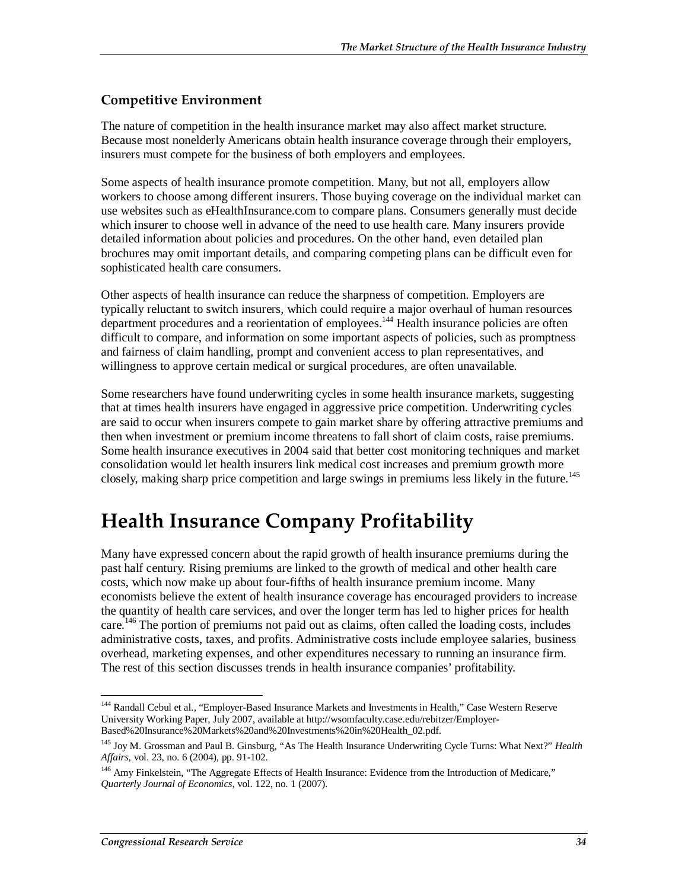### Competitive Environment

The nature of competition in the health insurance market may also affect market structure. Because most nonelderly Americans obtain health insurance coverage through their employers, insurers must compete for the business of both employers and employees.

Some aspects of health insurance promote competition. Many, but not all, employers allow workers to choose among different insurers. Those buying coverage on the individual market can use websites such as eHealthInsurance.com to compare plans. Consumers generally must decide which insurer to choose well in advance of the need to use health care. Many insurers provide detailed information about policies and procedures. On the other hand, even detailed plan brochures may omit important details, and comparing competing plans can be difficult even for sophisticated health care consumers.

Other aspects of health insurance can reduce the sharpness of competition. Employers are typically reluctant to switch insurers, which could require a major overhaul of human resources department procedures and a reorientation of employees.[144] Health insurance policies are often difficult to compare, and information on some important aspects of policies, such as promptness and fairness of claim handling, prompt and convenient access to plan representatives, and willingness to approve certain medical or surgical procedures, are often unavailable.

Some researchers have found underwriting cycles in some health insurance markets, suggesting that at times health insurers have engaged in aggressive price competition. Underwriting cycles are said to occur when insurers compete to gain market share by offering attractive premiums and then when investment or premium income threatens to fall short of claim costs, raise premiums. Some health insurance executives in 2004 said that better cost monitoring techniques and market consolidation would let health insurers link medical cost increases and premium growth more closely, making sharp price competition and large swings in premiums less likely in the future.[145]

# Health Insurance Company Profitability

Many have expressed concern about the rapid growth of health insurance premiums during the past half century. Rising premiums are linked to the growth of medical and other health care costs, which now make up about four-fifths of health insurance premium income. Many economists believe the extent of health insurance coverage has encouraged providers to increase the quantity of health care services, and over the longer term has led to higher prices for health care.[146] The portion of premiums not paid out as claims, often called the loading costs, includes administrative costs, taxes, and profits. Administrative costs include employee salaries, business overhead, marketing expenses, and other expenditures necessary to running an insurance firm. The rest of this section discusses trends in health insurance companies' profitability.

---

[144] Randall Cebul et al., "Employer-Based Insurance Markets and Investments in Health," Case Western Reserve University Working Paper, July 2007, available at http://wsomfaculty.case.edu/rebitzer/Employer-Based%20Insurance%20Markets%20and%20Investments%20in%20Health_02.pdf.

[145] Joy M. Grossman and Paul B. Ginsburg, "As The Health Insurance Underwriting Cycle Turns: What Next?" *Health Affairs*, vol. 23, no. 6 (2004), pp. 91-102.

[146] Amy Finkelstein, "The Aggregate Effects of Health Insurance: Evidence from the Introduction of Medicare," *Quarterly Journal of Economics*, vol. 122, no. 1 (2007).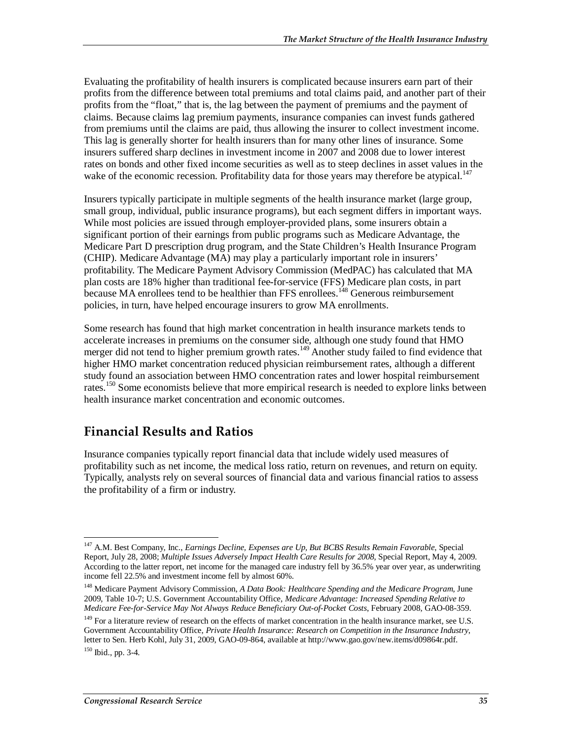Evaluating the profitability of health insurers is complicated because insurers earn part of their profits from the difference between total premiums and total claims paid, and another part of their profits from the "float," that is, the lag between the payment of premiums and the payment of claims. Because claims lag premium payments, insurance companies can invest funds gathered from premiums until the claims are paid, thus allowing the insurer to collect investment income. This lag is generally shorter for health insurers than for many other lines of insurance. Some insurers suffered sharp declines in investment income in 2007 and 2008 due to lower interest rates on bonds and other fixed income securities as well as to steep declines in asset values in the wake of the economic recession. Profitability data for those years may therefore be atypical.[147]

Insurers typically participate in multiple segments of the health insurance market (large group, small group, individual, public insurance programs), but each segment differs in important ways. While most policies are issued through employer-provided plans, some insurers obtain a significant portion of their earnings from public programs such as Medicare Advantage, the Medicare Part D prescription drug program, and the State Children's Health Insurance Program (CHIP). Medicare Advantage (MA) may play a particularly important role in insurers' profitability. The Medicare Payment Advisory Commission (MedPAC) has calculated that MA plan costs are 18% higher than traditional fee-for-service (FFS) Medicare plan costs, in part because MA enrollees tend to be healthier than FFS enrollees.[148] Generous reimbursement policies, in turn, have helped encourage insurers to grow MA enrollments.

Some research has found that high market concentration in health insurance markets tends to accelerate increases in premiums on the consumer side, although one study found that HMO merger did not tend to higher premium growth rates.[149] Another study failed to find evidence that higher HMO market concentration reduced physician reimbursement rates, although a different study found an association between HMO concentration rates and lower hospital reimbursement rates.[150] Some economists believe that more empirical research is needed to explore links between health insurance market concentration and economic outcomes.

## Financial Results and Ratios

Insurance companies typically report financial data that include widely used measures of profitability such as net income, the medical loss ratio, return on revenues, and return on equity. Typically, analysts rely on several sources of financial data and various financial ratios to assess the profitability of a firm or industry.

---

[147] A.M. Best Company, Inc., *Earnings Decline, Expenses are Up, But BCBS Results Remain Favorable*, Special Report, July 28, 2008; *Multiple Issues Adversely Impact Health Care Results for 2008*, Special Report, May 4, 2009. According to the latter report, net income for the managed care industry fell by 36.5% year over year, as underwriting income fell 22.5% and investment income fell by almost 60%.

[148] Medicare Payment Advisory Commission, *A Data Book: Healthcare Spending and the Medicare Program*, June 2009, Table 10-7; U.S. Government Accountability Office, *Medicare Advantage: Increased Spending Relative to Medicare Fee-for-Service May Not Always Reduce Beneficiary Out-of-Pocket Costs*, February 2008, GAO-08-359.

[149] For a literature review of research on the effects of market concentration in the health insurance market, see U.S. Government Accountability Office, *Private Health Insurance: Research on Competition in the Insurance Industry*, letter to Sen. Herb Kohl, July 31, 2009, GAO-09-864, available at http://www.gao.gov/new.items/d09864r.pdf.

[150] Ibid., pp. 3-4.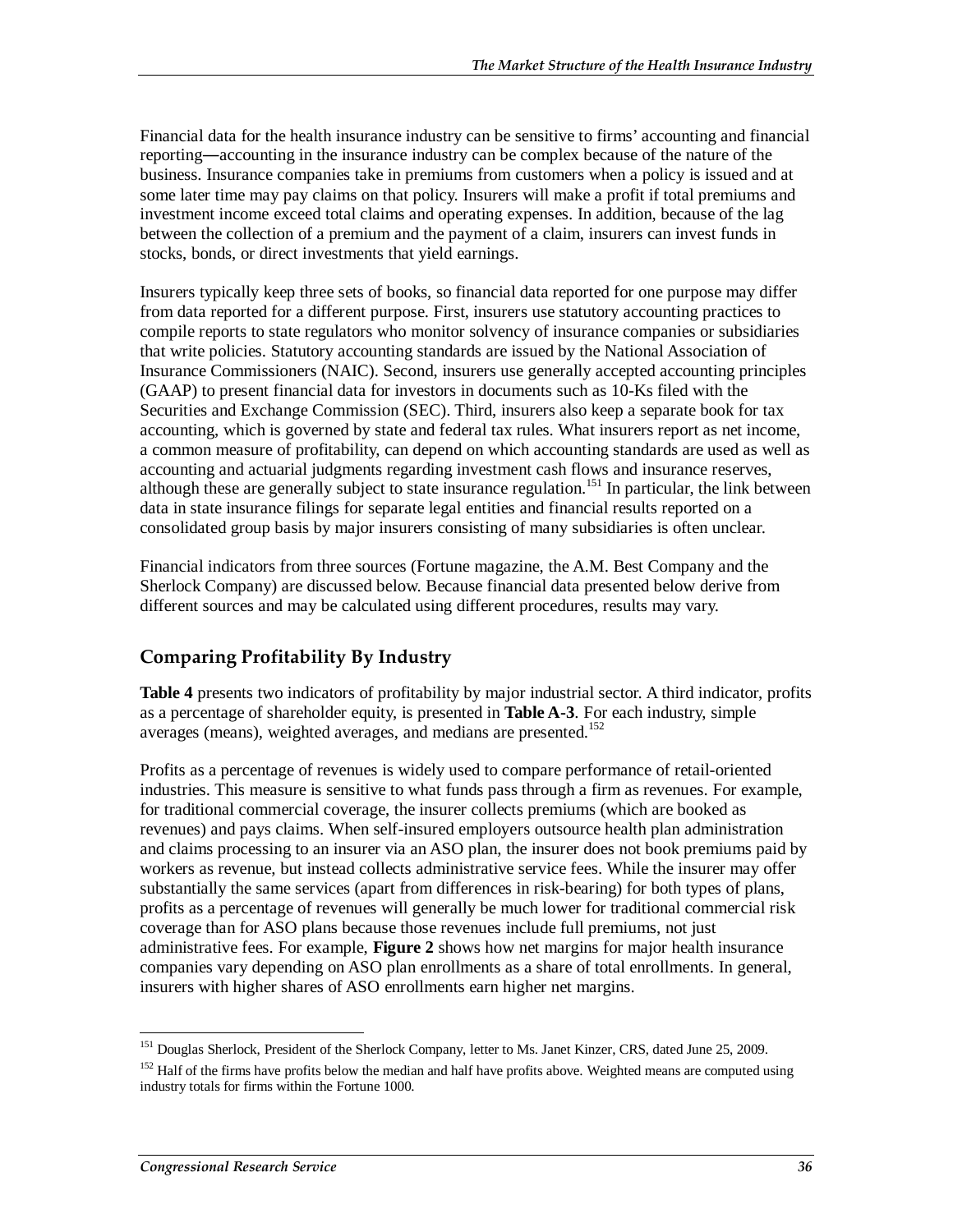Financial data for the health insurance industry can be sensitive to firms' accounting and financial reporting—accounting in the insurance industry can be complex because of the nature of the business. Insurance companies take in premiums from customers when a policy is issued and at some later time may pay claims on that policy. Insurers will make a profit if total premiums and investment income exceed total claims and operating expenses. In addition, because of the lag between the collection of a premium and the payment of a claim, insurers can invest funds in stocks, bonds, or direct investments that yield earnings.

Insurers typically keep three sets of books, so financial data reported for one purpose may differ from data reported for a different purpose. First, insurers use statutory accounting practices to compile reports to state regulators who monitor solvency of insurance companies or subsidiaries that write policies. Statutory accounting standards are issued by the National Association of Insurance Commissioners (NAIC). Second, insurers use generally accepted accounting principles (GAAP) to present financial data for investors in documents such as 10-Ks filed with the Securities and Exchange Commission (SEC). Third, insurers also keep a separate book for tax accounting, which is governed by state and federal tax rules. What insurers report as net income, a common measure of profitability, can depend on which accounting standards are used as well as accounting and actuarial judgments regarding investment cash flows and insurance reserves, although these are generally subject to state insurance regulation.[151] In particular, the link between data in state insurance filings for separate legal entities and financial results reported on a consolidated group basis by major insurers consisting of many subsidiaries is often unclear.

Financial indicators from three sources (Fortune magazine, the A.M. Best Company and the Sherlock Company) are discussed below. Because financial data presented below derive from different sources and may be calculated using different procedures, results may vary.

## Comparing Profitability By Industry

**Table 4** presents two indicators of profitability by major industrial sector. A third indicator, profits as a percentage of shareholder equity, is presented in **Table A-3**. For each industry, simple averages (means), weighted averages, and medians are presented.[152]

Profits as a percentage of revenues is widely used to compare performance of retail-oriented industries. This measure is sensitive to what funds pass through a firm as revenues. For example, for traditional commercial coverage, the insurer collects premiums (which are booked as revenues) and pays claims. When self-insured employers outsource health plan administration and claims processing to an insurer via an ASO plan, the insurer does not book premiums paid by workers as revenue, but instead collects administrative service fees. While the insurer may offer substantially the same services (apart from differences in risk-bearing) for both types of plans, profits as a percentage of revenues will generally be much lower for traditional commercial risk coverage than for ASO plans because those revenues include full premiums, not just administrative fees. For example, **Figure 2** shows how net margins for major health insurance companies vary depending on ASO plan enrollments as a share of total enrollments. In general, insurers with higher shares of ASO enrollments earn higher net margins.

---

[151] Douglas Sherlock, President of the Sherlock Company, letter to Ms. Janet Kinzer, CRS, dated June 25, 2009.

[152] Half of the firms have profits below the median and half have profits above. Weighted means are computed using industry totals for firms within the Fortune 1000.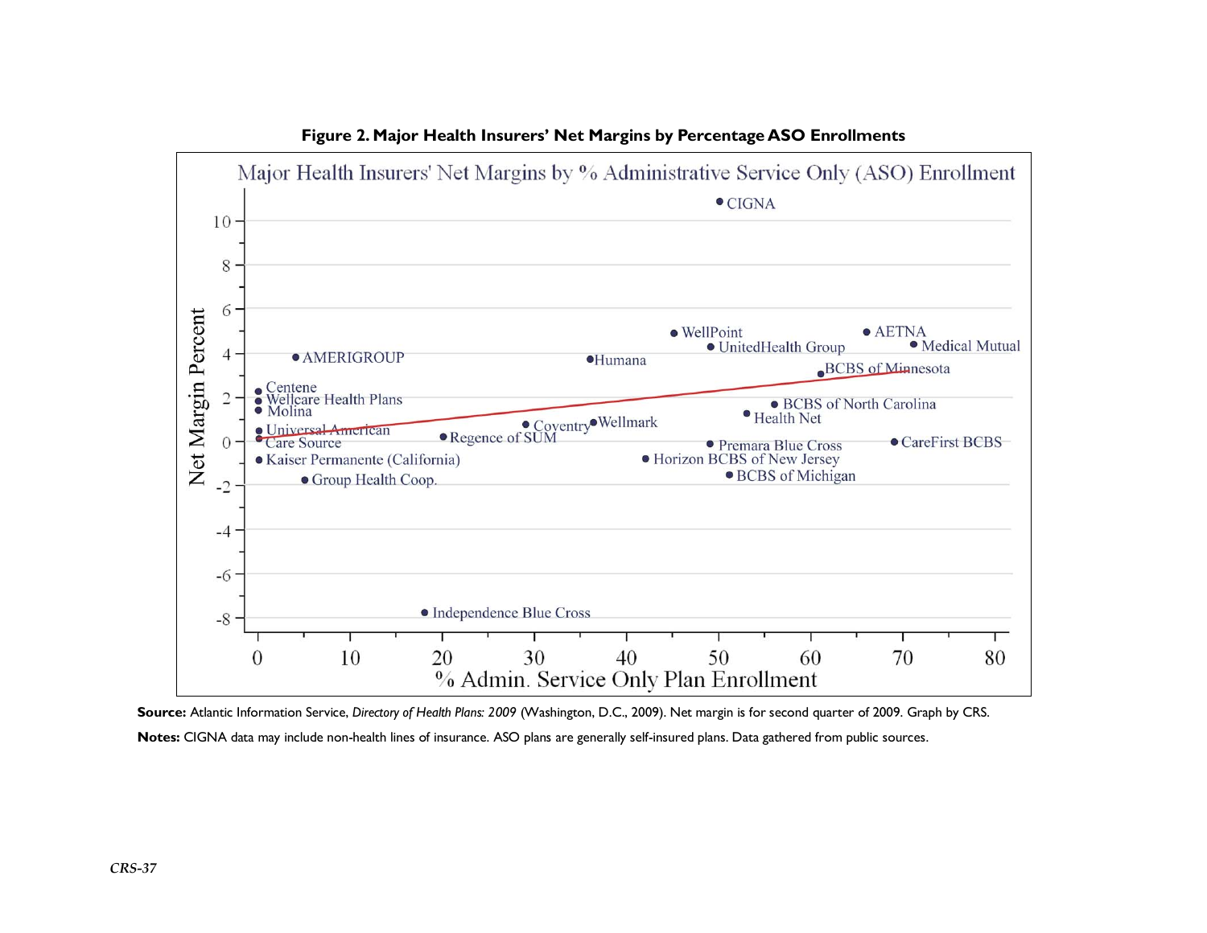**Figure 2. Major Health Insurers' Net Margins by Percentage ASO Enrollments**

**Source:** Atlantic Information Service, *Directory of Health Plans: 2009* (Washington, D.C., 2009). Net margin is for second quarter of 2009. Graph by CRS.

**Notes:** CIGNA data may include non-health lines of insurance. ASO plans are generally self-insured plans. Data gathered from public sources.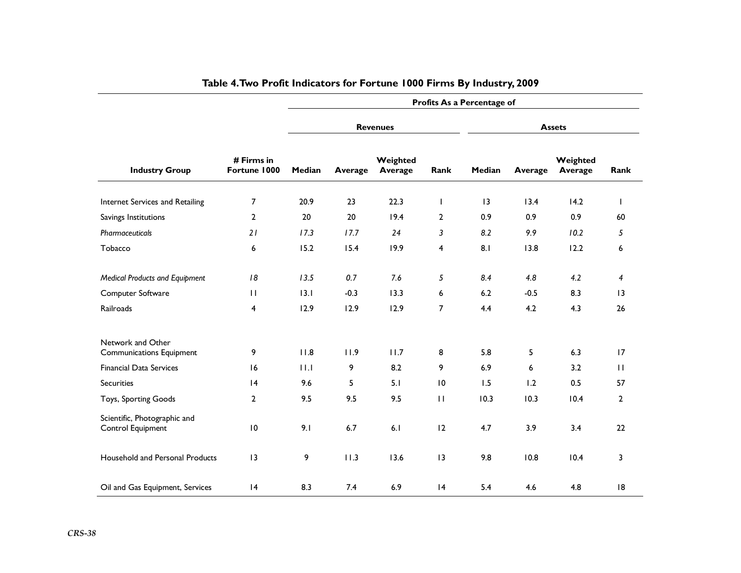**Table 4. Two Profit Indicators for Fortune 1000 Firms By Industry, 2009**

| | | Profits As a Percentage of | | | | | | | |
|---|---|---|---|---|---|---|---|---|---|
| | | Revenues | | | | Assets | | | |
| **Industry Group** | **# Firms in Fortune 1000** | **Median** | **Average** | **Weighted Average** | **Rank** | **Median** | **Average** | **Weighted Average** | **Rank** |
| Internet Services and Retailing | 7 | 20.9 | 23 | 22.3 | 1 | 13 | 13.4 | 14.2 | 1 |
| Savings Institutions | 2 | 20 | 20 | 19.4 | 2 | 0.9 | 0.9 | 0.9 | 60 |
| *Pharmaceuticals* | *21* | *17.3* | *17.7* | *24* | *3* | *8.2* | *9.9* | *10.2* | *5* |
| Tobacco | 6 | 15.2 | 15.4 | 19.9 | 4 | 8.1 | 13.8 | 12.2 | 6 |
| *Medical Products and Equipment* | *18* | *13.5* | *0.7* | *7.6* | *5* | *8.4* | *4.8* | *4.2* | *4* |
| Computer Software | 11 | 13.1 | -0.3 | 13.3 | 6 | 6.2 | -0.5 | 8.3 | 13 |
| Railroads | 4 | 12.9 | 12.9 | 12.9 | 7 | 4.4 | 4.2 | 4.3 | 26 |
| Network and Other Communications Equipment | 9 | 11.8 | 11.9 | 11.7 | 8 | 5.8 | 5 | 6.3 | 17 |
| Financial Data Services | 16 | 11.1 | 9 | 8.2 | 9 | 6.9 | 6 | 3.2 | 11 |
| Securities | 14 | 9.6 | 5 | 5.1 | 10 | 1.5 | 1.2 | 0.5 | 57 |
| Toys, Sporting Goods | 2 | 9.5 | 9.5 | 9.5 | 11 | 10.3 | 10.3 | 10.4 | 2 |
| Scientific, Photographic and Control Equipment | 10 | 9.1 | 6.7 | 6.1 | 12 | 4.7 | 3.9 | 3.4 | 22 |
| Household and Personal Products | 13 | 9 | 11.3 | 13.6 | 13 | 9.8 | 10.8 | 10.4 | 3 |
| Oil and Gas Equipment, Services | 14 | 8.3 | 7.4 | 6.9 | 14 | 5.4 | 4.6 | 4.8 | 18 |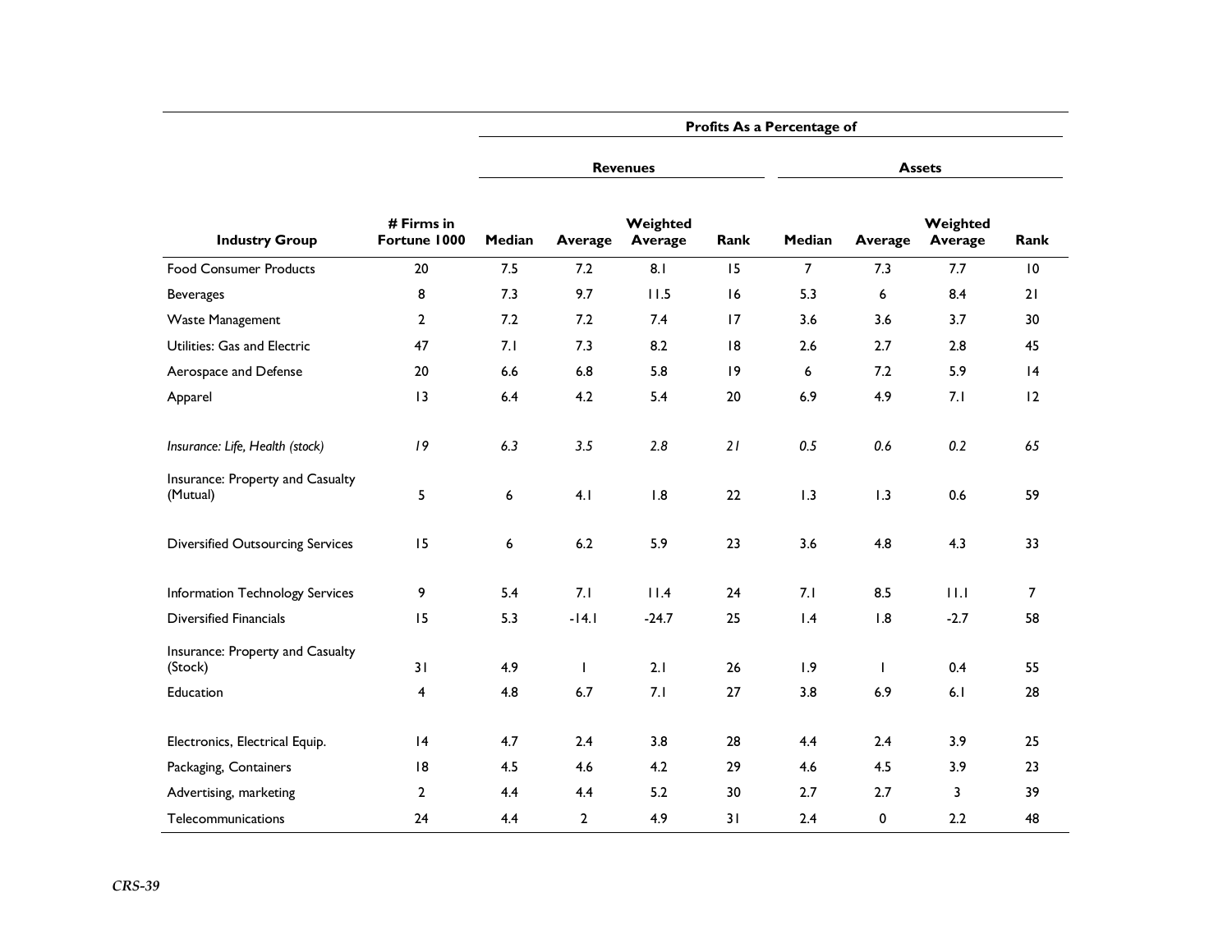| Industry Group | # Firms in Fortune 1000 | Profits As a Percentage of | | | | | | | |
|---|---|---|---|---|---|---|---|---|---|
| | | Revenues | | | | Assets | | | |
| | | Median | Average | Weighted Average | Rank | Median | Average | Weighted Average | Rank |
| Food Consumer Products | 20 | 7.5 | 7.2 | 8.1 | 15 | 7 | 7.3 | 7.7 | 10 |
| Beverages | 8 | 7.3 | 9.7 | 11.5 | 16 | 5.3 | 6 | 8.4 | 21 |
| Waste Management | 2 | 7.2 | 7.2 | 7.4 | 17 | 3.6 | 3.6 | 3.7 | 30 |
| Utilities: Gas and Electric | 47 | 7.1 | 7.3 | 8.2 | 18 | 2.6 | 2.7 | 2.8 | 45 |
| Aerospace and Defense | 20 | 6.6 | 6.8 | 5.8 | 19 | 6 | 7.2 | 5.9 | 14 |
| Apparel | 13 | 6.4 | 4.2 | 5.4 | 20 | 6.9 | 4.9 | 7.1 | 12 |
| *Insurance: Life, Health (stock)* | *19* | *6.3* | *3.5* | *2.8* | *21* | *0.5* | *0.6* | *0.2* | *65* |
| Insurance: Property and Casualty (Mutual) | 5 | 6 | 4.1 | 1.8 | 22 | 1.3 | 1.3 | 0.6 | 59 |
| Diversified Outsourcing Services | 15 | 6 | 6.2 | 5.9 | 23 | 3.6 | 4.8 | 4.3 | 33 |
| Information Technology Services | 9 | 5.4 | 7.1 | 11.4 | 24 | 7.1 | 8.5 | 11.1 | 7 |
| Diversified Financials | 15 | 5.3 | -14.1 | -24.7 | 25 | 1.4 | 1.8 | -2.7 | 58 |
| Insurance: Property and Casualty (Stock) | 31 | 4.9 | 1 | 2.1 | 26 | 1.9 | 1 | 0.4 | 55 |
| Education | 4 | 4.8 | 6.7 | 7.1 | 27 | 3.8 | 6.9 | 6.1 | 28 |
| Electronics, Electrical Equip. | 14 | 4.7 | 2.4 | 3.8 | 28 | 4.4 | 2.4 | 3.9 | 25 |
| Packaging, Containers | 18 | 4.5 | 4.6 | 4.2 | 29 | 4.6 | 4.5 | 3.9 | 23 |
| Advertising, marketing | 2 | 4.4 | 4.4 | 5.2 | 30 | 2.7 | 2.7 | 3 | 39 |
| Telecommunications | 24 | 4.4 | 2 | 4.9 | 31 | 2.4 | 0 | 2.2 | 48 |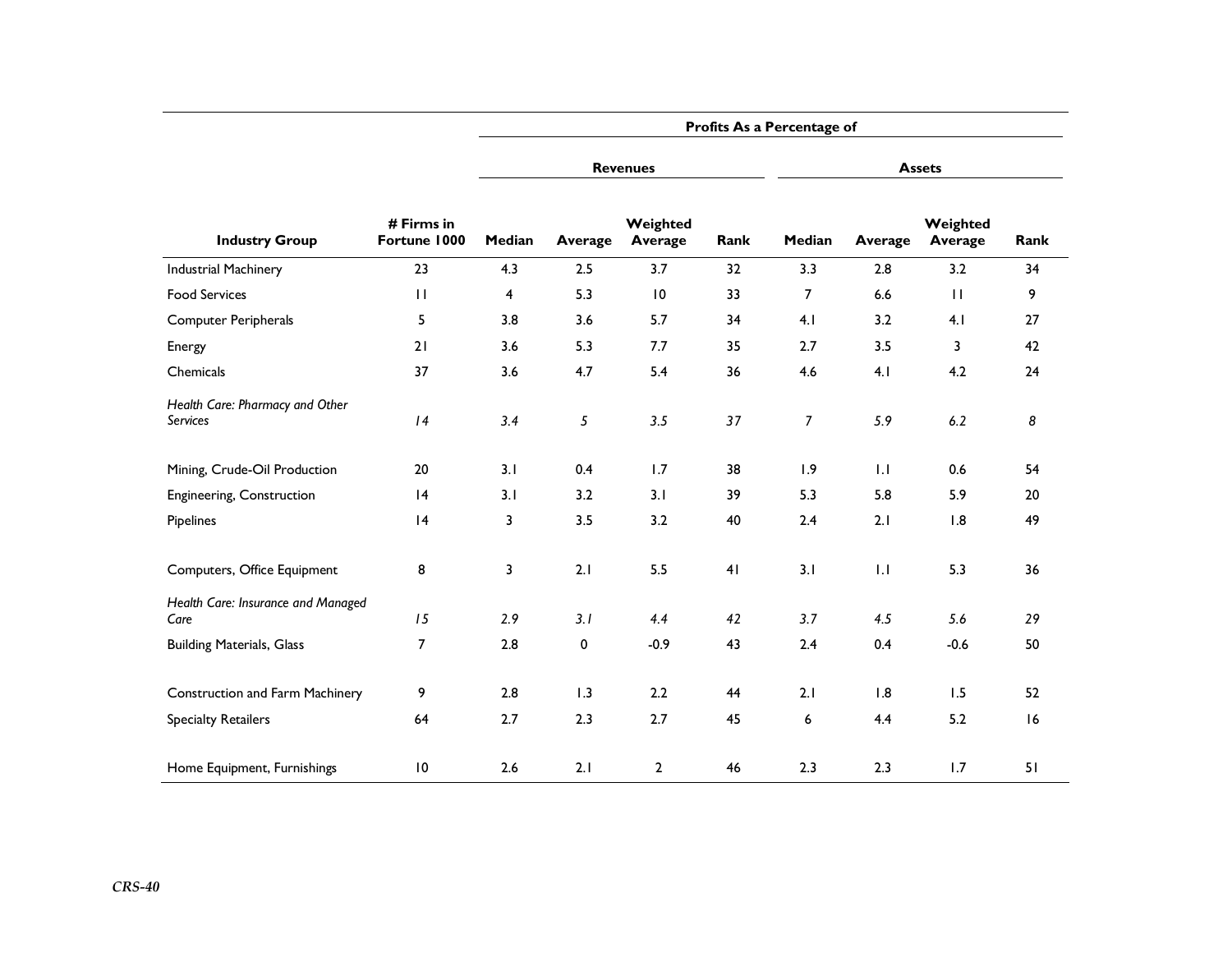| Industry Group | # Firms in Fortune 1000 | Profits As a Percentage of | | | | | | | |
|---|---|---|---|---|---|---|---|---|---|
| | | Revenues | | | | Assets | | | |
| | | Median | Average | Weighted Average | Rank | Median | Average | Weighted Average | Rank |
| Industrial Machinery | 23 | 4.3 | 2.5 | 3.7 | 32 | 3.3 | 2.8 | 3.2 | 34 |
| Food Services | 11 | 4 | 5.3 | 10 | 33 | 7 | 6.6 | 11 | 9 |
| Computer Peripherals | 5 | 3.8 | 3.6 | 5.7 | 34 | 4.1 | 3.2 | 4.1 | 27 |
| Energy | 21 | 3.6 | 5.3 | 7.7 | 35 | 2.7 | 3.5 | 3 | 42 |
| Chemicals | 37 | 3.6 | 4.7 | 5.4 | 36 | 4.6 | 4.1 | 4.2 | 24 |
| *Health Care: Pharmacy and Other Services* | *14* | *3.4* | *5* | *3.5* | *37* | *7* | *5.9* | *6.2* | *8* |
| Mining, Crude-Oil Production | 20 | 3.1 | 0.4 | 1.7 | 38 | 1.9 | 1.1 | 0.6 | 54 |
| Engineering, Construction | 14 | 3.1 | 3.2 | 3.1 | 39 | 5.3 | 5.8 | 5.9 | 20 |
| Pipelines | 14 | 3 | 3.5 | 3.2 | 40 | 2.4 | 2.1 | 1.8 | 49 |
| Computers, Office Equipment | 8 | 3 | 2.1 | 5.5 | 41 | 3.1 | 1.1 | 5.3 | 36 |
| *Health Care: Insurance and Managed Care* | *15* | *2.9* | *3.1* | *4.4* | *42* | *3.7* | *4.5* | *5.6* | *29* |
| Building Materials, Glass | 7 | 2.8 | 0 | -0.9 | 43 | 2.4 | 0.4 | -0.6 | 50 |
| Construction and Farm Machinery | 9 | 2.8 | 1.3 | 2.2 | 44 | 2.1 | 1.8 | 1.5 | 52 |
| Specialty Retailers | 64 | 2.7 | 2.3 | 2.7 | 45 | 6 | 4.4 | 5.2 | 16 |
| Home Equipment, Furnishings | 10 | 2.6 | 2.1 | 2 | 46 | 2.3 | 2.3 | 1.7 | 51 |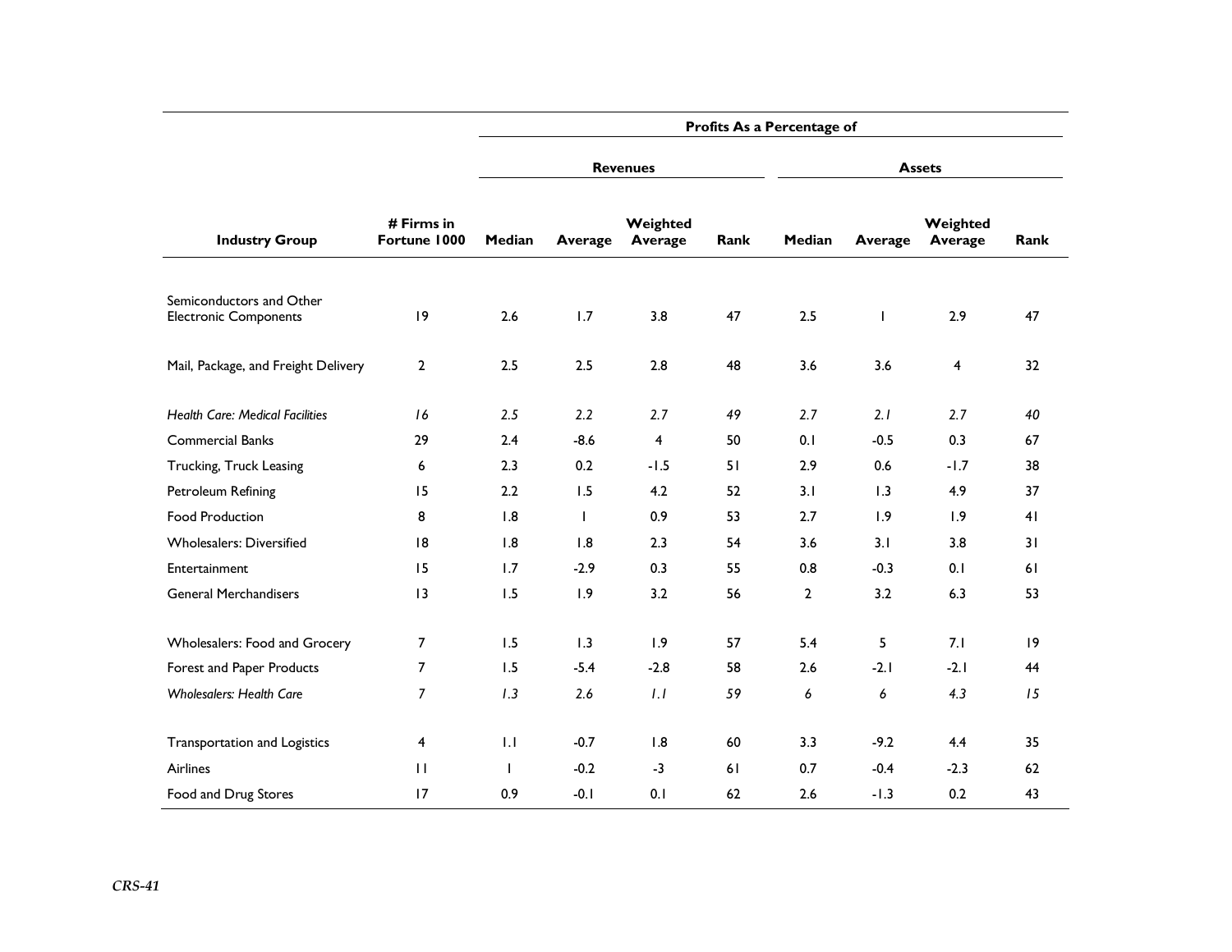| Industry Group | # Firms in Fortune 1000 | Profits As a Percentage of | | | | | | | |
|---|---|---|---|---|---|---|---|---|---|
| | | Revenues | | | | Assets | | | |
| | | Median | Average | Weighted Average | Rank | Median | Average | Weighted Average | Rank |
| Semiconductors and Other Electronic Components | 19 | 2.6 | 1.7 | 3.8 | 47 | 2.5 | 1 | 2.9 | 47 |
| Mail, Package, and Freight Delivery | 2 | 2.5 | 2.5 | 2.8 | 48 | 3.6 | 3.6 | 4 | 32 |
| *Health Care: Medical Facilities* | *16* | *2.5* | *2.2* | *2.7* | *49* | *2.7* | *2.1* | *2.7* | *40* |
| Commercial Banks | 29 | 2.4 | -8.6 | 4 | 50 | 0.1 | -0.5 | 0.3 | 67 |
| Trucking, Truck Leasing | 6 | 2.3 | 0.2 | -1.5 | 51 | 2.9 | 0.6 | -1.7 | 38 |
| Petroleum Refining | 15 | 2.2 | 1.5 | 4.2 | 52 | 3.1 | 1.3 | 4.9 | 37 |
| Food Production | 8 | 1.8 | 1 | 0.9 | 53 | 2.7 | 1.9 | 1.9 | 41 |
| Wholesalers: Diversified | 18 | 1.8 | 1.8 | 2.3 | 54 | 3.6 | 3.1 | 3.8 | 31 |
| Entertainment | 15 | 1.7 | -2.9 | 0.3 | 55 | 0.8 | -0.3 | 0.1 | 61 |
| General Merchandisers | 13 | 1.5 | 1.9 | 3.2 | 56 | 2 | 3.2 | 6.3 | 53 |
| Wholesalers: Food and Grocery | 7 | 1.5 | 1.3 | 1.9 | 57 | 5.4 | 5 | 7.1 | 19 |
| Forest and Paper Products | 7 | 1.5 | -5.4 | -2.8 | 58 | 2.6 | -2.1 | -2.1 | 44 |
| *Wholesalers: Health Care* | *7* | *1.3* | *2.6* | *1.1* | *59* | *6* | *6* | *4.3* | *15* |
| Transportation and Logistics | 4 | 1.1 | -0.7 | 1.8 | 60 | 3.3 | -9.2 | 4.4 | 35 |
| Airlines | 11 | 1 | -0.2 | -3 | 61 | 0.7 | -0.4 | -2.3 | 62 |
| Food and Drug Stores | 17 | 0.9 | -0.1 | 0.1 | 62 | 2.6 | -1.3 | 0.2 | 43 |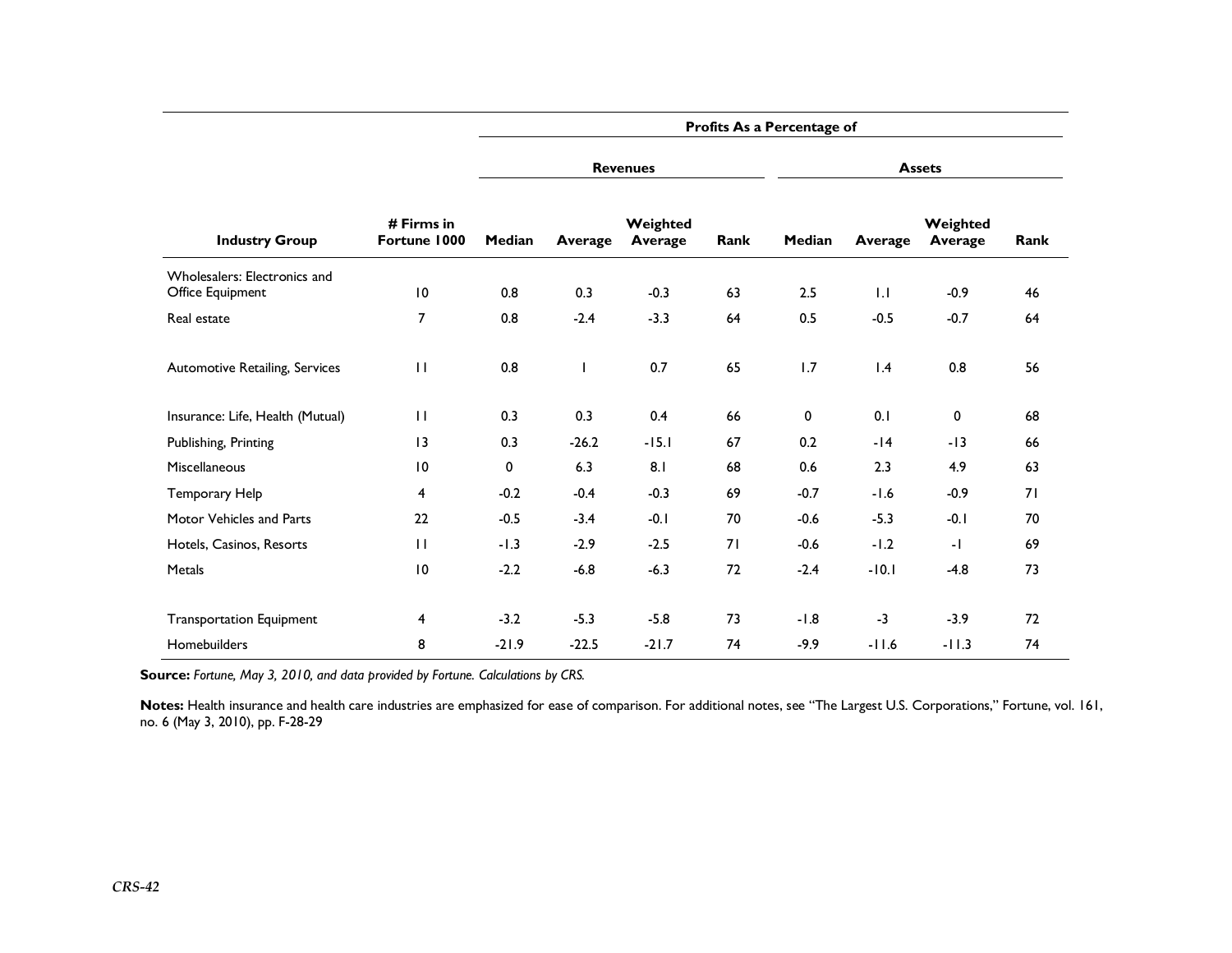| Industry Group | # Firms in Fortune 1000 | Profits As a Percentage of | | | | | | | |
|---|---|---|---|---|---|---|---|---|---|
| | | Revenues | | | | Assets | | | |
| | | Median | Average | Weighted Average | Rank | Median | Average | Weighted Average | Rank |
| Wholesalers: Electronics and Office Equipment | 10 | 0.8 | 0.3 | -0.3 | 63 | 2.5 | 1.1 | -0.9 | 46 |
| Real estate | 7 | 0.8 | -2.4 | -3.3 | 64 | 0.5 | -0.5 | -0.7 | 64 |
| Automotive Retailing, Services | 11 | 0.8 | 1 | 0.7 | 65 | 1.7 | 1.4 | 0.8 | 56 |
| Insurance: Life, Health (Mutual) | 11 | 0.3 | 0.3 | 0.4 | 66 | 0 | 0.1 | 0 | 68 |
| Publishing, Printing | 13 | 0.3 | -26.2 | -15.1 | 67 | 0.2 | -14 | -13 | 66 |
| Miscellaneous | 10 | 0 | 6.3 | 8.1 | 68 | 0.6 | 2.3 | 4.9 | 63 |
| Temporary Help | 4 | -0.2 | -0.4 | -0.3 | 69 | -0.7 | -1.6 | -0.9 | 71 |
| Motor Vehicles and Parts | 22 | -0.5 | -3.4 | -0.1 | 70 | -0.6 | -5.3 | -0.1 | 70 |
| Hotels, Casinos, Resorts | 11 | -1.3 | -2.9 | -2.5 | 71 | -0.6 | -1.2 | -1 | 69 |
| Metals | 10 | -2.2 | -6.8 | -6.3 | 72 | -2.4 | -10.1 | -4.8 | 73 |
| Transportation Equipment | 4 | -3.2 | -5.3 | -5.8 | 73 | -1.8 | -3 | -3.9 | 72 |
| Homebuilders | 8 | -21.9 | -22.5 | -21.7 | 74 | -9.9 | -11.6 | -11.3 | 74 |

**Source:** *Fortune, May 3, 2010, and data provided by Fortune. Calculations by CRS.*

**Notes:** Health insurance and health care industries are emphasized for ease of comparison. For additional notes, see "The Largest U.S. Corporations," Fortune, vol. 161, no. 6 (May 3, 2010), pp. F-28-29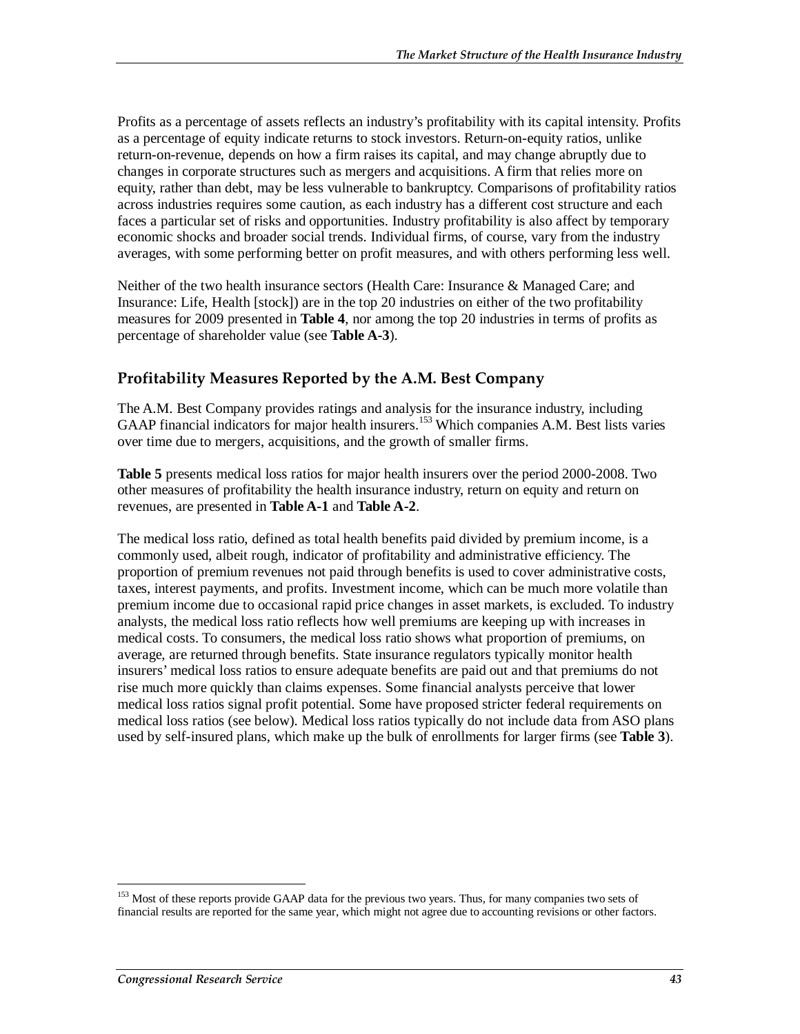Profits as a percentage of assets reflects an industry's profitability with its capital intensity. Profits as a percentage of equity indicate returns to stock investors. Return-on-equity ratios, unlike return-on-revenue, depends on how a firm raises its capital, and may change abruptly due to changes in corporate structures such as mergers and acquisitions. A firm that relies more on equity, rather than debt, may be less vulnerable to bankruptcy. Comparisons of profitability ratios across industries requires some caution, as each industry has a different cost structure and each faces a particular set of risks and opportunities. Industry profitability is also affect by temporary economic shocks and broader social trends. Individual firms, of course, vary from the industry averages, with some performing better on profit measures, and with others performing less well.

Neither of the two health insurance sectors (Health Care: Insurance & Managed Care; and Insurance: Life, Health [stock]) are in the top 20 industries on either of the two profitability measures for 2009 presented in **Table 4**, nor among the top 20 industries in terms of profits as percentage of shareholder value (see **Table A-3**).

## Profitability Measures Reported by the A.M. Best Company

The A.M. Best Company provides ratings and analysis for the insurance industry, including GAAP financial indicators for major health insurers.[153] Which companies A.M. Best lists varies over time due to mergers, acquisitions, and the growth of smaller firms.

**Table 5** presents medical loss ratios for major health insurers over the period 2000-2008. Two other measures of profitability the health insurance industry, return on equity and return on revenues, are presented in **Table A-1** and **Table A-2**.

The medical loss ratio, defined as total health benefits paid divided by premium income, is a commonly used, albeit rough, indicator of profitability and administrative efficiency. The proportion of premium revenues not paid through benefits is used to cover administrative costs, taxes, interest payments, and profits. Investment income, which can be much more volatile than premium income due to occasional rapid price changes in asset markets, is excluded. To industry analysts, the medical loss ratio reflects how well premiums are keeping up with increases in medical costs. To consumers, the medical loss ratio shows what proportion of premiums, on average, are returned through benefits. State insurance regulators typically monitor health insurers' medical loss ratios to ensure adequate benefits are paid out and that premiums do not rise much more quickly than claims expenses. Some financial analysts perceive that lower medical loss ratios signal profit potential. Some have proposed stricter federal requirements on medical loss ratios (see below). Medical loss ratios typically do not include data from ASO plans used by self-insured plans, which make up the bulk of enrollments for larger firms (see **Table 3**).

---

[153] Most of these reports provide GAAP data for the previous two years. Thus, for many companies two sets of financial results are reported for the same year, which might not agree due to accounting revisions or other factors.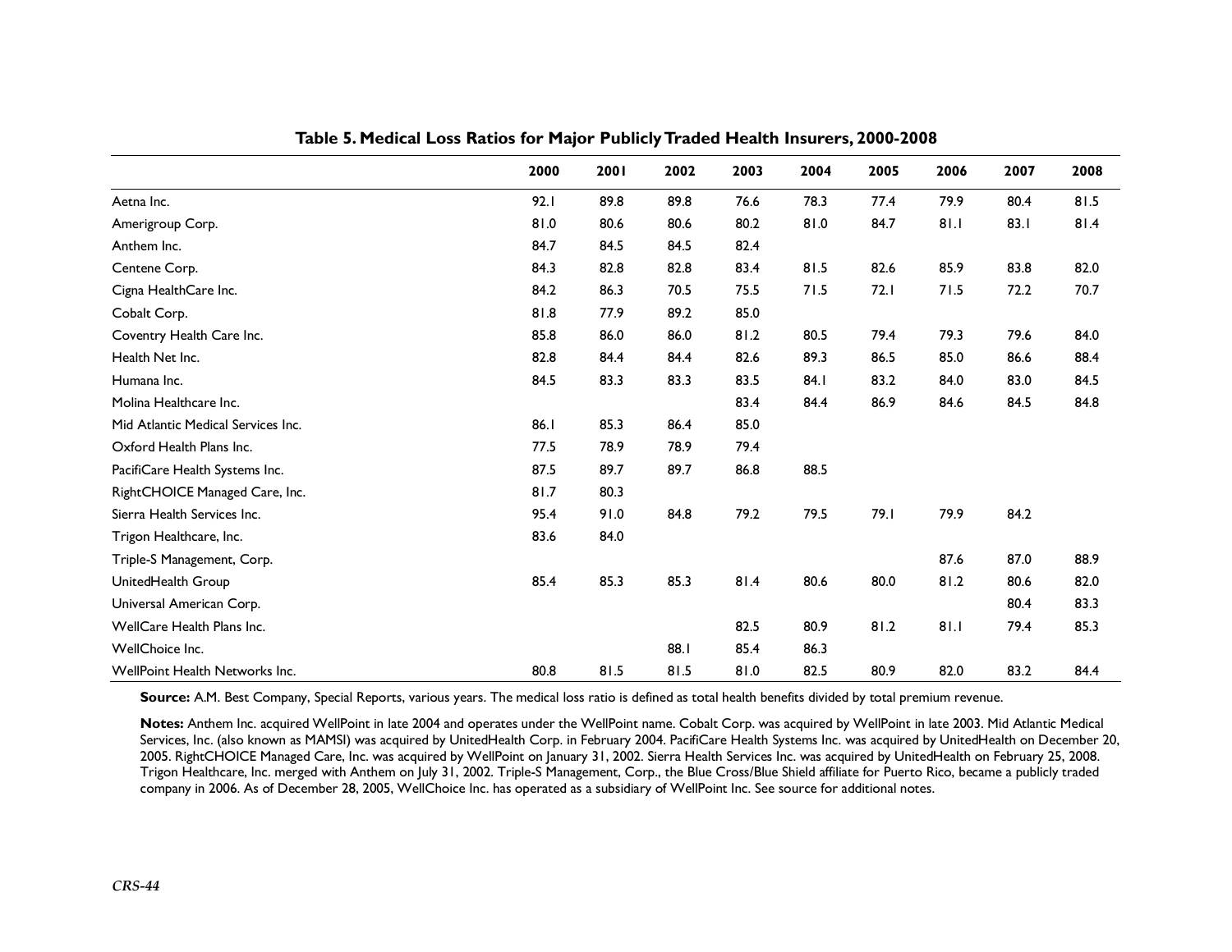**Table 5. Medical Loss Ratios for Major Publicly Traded Health Insurers, 2000-2008**

| | 2000 | 2001 | 2002 | 2003 | 2004 | 2005 | 2006 | 2007 | 2008 |
|---|---|---|---|---|---|---|---|---|---|
| Aetna Inc. | 92.1 | 89.8 | 89.8 | 76.6 | 78.3 | 77.4 | 79.9 | 80.4 | 81.5 |
| Amerigroup Corp. | 81.0 | 80.6 | 80.6 | 80.2 | 81.0 | 84.7 | 81.1 | 83.1 | 81.4 |
| Anthem Inc. | 84.7 | 84.5 | 84.5 | 82.4 | | | | | |
| Centene Corp. | 84.3 | 82.8 | 82.8 | 83.4 | 81.5 | 82.6 | 85.9 | 83.8 | 82.0 |
| Cigna HealthCare Inc. | 84.2 | 86.3 | 70.5 | 75.5 | 71.5 | 72.1 | 71.5 | 72.2 | 70.7 |
| Cobalt Corp. | 81.8 | 77.9 | 89.2 | 85.0 | | | | | |
| Coventry Health Care Inc. | 85.8 | 86.0 | 86.0 | 81.2 | 80.5 | 79.4 | 79.3 | 79.6 | 84.0 |
| Health Net Inc. | 82.8 | 84.4 | 84.4 | 82.6 | 89.3 | 86.5 | 85.0 | 86.6 | 88.4 |
| Humana Inc. | 84.5 | 83.3 | 83.3 | 83.5 | 84.1 | 83.2 | 84.0 | 83.0 | 84.5 |
| Molina Healthcare Inc. | | | | 83.4 | 84.4 | 86.9 | 84.6 | 84.5 | 84.8 |
| Mid Atlantic Medical Services Inc. | 86.1 | 85.3 | 86.4 | 85.0 | | | | | |
| Oxford Health Plans Inc. | 77.5 | 78.9 | 78.9 | 79.4 | | | | | |
| PacifiCare Health Systems Inc. | 87.5 | 89.7 | 89.7 | 86.8 | 88.5 | | | | |
| RightCHOICE Managed Care, Inc. | 81.7 | 80.3 | | | | | | | |
| Sierra Health Services Inc. | 95.4 | 91.0 | 84.8 | 79.2 | 79.5 | 79.1 | 79.9 | 84.2 | |
| Trigon Healthcare, Inc. | 83.6 | 84.0 | | | | | | | |
| Triple-S Management, Corp. | | | | | | | 87.6 | 87.0 | 88.9 |
| UnitedHealth Group | 85.4 | 85.3 | 85.3 | 81.4 | 80.6 | 80.0 | 81.2 | 80.6 | 82.0 |
| Universal American Corp. | | | | | | | | 80.4 | 83.3 |
| WellCare Health Plans Inc. | | | | 82.5 | 80.9 | 81.2 | 81.1 | 79.4 | 85.3 |
| WellChoice Inc. | | | 88.1 | 85.4 | 86.3 | | | | |
| WellPoint Health Networks Inc. | 80.8 | 81.5 | 81.5 | 81.0 | 82.5 | 80.9 | 82.0 | 83.2 | 84.4 |

**Source:** A.M. Best Company, Special Reports, various years. The medical loss ratio is defined as total health benefits divided by total premium revenue.

**Notes:** Anthem Inc. acquired WellPoint in late 2004 and operates under the WellPoint name. Cobalt Corp. was acquired by WellPoint in late 2003. Mid Atlantic Medical Services, Inc. (also known as MAMSI) was acquired by UnitedHealth Corp. in February 2004. PacifiCare Health Systems Inc. was acquired by UnitedHealth on December 20, 2005. RightCHOICE Managed Care, Inc. was acquired by WellPoint on January 31, 2002. Sierra Health Services Inc. was acquired by UnitedHealth on February 25, 2008. Trigon Healthcare, Inc. merged with Anthem on July 31, 2002. Triple-S Management, Corp., the Blue Cross/Blue Shield affiliate for Puerto Rico, became a publicly traded company in 2006. As of December 28, 2005, WellChoice Inc. has operated as a subsidiary of WellPoint Inc. See source for additional notes.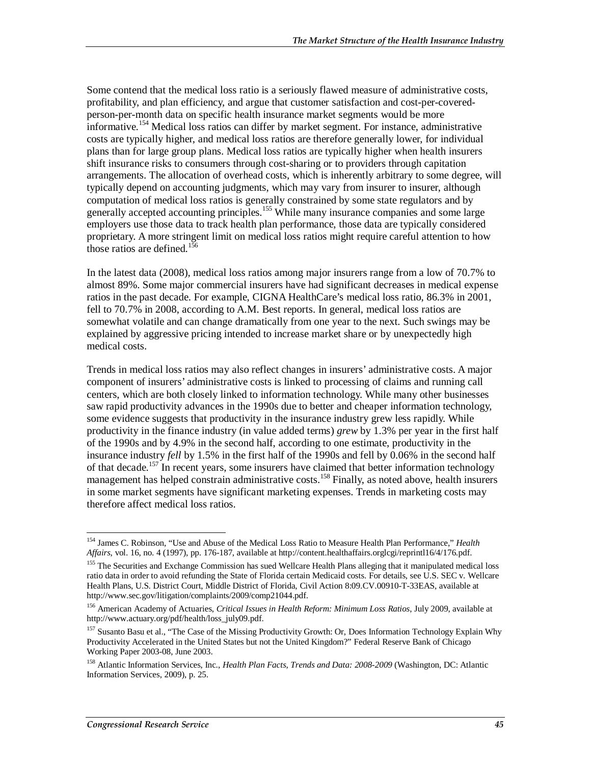Some contend that the medical loss ratio is a seriously flawed measure of administrative costs, profitability, and plan efficiency, and argue that customer satisfaction and cost-per-covered-person-per-month data on specific health insurance market segments would be more informative.[154] Medical loss ratios can differ by market segment. For instance, administrative costs are typically higher, and medical loss ratios are therefore generally lower, for individual plans than for large group plans. Medical loss ratios are typically higher when health insurers shift insurance risks to consumers through cost-sharing or to providers through capitation arrangements. The allocation of overhead costs, which is inherently arbitrary to some degree, will typically depend on accounting judgments, which may vary from insurer to insurer, although computation of medical loss ratios is generally constrained by some state regulators and by generally accepted accounting principles.[155] While many insurance companies and some large employers use those data to track health plan performance, those data are typically considered proprietary. A more stringent limit on medical loss ratios might require careful attention to how those ratios are defined.[156]

In the latest data (2008), medical loss ratios among major insurers range from a low of 70.7% to almost 89%. Some major commercial insurers have had significant decreases in medical expense ratios in the past decade. For example, CIGNA HealthCare's medical loss ratio, 86.3% in 2001, fell to 70.7% in 2008, according to A.M. Best reports. In general, medical loss ratios are somewhat volatile and can change dramatically from one year to the next. Such swings may be explained by aggressive pricing intended to increase market share or by unexpectedly high medical costs.

Trends in medical loss ratios may also reflect changes in insurers' administrative costs. A major component of insurers' administrative costs is linked to processing of claims and running call centers, which are both closely linked to information technology. While many other businesses saw rapid productivity advances in the 1990s due to better and cheaper information technology, some evidence suggests that productivity in the insurance industry grew less rapidly. While productivity in the finance industry (in value added terms) *grew* by 1.3% per year in the first half of the 1990s and by 4.9% in the second half, according to one estimate, productivity in the insurance industry *fell* by 1.5% in the first half of the 1990s and fell by 0.06% in the second half of that decade.[157] In recent years, some insurers have claimed that better information technology management has helped constrain administrative costs.[158] Finally, as noted above, health insurers in some market segments have significant marketing expenses. Trends in marketing costs may therefore affect medical loss ratios.

---

[154] James C. Robinson, "Use and Abuse of the Medical Loss Ratio to Measure Health Plan Performance," *Health Affairs*, vol. 16, no. 4 (1997), pp. 176-187, available at http://content.healthaffairs.orglcgi/reprintl16/4/176.pdf.

[155] The Securities and Exchange Commission has sued Wellcare Health Plans alleging that it manipulated medical loss ratio data in order to avoid refunding the State of Florida certain Medicaid costs. For details, see U.S. SEC v. Wellcare Health Plans, U.S. District Court, Middle District of Florida, Civil Action 8:09.CV.00910-T-33EAS, available at http://www.sec.gov/litigation/complaints/2009/comp21044.pdf.

[156] American Academy of Actuaries, *Critical Issues in Health Reform: Minimum Loss Ratios*, July 2009, available at http://www.actuary.org/pdf/health/loss_july09.pdf.

[157] Susanto Basu et al., "The Case of the Missing Productivity Growth: Or, Does Information Technology Explain Why Productivity Accelerated in the United States but not the United Kingdom?" Federal Reserve Bank of Chicago Working Paper 2003-08, June 2003.

[158] Atlantic Information Services, Inc., *Health Plan Facts, Trends and Data: 2008-2009* (Washington, DC: Atlantic Information Services, 2009), p. 25.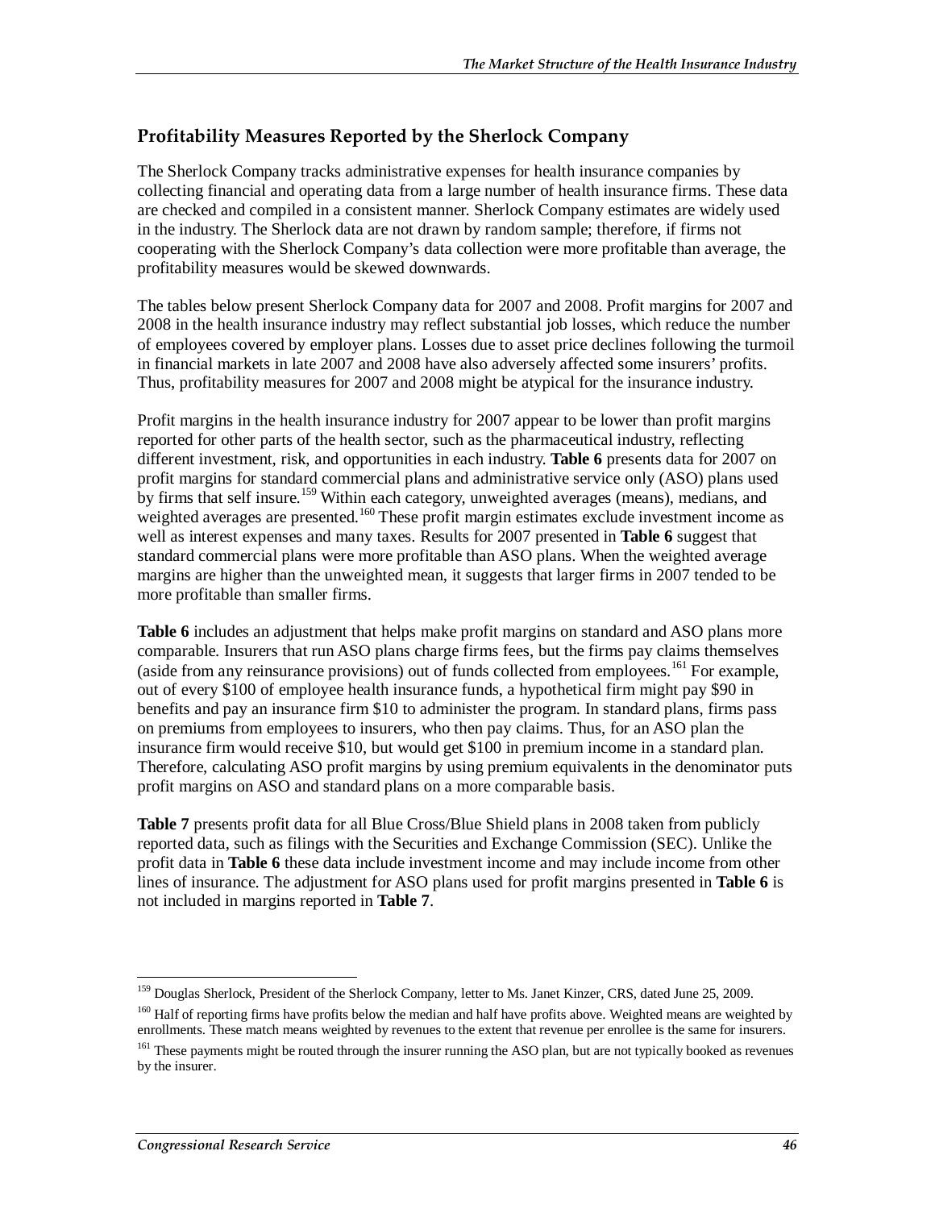## Profitability Measures Reported by the Sherlock Company

The Sherlock Company tracks administrative expenses for health insurance companies by collecting financial and operating data from a large number of health insurance firms. These data are checked and compiled in a consistent manner. Sherlock Company estimates are widely used in the industry. The Sherlock data are not drawn by random sample; therefore, if firms not cooperating with the Sherlock Company's data collection were more profitable than average, the profitability measures would be skewed downwards.

The tables below present Sherlock Company data for 2007 and 2008. Profit margins for 2007 and 2008 in the health insurance industry may reflect substantial job losses, which reduce the number of employees covered by employer plans. Losses due to asset price declines following the turmoil in financial markets in late 2007 and 2008 have also adversely affected some insurers' profits. Thus, profitability measures for 2007 and 2008 might be atypical for the insurance industry.

Profit margins in the health insurance industry for 2007 appear to be lower than profit margins reported for other parts of the health sector, such as the pharmaceutical industry, reflecting different investment, risk, and opportunities in each industry. **Table 6** presents data for 2007 on profit margins for standard commercial plans and administrative service only (ASO) plans used by firms that self insure.[159] Within each category, unweighted averages (means), medians, and weighted averages are presented.[160] These profit margin estimates exclude investment income as well as interest expenses and many taxes. Results for 2007 presented in **Table 6** suggest that standard commercial plans were more profitable than ASO plans. When the weighted average margins are higher than the unweighted mean, it suggests that larger firms in 2007 tended to be more profitable than smaller firms.

**Table 6** includes an adjustment that helps make profit margins on standard and ASO plans more comparable. Insurers that run ASO plans charge firms fees, but the firms pay claims themselves (aside from any reinsurance provisions) out of funds collected from employees.[161] For example, out of every $100 of employee health insurance funds, a hypothetical firm might pay $90 in benefits and pay an insurance firm $10 to administer the program. In standard plans, firms pass on premiums from employees to insurers, who then pay claims. Thus, for an ASO plan the insurance firm would receive $10, but would get $100 in premium income in a standard plan. Therefore, calculating ASO profit margins by using premium equivalents in the denominator puts profit margins on ASO and standard plans on a more comparable basis.

**Table 7** presents profit data for all Blue Cross/Blue Shield plans in 2008 taken from publicly reported data, such as filings with the Securities and Exchange Commission (SEC). Unlike the profit data in **Table 6** these data include investment income and may include income from other lines of insurance. The adjustment for ASO plans used for profit margins presented in **Table 6** is not included in margins reported in **Table 7**.

---

[159] Douglas Sherlock, President of the Sherlock Company, letter to Ms. Janet Kinzer, CRS, dated June 25, 2009.

[160] Half of reporting firms have profits below the median and half have profits above. Weighted means are weighted by enrollments. These match means weighted by revenues to the extent that revenue per enrollee is the same for insurers.

[161] These payments might be routed through the insurer running the ASO plan, but are not typically booked as revenues by the insurer.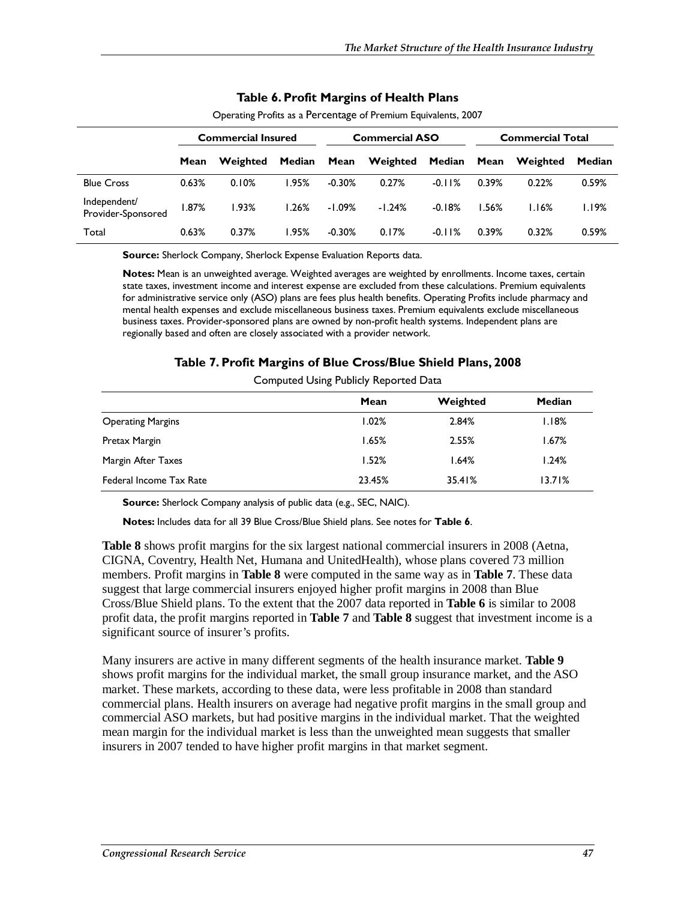### Table 6. Profit Margins of Health Plans

Operating Profits as a Percentage of Premium Equivalents, 2007

| | Commercial Insured | | | Commercial ASO | | | Commercial Total | | |
|---|---|---|---|---|---|---|---|---|---|
| | Mean | Weighted | Median | Mean | Weighted | Median | Mean | Weighted | Median |
| Blue Cross | 0.63% | 0.10% | 1.95% | -0.30% | 0.27% | -0.11% | 0.39% | 0.22% | 0.59% |
| Independent/ Provider-Sponsored | 1.87% | 1.93% | 1.26% | -1.09% | -1.24% | -0.18% | 1.56% | 1.16% | 1.19% |
| Total | 0.63% | 0.37% | 1.95% | -0.30% | 0.17% | -0.11% | 0.39% | 0.32% | 0.59% |

**Source:** Sherlock Company, Sherlock Expense Evaluation Reports data.

**Notes:** Mean is an unweighted average. Weighted averages are weighted by enrollments. Income taxes, certain state taxes, investment income and interest expense are excluded from these calculations. Premium equivalents for administrative service only (ASO) plans are fees plus health benefits. Operating Profits include pharmacy and mental health expenses and exclude miscellaneous business taxes. Premium equivalents exclude miscellaneous business taxes. Provider-sponsored plans are owned by non-profit health systems. Independent plans are regionally based and often are closely associated with a provider network.

### Table 7. Profit Margins of Blue Cross/Blue Shield Plans, 2008

Computed Using Publicly Reported Data

| | Mean | Weighted | Median |
|---|---|---|---|
| Operating Margins | 1.02% | 2.84% | 1.18% |
| Pretax Margin | 1.65% | 2.55% | 1.67% |
| Margin After Taxes | 1.52% | 1.64% | 1.24% |
| Federal Income Tax Rate | 23.45% | 35.41% | 13.71% |

**Source:** Sherlock Company analysis of public data (e.g., SEC, NAIC).

**Notes:** Includes data for all 39 Blue Cross/Blue Shield plans. See notes for **Table 6**.

**Table 8** shows profit margins for the six largest national commercial insurers in 2008 (Aetna, CIGNA, Coventry, Health Net, Humana and UnitedHealth), whose plans covered 73 million members. Profit margins in **Table 8** were computed in the same way as in **Table 7**. These data suggest that large commercial insurers enjoyed higher profit margins in 2008 than Blue Cross/Blue Shield plans. To the extent that the 2007 data reported in **Table 6** is similar to 2008 profit data, the profit margins reported in **Table 7** and **Table 8** suggest that investment income is a significant source of insurer's profits.

Many insurers are active in many different segments of the health insurance market. **Table 9** shows profit margins for the individual market, the small group insurance market, and the ASO market. These markets, according to these data, were less profitable in 2008 than standard commercial plans. Health insurers on average had negative profit margins in the small group and commercial ASO markets, but had positive margins in the individual market. That the weighted mean margin for the individual market is less than the unweighted mean suggests that smaller insurers in 2007 tended to have higher profit margins in that market segment.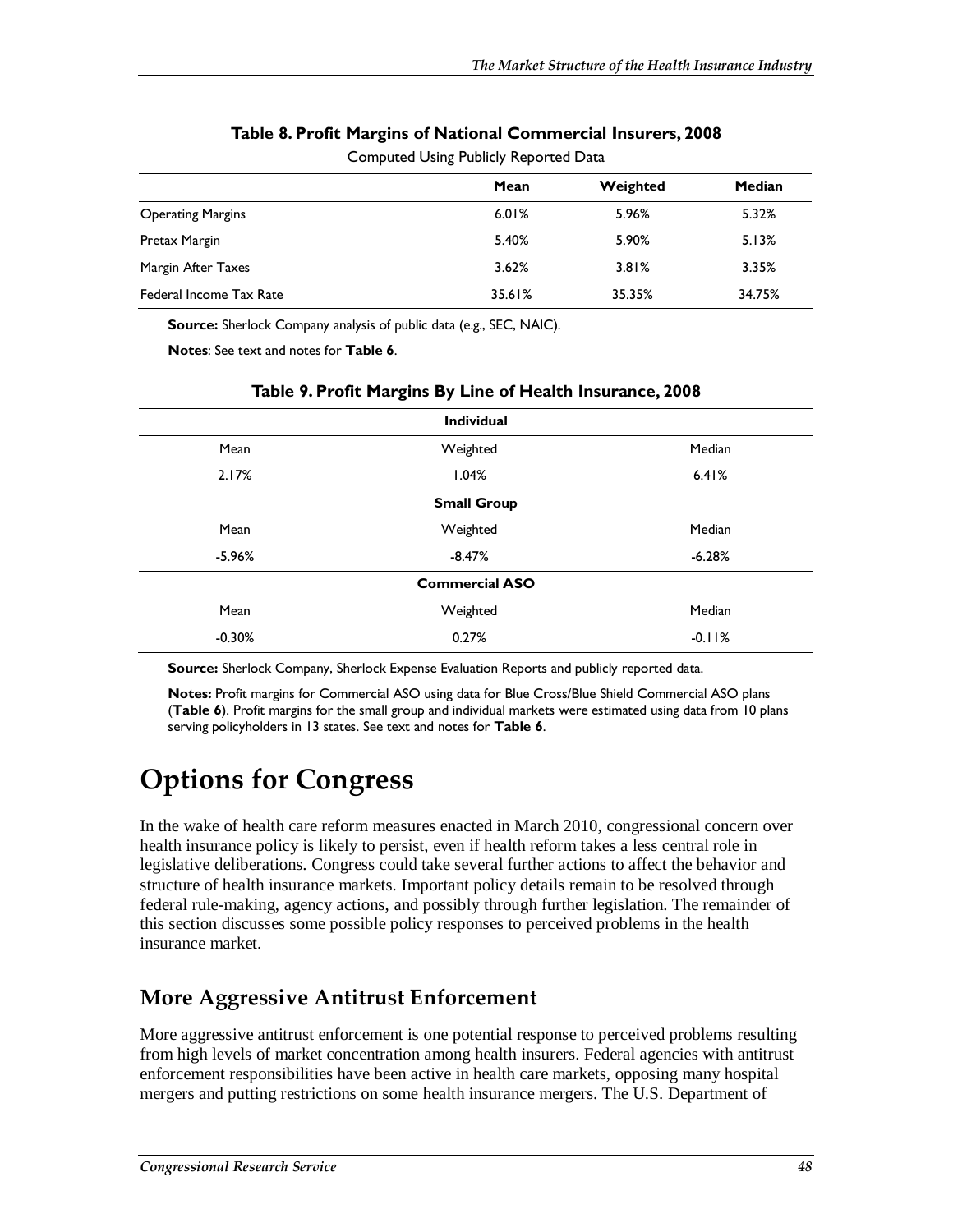**Table 8. Profit Margins of National Commercial Insurers, 2008**

Computed Using Publicly Reported Data

| | Mean | Weighted | Median |
|---|---|---|---|
| Operating Margins | 6.01% | 5.96% | 5.32% |
| Pretax Margin | 5.40% | 5.90% | 5.13% |
| Margin After Taxes | 3.62% | 3.81% | 3.35% |
| Federal Income Tax Rate | 35.61% | 35.35% | 34.75% |

**Source:** Sherlock Company analysis of public data (e.g., SEC, NAIC).

**Notes**: See text and notes for **Table 6**.

**Table 9. Profit Margins By Line of Health Insurance, 2008**

| **Individual** | | |
|---|---|---|
| Mean | Weighted | Median |
| 2.17% | 1.04% | 6.41% |
| **Small Group** | | |
| Mean | Weighted | Median |
| -5.96% | -8.47% | -6.28% |
| **Commercial ASO** | | |
| Mean | Weighted | Median |
| -0.30% | 0.27% | -0.11% |

**Source:** Sherlock Company, Sherlock Expense Evaluation Reports and publicly reported data.

**Notes:** Profit margins for Commercial ASO using data for Blue Cross/Blue Shield Commercial ASO plans (**Table 6**). Profit margins for the small group and individual markets were estimated using data from 10 plans serving policyholders in 13 states. See text and notes for **Table 6**.

# Options for Congress

In the wake of health care reform measures enacted in March 2010, congressional concern over health insurance policy is likely to persist, even if health reform takes a less central role in legislative deliberations. Congress could take several further actions to affect the behavior and structure of health insurance markets. Important policy details remain to be resolved through federal rule-making, agency actions, and possibly through further legislation. The remainder of this section discusses some possible policy responses to perceived problems in the health insurance market.

## More Aggressive Antitrust Enforcement

More aggressive antitrust enforcement is one potential response to perceived problems resulting from high levels of market concentration among health insurers. Federal agencies with antitrust enforcement responsibilities have been active in health care markets, opposing many hospital mergers and putting restrictions on some health insurance mergers. The U.S. Department of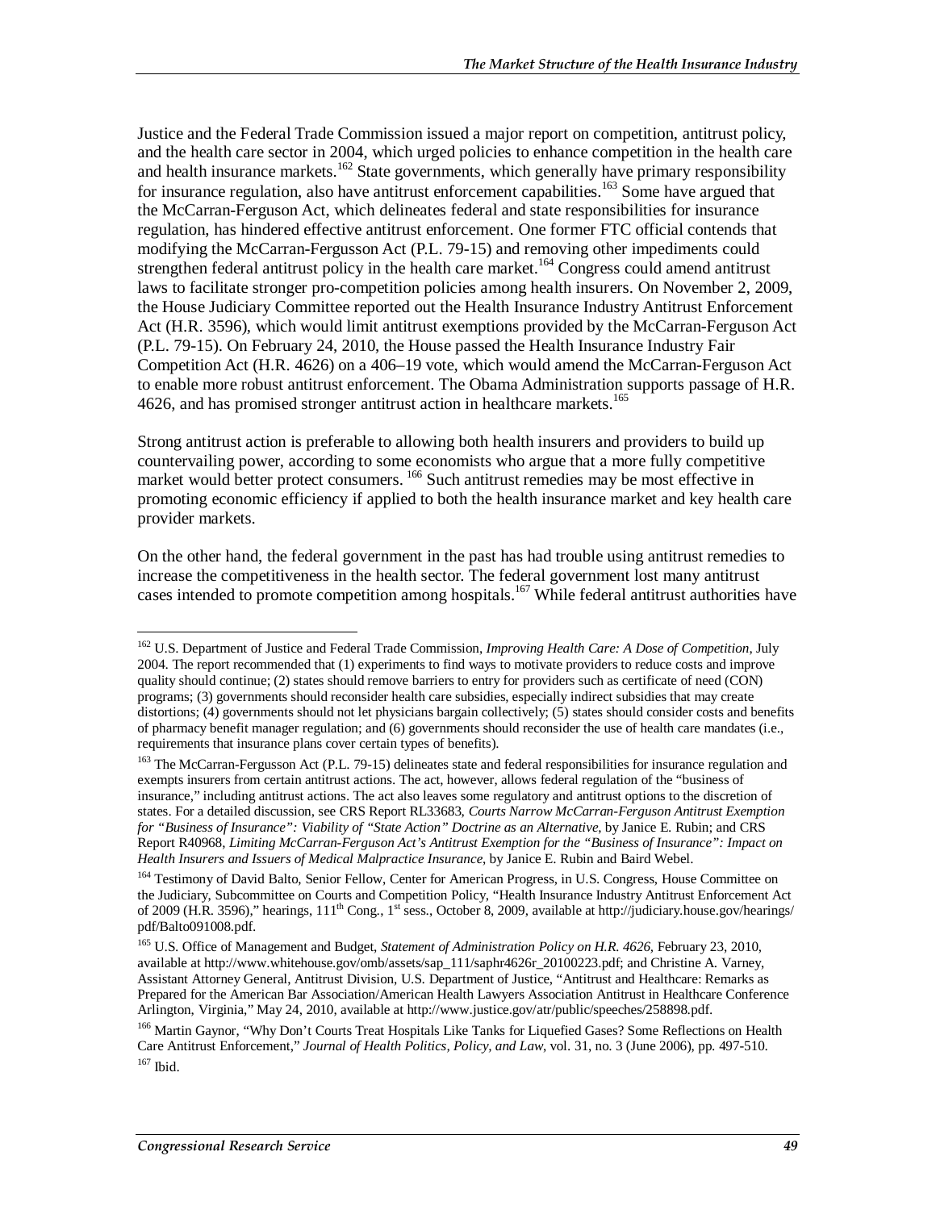Justice and the Federal Trade Commission issued a major report on competition, antitrust policy, and the health care sector in 2004, which urged policies to enhance competition in the health care and health insurance markets.[162] State governments, which generally have primary responsibility for insurance regulation, also have antitrust enforcement capabilities.[163] Some have argued that the McCarran-Ferguson Act, which delineates federal and state responsibilities for insurance regulation, has hindered effective antitrust enforcement. One former FTC official contends that modifying the McCarran-Fergusson Act (P.L. 79-15) and removing other impediments could strengthen federal antitrust policy in the health care market.[164] Congress could amend antitrust laws to facilitate stronger pro-competition policies among health insurers. On November 2, 2009, the House Judiciary Committee reported out the Health Insurance Industry Antitrust Enforcement Act (H.R. 3596), which would limit antitrust exemptions provided by the McCarran-Ferguson Act (P.L. 79-15). On February 24, 2010, the House passed the Health Insurance Industry Fair Competition Act (H.R. 4626) on a 406–19 vote, which would amend the McCarran-Ferguson Act to enable more robust antitrust enforcement. The Obama Administration supports passage of H.R. 4626, and has promised stronger antitrust action in healthcare markets.[165]

Strong antitrust action is preferable to allowing both health insurers and providers to build up countervailing power, according to some economists who argue that a more fully competitive market would better protect consumers.[166] Such antitrust remedies may be most effective in promoting economic efficiency if applied to both the health insurance market and key health care provider markets.

On the other hand, the federal government in the past has had trouble using antitrust remedies to increase the competitiveness in the health sector. The federal government lost many antitrust cases intended to promote competition among hospitals.[167] While federal antitrust authorities have

---

[162] U.S. Department of Justice and Federal Trade Commission, *Improving Health Care: A Dose of Competition*, July 2004. The report recommended that (1) experiments to find ways to motivate providers to reduce costs and improve quality should continue; (2) states should remove barriers to entry for providers such as certificate of need (CON) programs; (3) governments should reconsider health care subsidies, especially indirect subsidies that may create distortions; (4) governments should not let physicians bargain collectively; (5) states should consider costs and benefits of pharmacy benefit manager regulation; and (6) governments should reconsider the use of health care mandates (i.e., requirements that insurance plans cover certain types of benefits).

[163] The McCarran-Fergusson Act (P.L. 79-15) delineates state and federal responsibilities for insurance regulation and exempts insurers from certain antitrust actions. The act, however, allows federal regulation of the "business of insurance," including antitrust actions. The act also leaves some regulatory and antitrust options to the discretion of states. For a detailed discussion, see CRS Report RL33683, *Courts Narrow McCarran-Ferguson Antitrust Exemption for "Business of Insurance": Viability of "State Action" Doctrine as an Alternative*, by Janice E. Rubin; and CRS Report R40968, *Limiting McCarran-Ferguson Act's Antitrust Exemption for the "Business of Insurance": Impact on Health Insurers and Issuers of Medical Malpractice Insurance*, by Janice E. Rubin and Baird Webel.

[164] Testimony of David Balto, Senior Fellow, Center for American Progress, in U.S. Congress, House Committee on the Judiciary, Subcommittee on Courts and Competition Policy, "Health Insurance Industry Antitrust Enforcement Act of 2009 (H.R. 3596)," hearings, 111th Cong., 1st sess., October 8, 2009, available at http://judiciary.house.gov/hearings/pdf/Balto091008.pdf.

[165] U.S. Office of Management and Budget, *Statement of Administration Policy on H.R. 4626*, February 23, 2010, available at http://www.whitehouse.gov/omb/assets/sap_111/saphr4626r_20100223.pdf; and Christine A. Varney, Assistant Attorney General, Antitrust Division, U.S. Department of Justice, "Antitrust and Healthcare: Remarks as Prepared for the American Bar Association/American Health Lawyers Association Antitrust in Healthcare Conference Arlington, Virginia," May 24, 2010, available at http://www.justice.gov/atr/public/speeches/258898.pdf.

[166] Martin Gaynor, "Why Don't Courts Treat Hospitals Like Tanks for Liquefied Gases? Some Reflections on Health Care Antitrust Enforcement," *Journal of Health Politics, Policy, and Law*, vol. 31, no. 3 (June 2006), pp. 497-510.

[167] Ibid.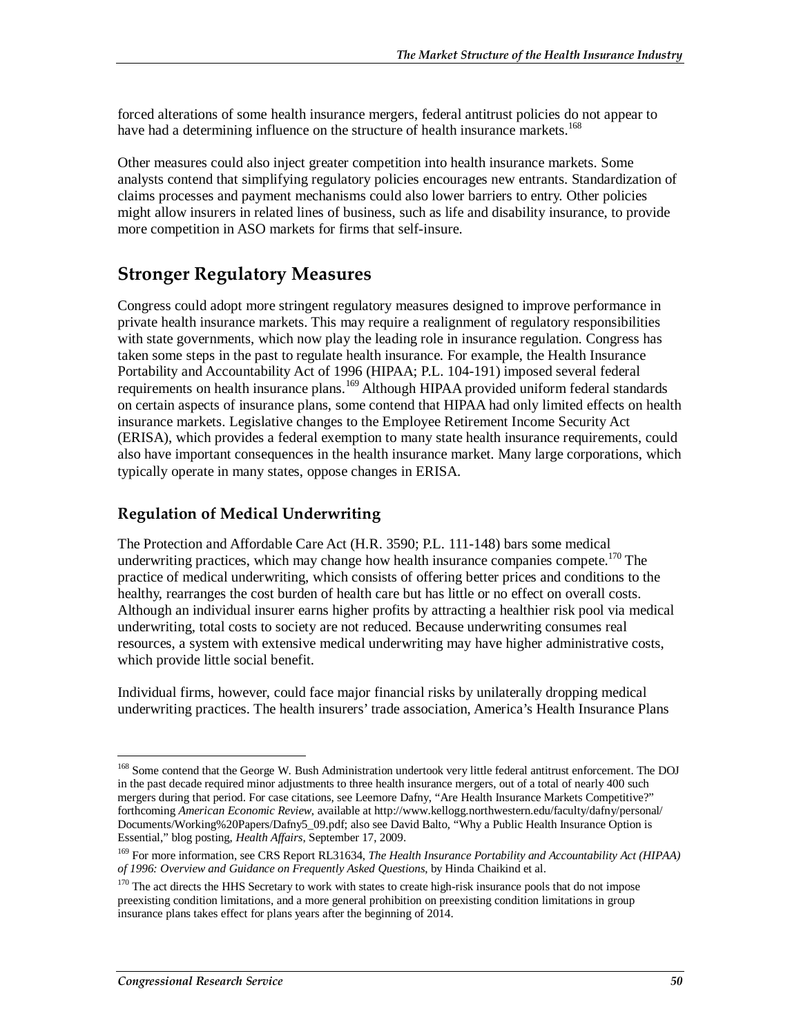forced alterations of some health insurance mergers, federal antitrust policies do not appear to have had a determining influence on the structure of health insurance markets.[168]

Other measures could also inject greater competition into health insurance markets. Some analysts contend that simplifying regulatory policies encourages new entrants. Standardization of claims processes and payment mechanisms could also lower barriers to entry. Other policies might allow insurers in related lines of business, such as life and disability insurance, to provide more competition in ASO markets for firms that self-insure.

## Stronger Regulatory Measures

Congress could adopt more stringent regulatory measures designed to improve performance in private health insurance markets. This may require a realignment of regulatory responsibilities with state governments, which now play the leading role in insurance regulation. Congress has taken some steps in the past to regulate health insurance. For example, the Health Insurance Portability and Accountability Act of 1996 (HIPAA; P.L. 104-191) imposed several federal requirements on health insurance plans.[169] Although HIPAA provided uniform federal standards on certain aspects of insurance plans, some contend that HIPAA had only limited effects on health insurance markets. Legislative changes to the Employee Retirement Income Security Act (ERISA), which provides a federal exemption to many state health insurance requirements, could also have important consequences in the health insurance market. Many large corporations, which typically operate in many states, oppose changes in ERISA.

### Regulation of Medical Underwriting

The Protection and Affordable Care Act (H.R. 3590; P.L. 111-148) bars some medical underwriting practices, which may change how health insurance companies compete.[170] The practice of medical underwriting, which consists of offering better prices and conditions to the healthy, rearranges the cost burden of health care but has little or no effect on overall costs. Although an individual insurer earns higher profits by attracting a healthier risk pool via medical underwriting, total costs to society are not reduced. Because underwriting consumes real resources, a system with extensive medical underwriting may have higher administrative costs, which provide little social benefit.

Individual firms, however, could face major financial risks by unilaterally dropping medical underwriting practices. The health insurers' trade association, America's Health Insurance Plans

---

[168] Some contend that the George W. Bush Administration undertook very little federal antitrust enforcement. The DOJ in the past decade required minor adjustments to three health insurance mergers, out of a total of nearly 400 such mergers during that period. For case citations, see Leemore Dafny, "Are Health Insurance Markets Competitive?" forthcoming *American Economic Review*, available at http://www.kellogg.northwestern.edu/faculty/dafny/personal/Documents/Working%20Papers/Dafny5_09.pdf; also see David Balto, "Why a Public Health Insurance Option is Essential," blog posting, *Health Affairs*, September 17, 2009.

[169] For more information, see CRS Report RL31634, *The Health Insurance Portability and Accountability Act (HIPAA) of 1996: Overview and Guidance on Frequently Asked Questions*, by Hinda Chaikind et al.

[170] The act directs the HHS Secretary to work with states to create high-risk insurance pools that do not impose preexisting condition limitations, and a more general prohibition on preexisting condition limitations in group insurance plans takes effect for plans years after the beginning of 2014.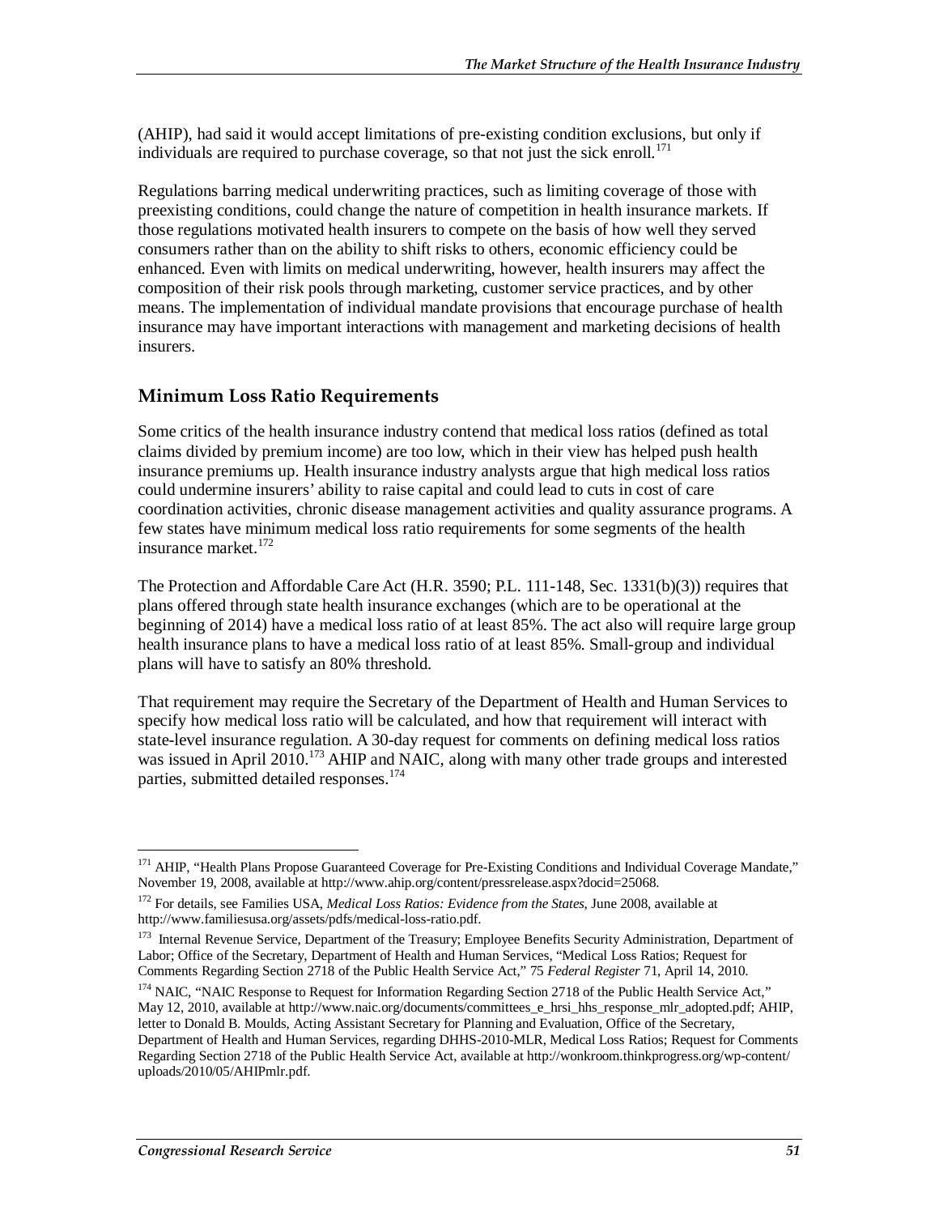(AHIP), had said it would accept limitations of pre-existing condition exclusions, but only if individuals are required to purchase coverage, so that not just the sick enroll.[171]

Regulations barring medical underwriting practices, such as limiting coverage of those with preexisting conditions, could change the nature of competition in health insurance markets. If those regulations motivated health insurers to compete on the basis of how well they served consumers rather than on the ability to shift risks to others, economic efficiency could be enhanced. Even with limits on medical underwriting, however, health insurers may affect the composition of their risk pools through marketing, customer service practices, and by other means. The implementation of individual mandate provisions that encourage purchase of health insurance may have important interactions with management and marketing decisions of health insurers.

## Minimum Loss Ratio Requirements

Some critics of the health insurance industry contend that medical loss ratios (defined as total claims divided by premium income) are too low, which in their view has helped push health insurance premiums up. Health insurance industry analysts argue that high medical loss ratios could undermine insurers' ability to raise capital and could lead to cuts in cost of care coordination activities, chronic disease management activities and quality assurance programs. A few states have minimum medical loss ratio requirements for some segments of the health insurance market.[172]

The Protection and Affordable Care Act (H.R. 3590; P.L. 111-148, Sec. 1331(b)(3)) requires that plans offered through state health insurance exchanges (which are to be operational at the beginning of 2014) have a medical loss ratio of at least 85%. The act also will require large group health insurance plans to have a medical loss ratio of at least 85%. Small-group and individual plans will have to satisfy an 80% threshold.

That requirement may require the Secretary of the Department of Health and Human Services to specify how medical loss ratio will be calculated, and how that requirement will interact with state-level insurance regulation. A 30-day request for comments on defining medical loss ratios was issued in April 2010.[173] AHIP and NAIC, along with many other trade groups and interested parties, submitted detailed responses.[174]

---

[171] AHIP, "Health Plans Propose Guaranteed Coverage for Pre-Existing Conditions and Individual Coverage Mandate," November 19, 2008, available at http://www.ahip.org/content/pressrelease.aspx?docid=25068.

[172] For details, see Families USA, *Medical Loss Ratios: Evidence from the States*, June 2008, available at http://www.familiesusa.org/assets/pdfs/medical-loss-ratio.pdf.

[173] Internal Revenue Service, Department of the Treasury; Employee Benefits Security Administration, Department of Labor; Office of the Secretary, Department of Health and Human Services, "Medical Loss Ratios; Request for Comments Regarding Section 2718 of the Public Health Service Act," 75 *Federal Register* 71, April 14, 2010.

[174] NAIC, "NAIC Response to Request for Information Regarding Section 2718 of the Public Health Service Act," May 12, 2010, available at http://www.naic.org/documents/committees_e_hrsi_hhs_response_mlr_adopted.pdf; AHIP, letter to Donald B. Moulds, Acting Assistant Secretary for Planning and Evaluation, Office of the Secretary, Department of Health and Human Services, regarding DHHS-2010-MLR, Medical Loss Ratios; Request for Comments Regarding Section 2718 of the Public Health Service Act, available at http://wonkroom.thinkprogress.org/wp-content/uploads/2010/05/AHIPmlr.pdf.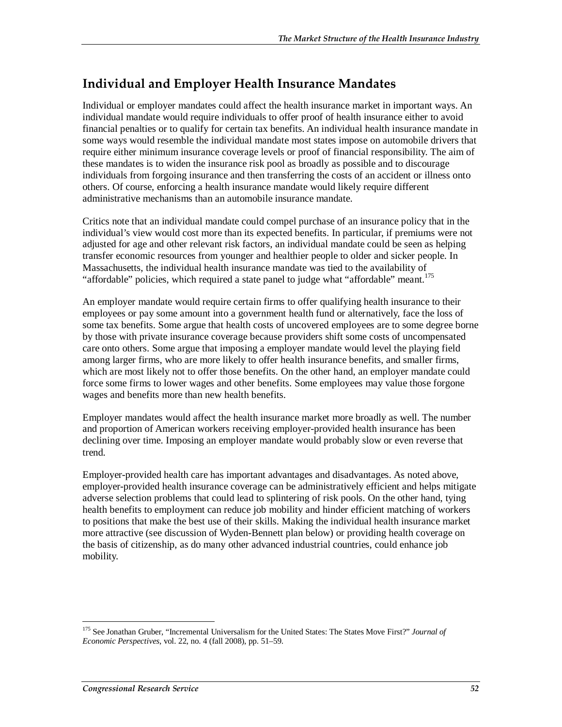## Individual and Employer Health Insurance Mandates

Individual or employer mandates could affect the health insurance market in important ways. An individual mandate would require individuals to offer proof of health insurance either to avoid financial penalties or to qualify for certain tax benefits. An individual health insurance mandate in some ways would resemble the individual mandate most states impose on automobile drivers that require either minimum insurance coverage levels or proof of financial responsibility. The aim of these mandates is to widen the insurance risk pool as broadly as possible and to discourage individuals from forgoing insurance and then transferring the costs of an accident or illness onto others. Of course, enforcing a health insurance mandate would likely require different administrative mechanisms than an automobile insurance mandate.

Critics note that an individual mandate could compel purchase of an insurance policy that in the individual's view would cost more than its expected benefits. In particular, if premiums were not adjusted for age and other relevant risk factors, an individual mandate could be seen as helping transfer economic resources from younger and healthier people to older and sicker people. In Massachusetts, the individual health insurance mandate was tied to the availability of "affordable" policies, which required a state panel to judge what "affordable" meant.[175]

An employer mandate would require certain firms to offer qualifying health insurance to their employees or pay some amount into a government health fund or alternatively, face the loss of some tax benefits. Some argue that health costs of uncovered employees are to some degree borne by those with private insurance coverage because providers shift some costs of uncompensated care onto others. Some argue that imposing a employer mandate would level the playing field among larger firms, who are more likely to offer health insurance benefits, and smaller firms, which are most likely not to offer those benefits. On the other hand, an employer mandate could force some firms to lower wages and other benefits. Some employees may value those forgone wages and benefits more than new health benefits.

Employer mandates would affect the health insurance market more broadly as well. The number and proportion of American workers receiving employer-provided health insurance has been declining over time. Imposing an employer mandate would probably slow or even reverse that trend.

Employer-provided health care has important advantages and disadvantages. As noted above, employer-provided health insurance coverage can be administratively efficient and helps mitigate adverse selection problems that could lead to splintering of risk pools. On the other hand, tying health benefits to employment can reduce job mobility and hinder efficient matching of workers to positions that make the best use of their skills. Making the individual health insurance market more attractive (see discussion of Wyden-Bennett plan below) or providing health coverage on the basis of citizenship, as do many other advanced industrial countries, could enhance job mobility.

---

[175] See Jonathan Gruber, "Incremental Universalism for the United States: The States Move First?" *Journal of Economic Perspectives*, vol. 22, no. 4 (fall 2008), pp. 51–59.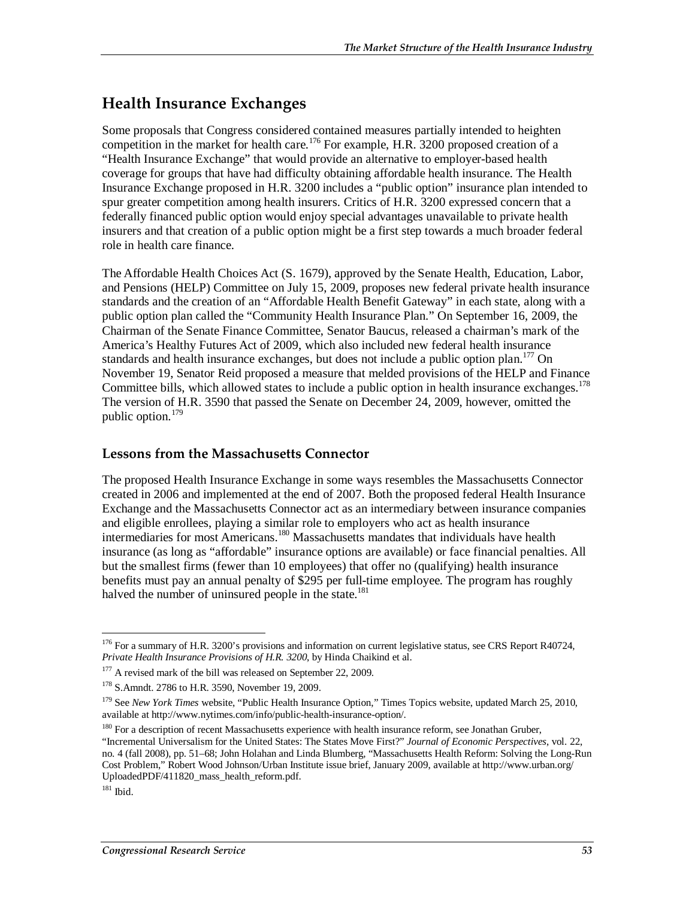## Health Insurance Exchanges

Some proposals that Congress considered contained measures partially intended to heighten competition in the market for health care.[176] For example, H.R. 3200 proposed creation of a "Health Insurance Exchange" that would provide an alternative to employer-based health coverage for groups that have had difficulty obtaining affordable health insurance. The Health Insurance Exchange proposed in H.R. 3200 includes a "public option" insurance plan intended to spur greater competition among health insurers. Critics of H.R. 3200 expressed concern that a federally financed public option would enjoy special advantages unavailable to private health insurers and that creation of a public option might be a first step towards a much broader federal role in health care finance.

The Affordable Health Choices Act (S. 1679), approved by the Senate Health, Education, Labor, and Pensions (HELP) Committee on July 15, 2009, proposes new federal private health insurance standards and the creation of an "Affordable Health Benefit Gateway" in each state, along with a public option plan called the "Community Health Insurance Plan." On September 16, 2009, the Chairman of the Senate Finance Committee, Senator Baucus, released a chairman's mark of the America's Healthy Futures Act of 2009, which also included new federal health insurance standards and health insurance exchanges, but does not include a public option plan.[177] On November 19, Senator Reid proposed a measure that melded provisions of the HELP and Finance Committee bills, which allowed states to include a public option in health insurance exchanges.[178] The version of H.R. 3590 that passed the Senate on December 24, 2009, however, omitted the public option.[179]

### Lessons from the Massachusetts Connector

The proposed Health Insurance Exchange in some ways resembles the Massachusetts Connector created in 2006 and implemented at the end of 2007. Both the proposed federal Health Insurance Exchange and the Massachusetts Connector act as an intermediary between insurance companies and eligible enrollees, playing a similar role to employers who act as health insurance intermediaries for most Americans.[180] Massachusetts mandates that individuals have health insurance (as long as "affordable" insurance options are available) or face financial penalties. All but the smallest firms (fewer than 10 employees) that offer no (qualifying) health insurance benefits must pay an annual penalty of $295 per full-time employee. The program has roughly halved the number of uninsured people in the state.[181]

---

[176] For a summary of H.R. 3200's provisions and information on current legislative status, see CRS Report R40724, *Private Health Insurance Provisions of H.R. 3200*, by Hinda Chaikind et al.

[177] A revised mark of the bill was released on September 22, 2009.

[178] S.Amndt. 2786 to H.R. 3590, November 19, 2009.

[179] See *New York Times* website, "Public Health Insurance Option," Times Topics website, updated March 25, 2010, available at http://www.nytimes.com/info/public-health-insurance-option/.

[180] For a description of recent Massachusetts experience with health insurance reform, see Jonathan Gruber, "Incremental Universalism for the United States: The States Move First?" *Journal of Economic Perspectives*, vol. 22, no. 4 (fall 2008), pp. 51–68; John Holahan and Linda Blumberg, "Massachusetts Health Reform: Solving the Long-Run Cost Problem," Robert Wood Johnson/Urban Institute issue brief, January 2009, available at http://www.urban.org/UploadedPDF/411820_mass_health_reform.pdf.

[181] Ibid.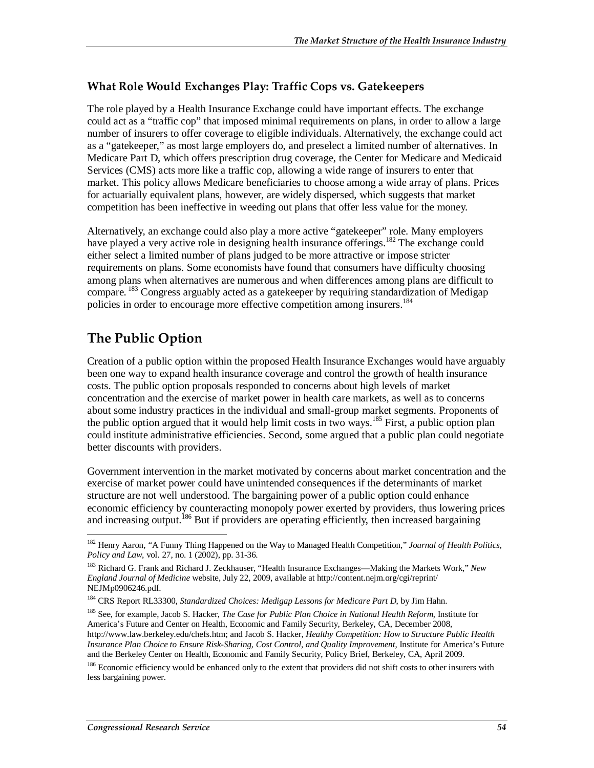### What Role Would Exchanges Play: Traffic Cops vs. Gatekeepers

The role played by a Health Insurance Exchange could have important effects. The exchange could act as a "traffic cop" that imposed minimal requirements on plans, in order to allow a large number of insurers to offer coverage to eligible individuals. Alternatively, the exchange could act as a "gatekeeper," as most large employers do, and preselect a limited number of alternatives. In Medicare Part D, which offers prescription drug coverage, the Center for Medicare and Medicaid Services (CMS) acts more like a traffic cop, allowing a wide range of insurers to enter that market. This policy allows Medicare beneficiaries to choose among a wide array of plans. Prices for actuarially equivalent plans, however, are widely dispersed, which suggests that market competition has been ineffective in weeding out plans that offer less value for the money.

Alternatively, an exchange could also play a more active "gatekeeper" role. Many employers have played a very active role in designing health insurance offerings.[182] The exchange could either select a limited number of plans judged to be more attractive or impose stricter requirements on plans. Some economists have found that consumers have difficulty choosing among plans when alternatives are numerous and when differences among plans are difficult to compare.[183] Congress arguably acted as a gatekeeper by requiring standardization of Medigap policies in order to encourage more effective competition among insurers.[184]

## The Public Option

Creation of a public option within the proposed Health Insurance Exchanges would have arguably been one way to expand health insurance coverage and control the growth of health insurance costs. The public option proposals responded to concerns about high levels of market concentration and the exercise of market power in health care markets, as well as to concerns about some industry practices in the individual and small-group market segments. Proponents of the public option argued that it would help limit costs in two ways.[185] First, a public option plan could institute administrative efficiencies. Second, some argued that a public plan could negotiate better discounts with providers.

Government intervention in the market motivated by concerns about market concentration and the exercise of market power could have unintended consequences if the determinants of market structure are not well understood. The bargaining power of a public option could enhance economic efficiency by counteracting monopoly power exerted by providers, thus lowering prices and increasing output.[186] But if providers are operating efficiently, then increased bargaining

---

[182] Henry Aaron, "A Funny Thing Happened on the Way to Managed Health Competition," *Journal of Health Politics, Policy and Law*, vol. 27, no. 1 (2002), pp. 31-36.

[183] Richard G. Frank and Richard J. Zeckhauser, "Health Insurance Exchanges—Making the Markets Work," *New England Journal of Medicine* website, July 22, 2009, available at http://content.nejm.org/cgi/reprint/NEJMp0906246.pdf.

[184] CRS Report RL33300, *Standardized Choices: Medigap Lessons for Medicare Part D*, by Jim Hahn.

[185] See, for example, Jacob S. Hacker, *The Case for Public Plan Choice in National Health Reform*, Institute for America's Future and Center on Health, Economic and Family Security, Berkeley, CA, December 2008, http://www.law.berkeley.edu/chefs.htm; and Jacob S. Hacker, *Healthy Competition: How to Structure Public Health Insurance Plan Choice to Ensure Risk-Sharing, Cost Control, and Quality Improvement*, Institute for America's Future and the Berkeley Center on Health, Economic and Family Security, Policy Brief, Berkeley, CA, April 2009.

[186] Economic efficiency would be enhanced only to the extent that providers did not shift costs to other insurers with less bargaining power.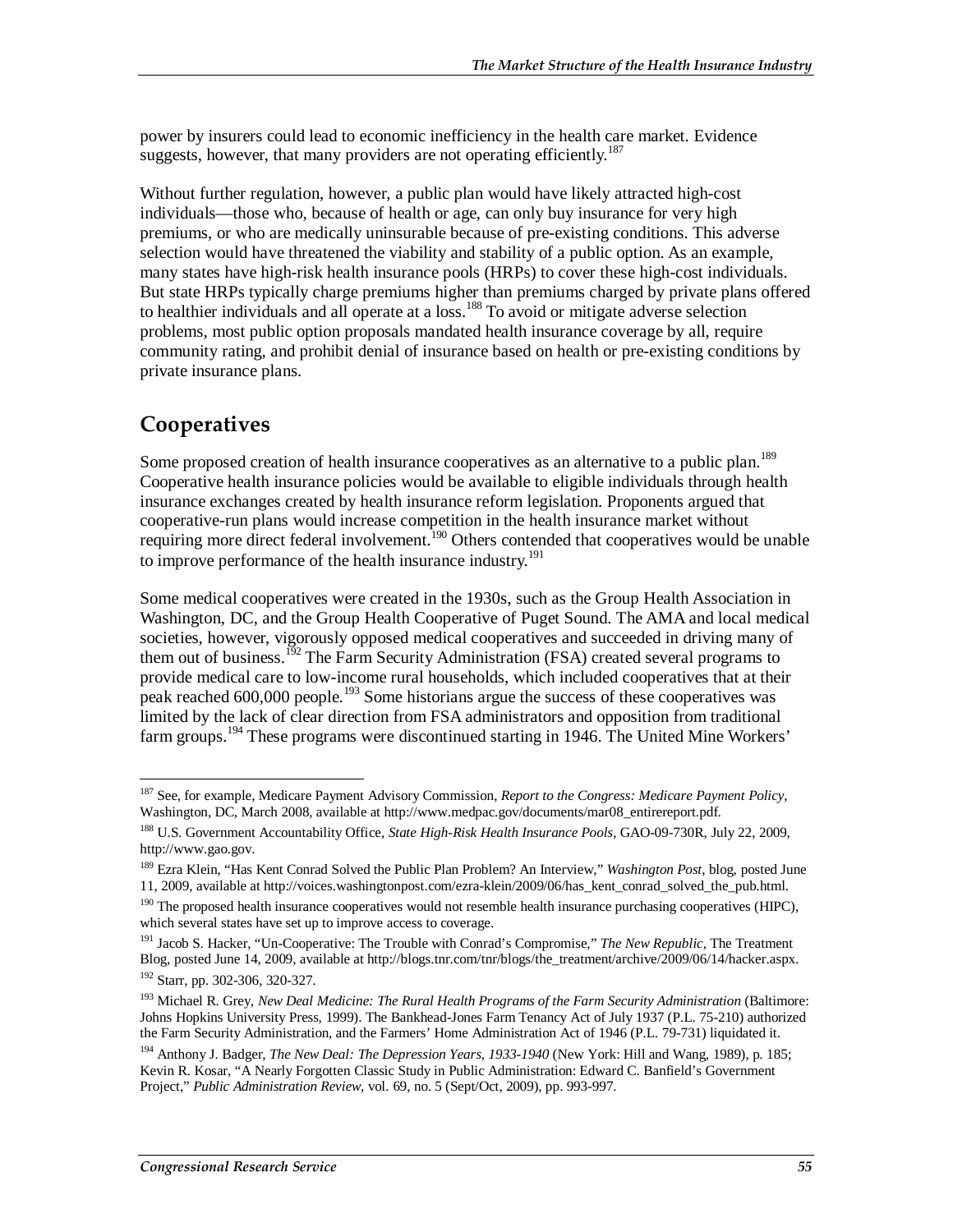power by insurers could lead to economic inefficiency in the health care market. Evidence suggests, however, that many providers are not operating efficiently.[187]

Without further regulation, however, a public plan would have likely attracted high-cost individuals—those who, because of health or age, can only buy insurance for very high premiums, or who are medically uninsurable because of pre-existing conditions. This adverse selection would have threatened the viability and stability of a public option. As an example, many states have high-risk health insurance pools (HRPs) to cover these high-cost individuals. But state HRPs typically charge premiums higher than premiums charged by private plans offered to healthier individuals and all operate at a loss.[188] To avoid or mitigate adverse selection problems, most public option proposals mandated health insurance coverage by all, require community rating, and prohibit denial of insurance based on health or pre-existing conditions by private insurance plans.

## Cooperatives

Some proposed creation of health insurance cooperatives as an alternative to a public plan.[189] Cooperative health insurance policies would be available to eligible individuals through health insurance exchanges created by health insurance reform legislation. Proponents argued that cooperative-run plans would increase competition in the health insurance market without requiring more direct federal involvement.[190] Others contended that cooperatives would be unable to improve performance of the health insurance industry.[191]

Some medical cooperatives were created in the 1930s, such as the Group Health Association in Washington, DC, and the Group Health Cooperative of Puget Sound. The AMA and local medical societies, however, vigorously opposed medical cooperatives and succeeded in driving many of them out of business.[192] The Farm Security Administration (FSA) created several programs to provide medical care to low-income rural households, which included cooperatives that at their peak reached 600,000 people.[193] Some historians argue the success of these cooperatives was limited by the lack of clear direction from FSA administrators and opposition from traditional farm groups.[194] These programs were discontinued starting in 1946. The United Mine Workers'

---

[187] See, for example, Medicare Payment Advisory Commission, *Report to the Congress: Medicare Payment Policy*, Washington, DC, March 2008, available at http://www.medpac.gov/documents/mar08_entirereport.pdf.

[188] U.S. Government Accountability Office, *State High-Risk Health Insurance Pools*, GAO-09-730R, July 22, 2009, http://www.gao.gov.

[189] Ezra Klein, "Has Kent Conrad Solved the Public Plan Problem? An Interview," *Washington Post*, blog, posted June 11, 2009, available at http://voices.washingtonpost.com/ezra-klein/2009/06/has_kent_conrad_solved_the_pub.html.

[190] The proposed health insurance cooperatives would not resemble health insurance purchasing cooperatives (HIPC), which several states have set up to improve access to coverage.

[191] Jacob S. Hacker, "Un-Cooperative: The Trouble with Conrad's Compromise," *The New Republic*, The Treatment Blog, posted June 14, 2009, available at http://blogs.tnr.com/tnr/blogs/the_treatment/archive/2009/06/14/hacker.aspx.

[192] Starr, pp. 302-306, 320-327.

[193] Michael R. Grey, *New Deal Medicine: The Rural Health Programs of the Farm Security Administration* (Baltimore: Johns Hopkins University Press, 1999). The Bankhead-Jones Farm Tenancy Act of July 1937 (P.L. 75-210) authorized the Farm Security Administration, and the Farmers' Home Administration Act of 1946 (P.L. 79-731) liquidated it.

[194] Anthony J. Badger, *The New Deal: The Depression Years, 1933-1940* (New York: Hill and Wang, 1989), p. 185; Kevin R. Kosar, "A Nearly Forgotten Classic Study in Public Administration: Edward C. Banfield's Government Project," *Public Administration Review*, vol. 69, no. 5 (Sept/Oct, 2009), pp. 993-997.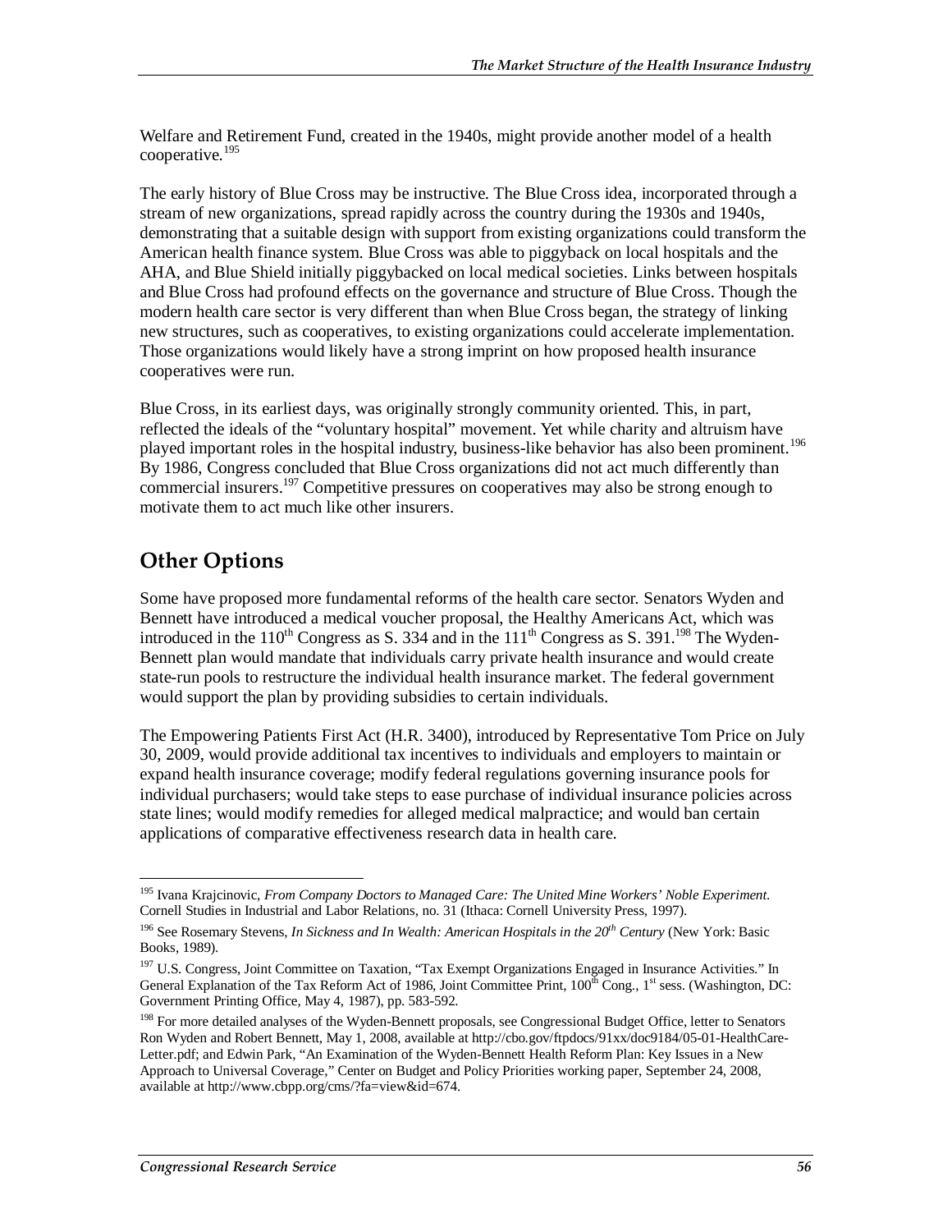Welfare and Retirement Fund, created in the 1940s, might provide another model of a health cooperative.[195]

The early history of Blue Cross may be instructive. The Blue Cross idea, incorporated through a stream of new organizations, spread rapidly across the country during the 1930s and 1940s, demonstrating that a suitable design with support from existing organizations could transform the American health finance system. Blue Cross was able to piggyback on local hospitals and the AHA, and Blue Shield initially piggybacked on local medical societies. Links between hospitals and Blue Cross had profound effects on the governance and structure of Blue Cross. Though the modern health care sector is very different than when Blue Cross began, the strategy of linking new structures, such as cooperatives, to existing organizations could accelerate implementation. Those organizations would likely have a strong imprint on how proposed health insurance cooperatives were run.

Blue Cross, in its earliest days, was originally strongly community oriented. This, in part, reflected the ideals of the "voluntary hospital" movement. Yet while charity and altruism have played important roles in the hospital industry, business-like behavior has also been prominent.[196] By 1986, Congress concluded that Blue Cross organizations did not act much differently than commercial insurers.[197] Competitive pressures on cooperatives may also be strong enough to motivate them to act much like other insurers.

## Other Options

Some have proposed more fundamental reforms of the health care sector. Senators Wyden and Bennett have introduced a medical voucher proposal, the Healthy Americans Act, which was introduced in the 110th Congress as S. 334 and in the 111th Congress as S. 391.[198] The Wyden-Bennett plan would mandate that individuals carry private health insurance and would create state-run pools to restructure the individual health insurance market. The federal government would support the plan by providing subsidies to certain individuals.

The Empowering Patients First Act (H.R. 3400), introduced by Representative Tom Price on July 30, 2009, would provide additional tax incentives to individuals and employers to maintain or expand health insurance coverage; modify federal regulations governing insurance pools for individual purchasers; would take steps to ease purchase of individual insurance policies across state lines; would modify remedies for alleged medical malpractice; and would ban certain applications of comparative effectiveness research data in health care.

---

[195] Ivana Krajcinovic, *From Company Doctors to Managed Care: The United Mine Workers' Noble Experiment.* Cornell Studies in Industrial and Labor Relations, no. 31 (Ithaca: Cornell University Press, 1997).

[196] See Rosemary Stevens, *In Sickness and In Wealth: American Hospitals in the 20th Century* (New York: Basic Books, 1989).

[197] U.S. Congress, Joint Committee on Taxation, "Tax Exempt Organizations Engaged in Insurance Activities." In General Explanation of the Tax Reform Act of 1986, Joint Committee Print, 100th Cong., 1st sess. (Washington, DC: Government Printing Office, May 4, 1987), pp. 583-592.

[198] For more detailed analyses of the Wyden-Bennett proposals, see Congressional Budget Office, letter to Senators Ron Wyden and Robert Bennett, May 1, 2008, available at http://cbo.gov/ftpdocs/91xx/doc9184/05-01-HealthCare-Letter.pdf; and Edwin Park, "An Examination of the Wyden-Bennett Health Reform Plan: Key Issues in a New Approach to Universal Coverage," Center on Budget and Policy Priorities working paper, September 24, 2008, available at http://www.cbpp.org/cms/?fa=view&id=674.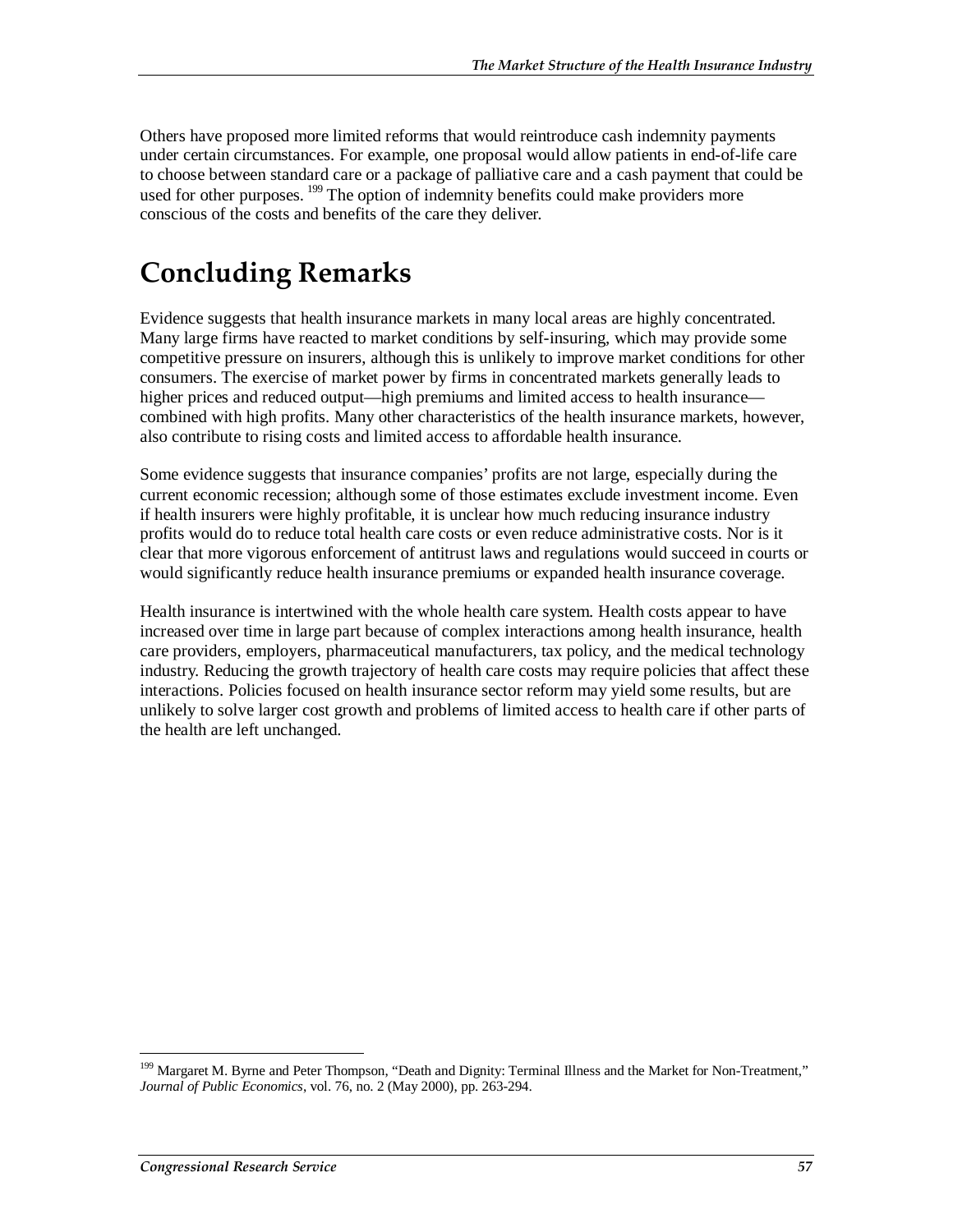Others have proposed more limited reforms that would reintroduce cash indemnity payments under certain circumstances. For example, one proposal would allow patients in end-of-life care to choose between standard care or a package of palliative care and a cash payment that could be used for other purposes.[199] The option of indemnity benefits could make providers more conscious of the costs and benefits of the care they deliver.

# Concluding Remarks

Evidence suggests that health insurance markets in many local areas are highly concentrated. Many large firms have reacted to market conditions by self-insuring, which may provide some competitive pressure on insurers, although this is unlikely to improve market conditions for other consumers. The exercise of market power by firms in concentrated markets generally leads to higher prices and reduced output—high premiums and limited access to health insurance—combined with high profits. Many other characteristics of the health insurance markets, however, also contribute to rising costs and limited access to affordable health insurance.

Some evidence suggests that insurance companies' profits are not large, especially during the current economic recession; although some of those estimates exclude investment income. Even if health insurers were highly profitable, it is unclear how much reducing insurance industry profits would do to reduce total health care costs or even reduce administrative costs. Nor is it clear that more vigorous enforcement of antitrust laws and regulations would succeed in courts or would significantly reduce health insurance premiums or expanded health insurance coverage.

Health insurance is intertwined with the whole health care system. Health costs appear to have increased over time in large part because of complex interactions among health insurance, health care providers, employers, pharmaceutical manufacturers, tax policy, and the medical technology industry. Reducing the growth trajectory of health care costs may require policies that affect these interactions. Policies focused on health insurance sector reform may yield some results, but are unlikely to solve larger cost growth and problems of limited access to health care if other parts of the health are left unchanged.

---

[199] Margaret M. Byrne and Peter Thompson, "Death and Dignity: Terminal Illness and the Market for Non-Treatment," *Journal of Public Economics*, vol. 76, no. 2 (May 2000), pp. 263-294.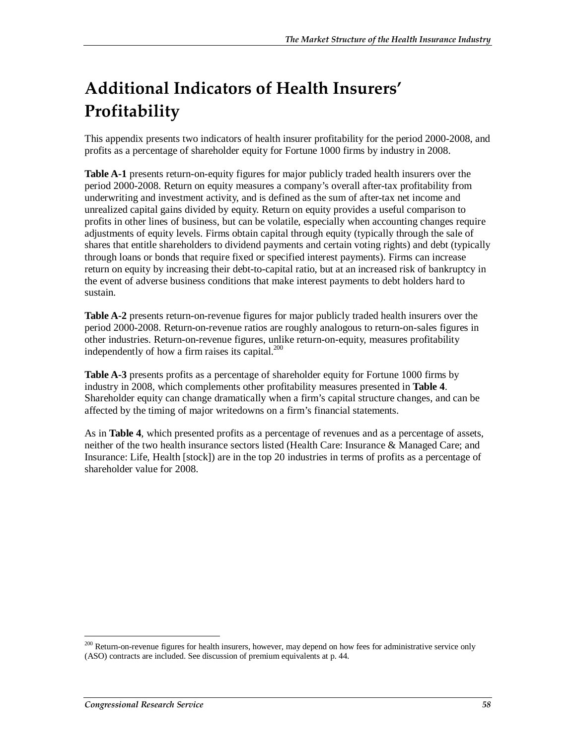# Additional Indicators of Health Insurers' Profitability

This appendix presents two indicators of health insurer profitability for the period 2000-2008, and profits as a percentage of shareholder equity for Fortune 1000 firms by industry in 2008.

**Table A-1** presents return-on-equity figures for major publicly traded health insurers over the period 2000-2008. Return on equity measures a company's overall after-tax profitability from underwriting and investment activity, and is defined as the sum of after-tax net income and unrealized capital gains divided by equity. Return on equity provides a useful comparison to profits in other lines of business, but can be volatile, especially when accounting changes require adjustments of equity levels. Firms obtain capital through equity (typically through the sale of shares that entitle shareholders to dividend payments and certain voting rights) and debt (typically through loans or bonds that require fixed or specified interest payments). Firms can increase return on equity by increasing their debt-to-capital ratio, but at an increased risk of bankruptcy in the event of adverse business conditions that make interest payments to debt holders hard to sustain.

**Table A-2** presents return-on-revenue figures for major publicly traded health insurers over the period 2000-2008. Return-on-revenue ratios are roughly analogous to return-on-sales figures in other industries. Return-on-revenue figures, unlike return-on-equity, measures profitability independently of how a firm raises its capital.[200]

**Table A-3** presents profits as a percentage of shareholder equity for Fortune 1000 firms by industry in 2008, which complements other profitability measures presented in **Table 4**. Shareholder equity can change dramatically when a firm's capital structure changes, and can be affected by the timing of major writedowns on a firm's financial statements.

As in **Table 4**, which presented profits as a percentage of revenues and as a percentage of assets, neither of the two health insurance sectors listed (Health Care: Insurance & Managed Care; and Insurance: Life, Health [stock]) are in the top 20 industries in terms of profits as a percentage of shareholder value for 2008.

---

[200] Return-on-revenue figures for health insurers, however, may depend on how fees for administrative service only (ASO) contracts are included. See discussion of premium equivalents at p. 44.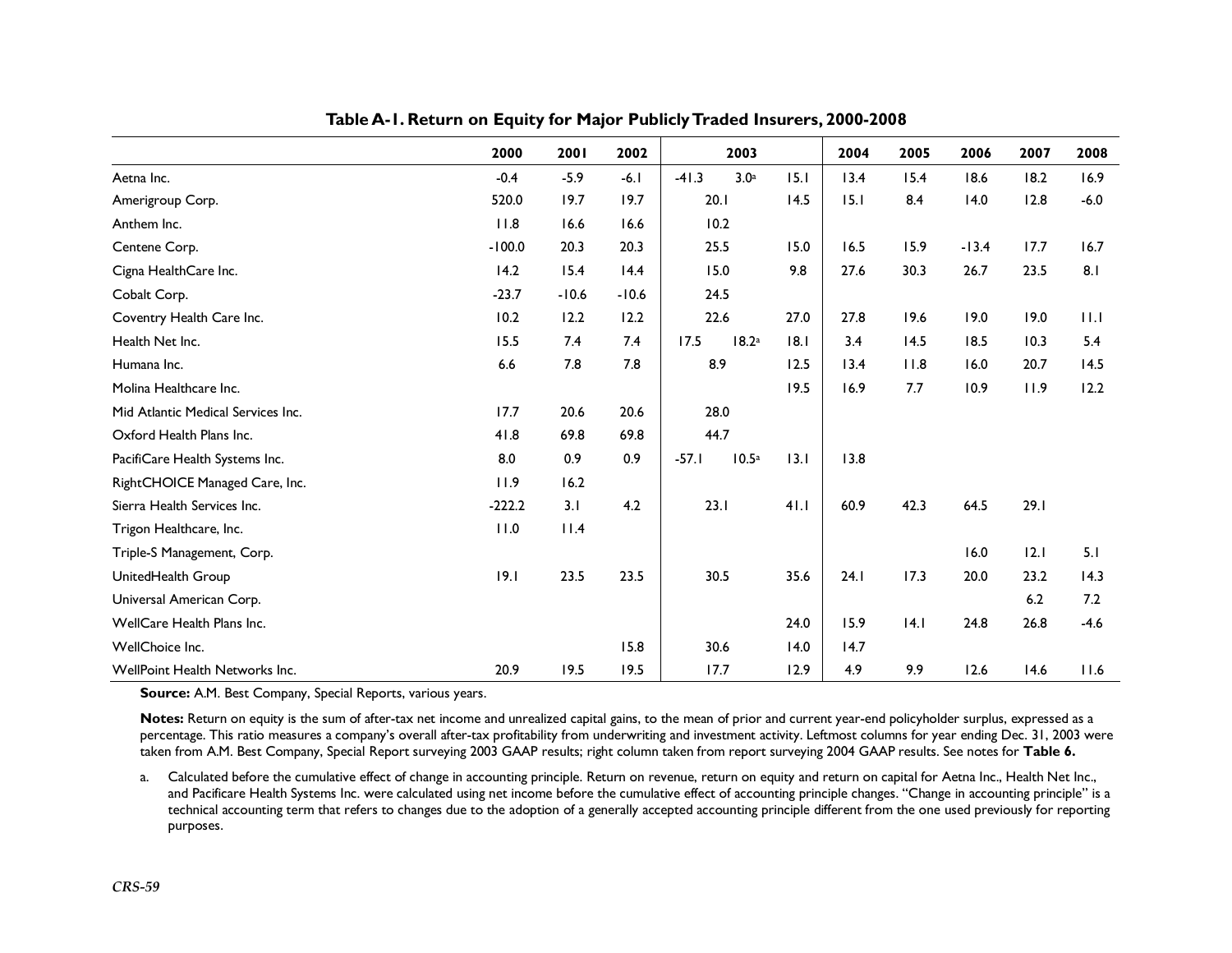**Table A-1. Return on Equity for Major Publicly Traded Insurers, 2000-2008**

| | 2000 | 2001 | 2002 | 2003 | | | 2004 | 2005 | 2006 | 2007 | 2008 |
|---|---|---|---|---|---|---|---|---|---|---|---|
| Aetna Inc. | -0.4 | -5.9 | -6.1 | -41.3 | 3.0[a] | 15.1 | 13.4 | 15.4 | 18.6 | 18.2 | 16.9 |
| Amerigroup Corp. | 520.0 | 19.7 | 19.7 | 20.1 | | 14.5 | 15.1 | 8.4 | 14.0 | 12.8 | -6.0 |
| Anthem Inc. | 11.8 | 16.6 | 16.6 | 10.2 | | | | | | | |
| Centene Corp. | -100.0 | 20.3 | 20.3 | 25.5 | | 15.0 | 16.5 | 15.9 | -13.4 | 17.7 | 16.7 |
| Cigna HealthCare Inc. | 14.2 | 15.4 | 14.4 | 15.0 | | 9.8 | 27.6 | 30.3 | 26.7 | 23.5 | 8.1 |
| Cobalt Corp. | -23.7 | -10.6 | -10.6 | 24.5 | | | | | | | |
| Coventry Health Care Inc. | 10.2 | 12.2 | 12.2 | 22.6 | | 27.0 | 27.8 | 19.6 | 19.0 | 19.0 | 11.1 |
| Health Net Inc. | 15.5 | 7.4 | 7.4 | 17.5 | 18.2[a] | 18.1 | 3.4 | 14.5 | 18.5 | 10.3 | 5.4 |
| Humana Inc. | 6.6 | 7.8 | 7.8 | 8.9 | | 12.5 | 13.4 | 11.8 | 16.0 | 20.7 | 14.5 |
| Molina Healthcare Inc. | | | | | | 19.5 | 16.9 | 7.7 | 10.9 | 11.9 | 12.2 |
| Mid Atlantic Medical Services Inc. | 17.7 | 20.6 | 20.6 | 28.0 | | | | | | | |
| Oxford Health Plans Inc. | 41.8 | 69.8 | 69.8 | 44.7 | | | | | | | |
| PacifiCare Health Systems Inc. | 8.0 | 0.9 | 0.9 | -57.1 | 10.5[a] | 13.1 | 13.8 | | | | |
| RightCHOICE Managed Care, Inc. | 11.9 | 16.2 | | | | | | | | | |
| Sierra Health Services Inc. | -222.2 | 3.1 | 4.2 | 23.1 | | 41.1 | 60.9 | 42.3 | 64.5 | 29.1 | |
| Trigon Healthcare, Inc. | 11.0 | 11.4 | | | | | | | | | |
| Triple-S Management, Corp. | | | | | | | | | 16.0 | 12.1 | 5.1 |
| UnitedHealth Group | 19.1 | 23.5 | 23.5 | 30.5 | | 35.6 | 24.1 | 17.3 | 20.0 | 23.2 | 14.3 |
| Universal American Corp. | | | | | | | | | | 6.2 | 7.2 |
| WellCare Health Plans Inc. | | | | | | 24.0 | 15.9 | 14.1 | 24.8 | 26.8 | -4.6 |
| WellChoice Inc. | | | 15.8 | 30.6 | | 14.0 | 14.7 | | | | |
| WellPoint Health Networks Inc. | 20.9 | 19.5 | 19.5 | 17.7 | | 12.9 | 4.9 | 9.9 | 12.6 | 14.6 | 11.6 |

**Source:** A.M. Best Company, Special Reports, various years.

**Notes:** Return on equity is the sum of after-tax net income and unrealized capital gains, to the mean of prior and current year-end policyholder surplus, expressed as a percentage. This ratio measures a company's overall after-tax profitability from underwriting and investment activity. Leftmost columns for year ending Dec. 31, 2003 were taken from A.M. Best Company, Special Report surveying 2003 GAAP results; right column taken from report surveying 2004 GAAP results. See notes for **Table 6.**

a. Calculated before the cumulative effect of change in accounting principle. Return on revenue, return on equity and return on capital for Aetna Inc., Health Net Inc., and Pacificare Health Systems Inc. were calculated using net income before the cumulative effect of accounting principle changes. "Change in accounting principle" is a technical accounting term that refers to changes due to the adoption of a generally accepted accounting principle different from the one used previously for reporting purposes.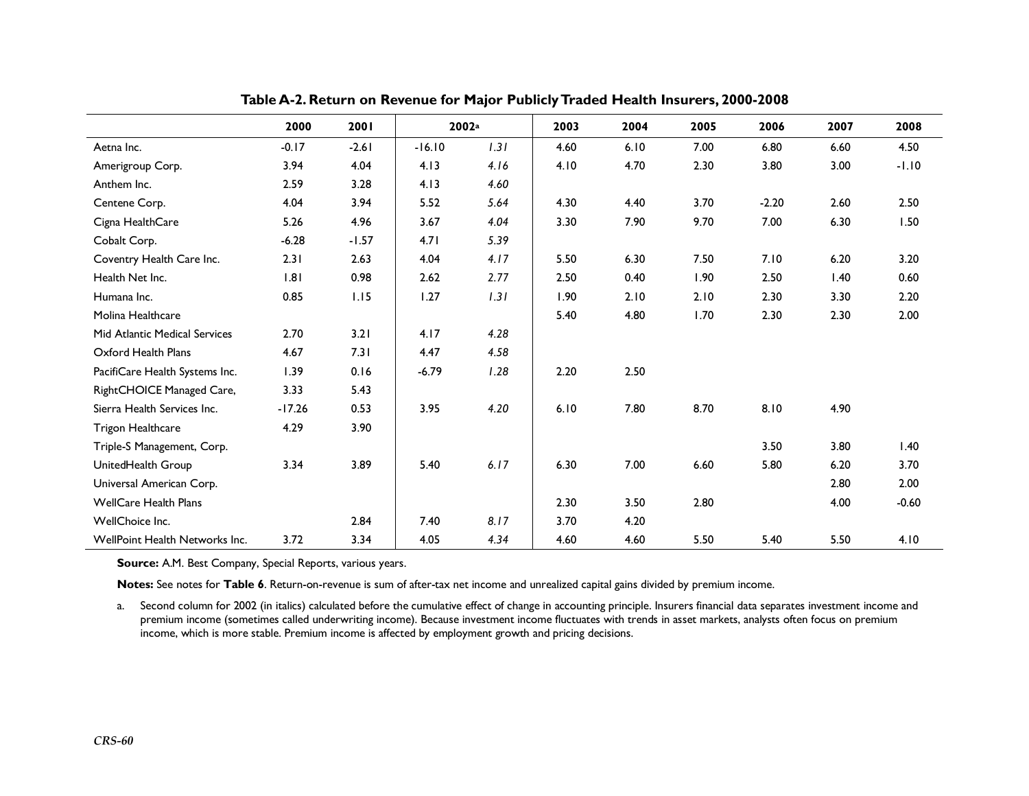**Table A-2. Return on Revenue for Major Publicly Traded Health Insurers, 2000-2008**

| | 2000 | 2001 | 2002[a] | | 2003 | 2004 | 2005 | 2006 | 2007 | 2008 |
|---|---|---|---|---|---|---|---|---|---|---|
| Aetna Inc. | -0.17 | -2.61 | -16.10 | *1.31* | 4.60 | 6.10 | 7.00 | 6.80 | 6.60 | 4.50 |
| Amerigroup Corp. | 3.94 | 4.04 | 4.13 | *4.16* | 4.10 | 4.70 | 2.30 | 3.80 | 3.00 | -1.10 |
| Anthem Inc. | 2.59 | 3.28 | 4.13 | *4.60* | | | | | | |
| Centene Corp. | 4.04 | 3.94 | 5.52 | *5.64* | 4.30 | 4.40 | 3.70 | -2.20 | 2.60 | 2.50 |
| Cigna HealthCare | 5.26 | 4.96 | 3.67 | *4.04* | 3.30 | 7.90 | 9.70 | 7.00 | 6.30 | 1.50 |
| Cobalt Corp. | -6.28 | -1.57 | 4.71 | *5.39* | | | | | | |
| Coventry Health Care Inc. | 2.31 | 2.63 | 4.04 | *4.17* | 5.50 | 6.30 | 7.50 | 7.10 | 6.20 | 3.20 |
| Health Net Inc. | 1.81 | 0.98 | 2.62 | *2.77* | 2.50 | 0.40 | 1.90 | 2.50 | 1.40 | 0.60 |
| Humana Inc. | 0.85 | 1.15 | 1.27 | *1.31* | 1.90 | 2.10 | 2.10 | 2.30 | 3.30 | 2.20 |
| Molina Healthcare | | | | | 5.40 | 4.80 | 1.70 | 2.30 | 2.30 | 2.00 |
| Mid Atlantic Medical Services | 2.70 | 3.21 | 4.17 | *4.28* | | | | | | |
| Oxford Health Plans | 4.67 | 7.31 | 4.47 | *4.58* | | | | | | |
| PacifiCare Health Systems Inc. | 1.39 | 0.16 | -6.79 | *1.28* | 2.20 | 2.50 | | | | |
| RightCHOICE Managed Care, | 3.33 | 5.43 | | | | | | | | |
| Sierra Health Services Inc. | -17.26 | 0.53 | 3.95 | *4.20* | 6.10 | 7.80 | 8.70 | 8.10 | 4.90 | |
| Trigon Healthcare | 4.29 | 3.90 | | | | | | | | |
| Triple-S Management, Corp. | | | | | | | | 3.50 | 3.80 | 1.40 |
| UnitedHealth Group | 3.34 | 3.89 | 5.40 | *6.17* | 6.30 | 7.00 | 6.60 | 5.80 | 6.20 | 3.70 |
| Universal American Corp. | | | | | | | | | 2.80 | 2.00 |
| WellCare Health Plans | | | | | 2.30 | 3.50 | 2.80 | | 4.00 | -0.60 |
| WellChoice Inc. | | 2.84 | 7.40 | *8.17* | 3.70 | 4.20 | | | | |
| WellPoint Health Networks Inc. | 3.72 | 3.34 | 4.05 | *4.34* | 4.60 | 4.60 | 5.50 | 5.40 | 5.50 | 4.10 |

**Source:** A.M. Best Company, Special Reports, various years.

**Notes:** See notes for **Table 6**. Return-on-revenue is sum of after-tax net income and unrealized capital gains divided by premium income.

a. Second column for 2002 (in italics) calculated before the cumulative effect of change in accounting principle. Insurers financial data separates investment income and premium income (sometimes called underwriting income). Because investment income fluctuates with trends in asset markets, analysts often focus on premium income, which is more stable. Premium income is affected by employment growth and pricing decisions.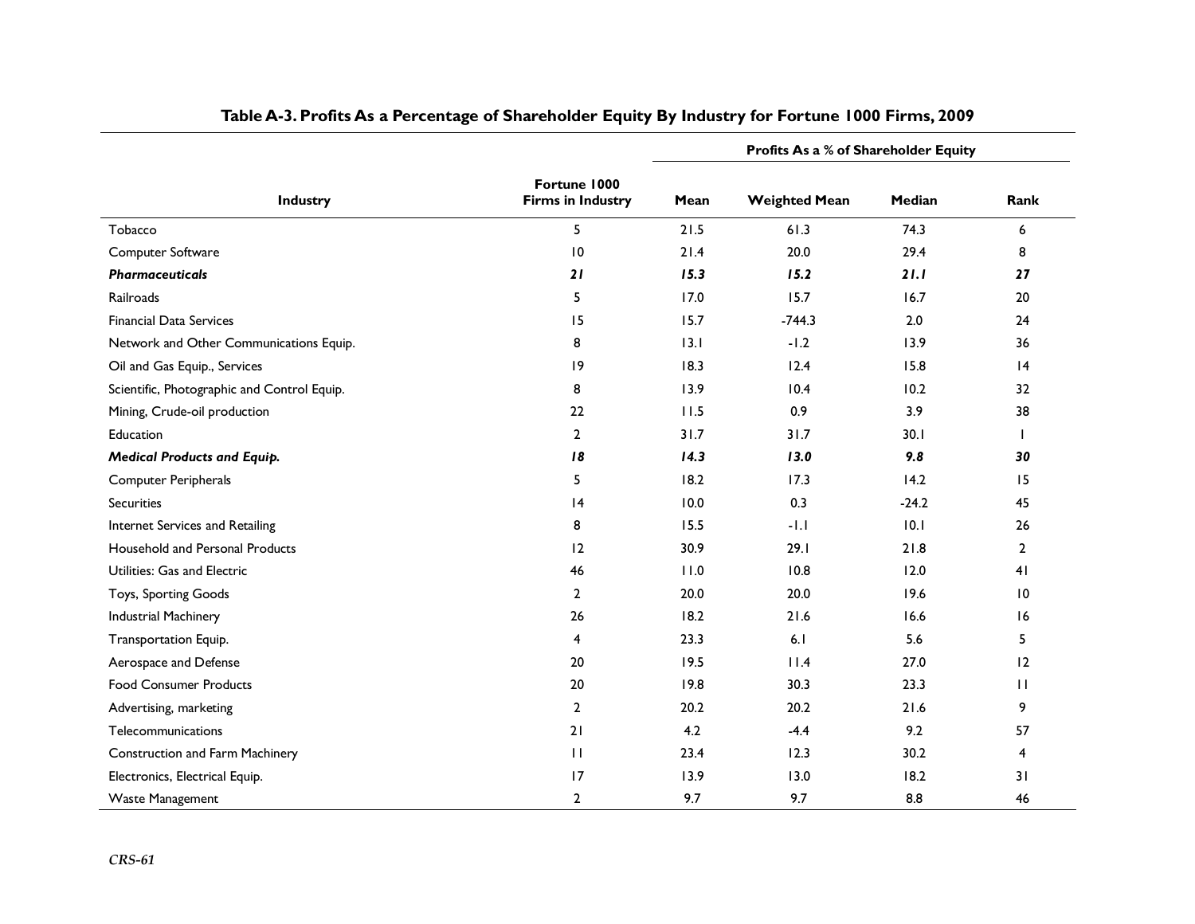**Table A-3. Profits As a Percentage of Shareholder Equity By Industry for Fortune 1000 Firms, 2009**

| Industry | Fortune 1000 Firms in Industry | Profits As a % of Shareholder Equity | | | |
|---|---|---|---|---|---|
| | | Mean | Weighted Mean | Median | Rank |
| Tobacco | 5 | 21.5 | 61.3 | 74.3 | 6 |
| Computer Software | 10 | 21.4 | 20.0 | 29.4 | 8 |
| ***Pharmaceuticals*** | ***21*** | ***15.3*** | ***15.2*** | ***21.1*** | ***27*** |
| Railroads | 5 | 17.0 | 15.7 | 16.7 | 20 |
| Financial Data Services | 15 | 15.7 | -744.3 | 2.0 | 24 |
| Network and Other Communications Equip. | 8 | 13.1 | -1.2 | 13.9 | 36 |
| Oil and Gas Equip., Services | 19 | 18.3 | 12.4 | 15.8 | 14 |
| Scientific, Photographic and Control Equip. | 8 | 13.9 | 10.4 | 10.2 | 32 |
| Mining, Crude-oil production | 22 | 11.5 | 0.9 | 3.9 | 38 |
| Education | 2 | 31.7 | 31.7 | 30.1 | 1 |
| ***Medical Products and Equip.*** | ***18*** | ***14.3*** | ***13.0*** | ***9.8*** | ***30*** |
| Computer Peripherals | 5 | 18.2 | 17.3 | 14.2 | 15 |
| Securities | 14 | 10.0 | 0.3 | -24.2 | 45 |
| Internet Services and Retailing | 8 | 15.5 | -1.1 | 10.1 | 26 |
| Household and Personal Products | 12 | 30.9 | 29.1 | 21.8 | 2 |
| Utilities: Gas and Electric | 46 | 11.0 | 10.8 | 12.0 | 41 |
| Toys, Sporting Goods | 2 | 20.0 | 20.0 | 19.6 | 10 |
| Industrial Machinery | 26 | 18.2 | 21.6 | 16.6 | 16 |
| Transportation Equip. | 4 | 23.3 | 6.1 | 5.6 | 5 |
| Aerospace and Defense | 20 | 19.5 | 11.4 | 27.0 | 12 |
| Food Consumer Products | 20 | 19.8 | 30.3 | 23.3 | 11 |
| Advertising, marketing | 2 | 20.2 | 20.2 | 21.6 | 9 |
| Telecommunications | 21 | 4.2 | -4.4 | 9.2 | 57 |
| Construction and Farm Machinery | 11 | 23.4 | 12.3 | 30.2 | 4 |
| Electronics, Electrical Equip. | 17 | 13.9 | 13.0 | 18.2 | 31 |
| Waste Management | 2 | 9.7 | 9.7 | 8.8 | 46 |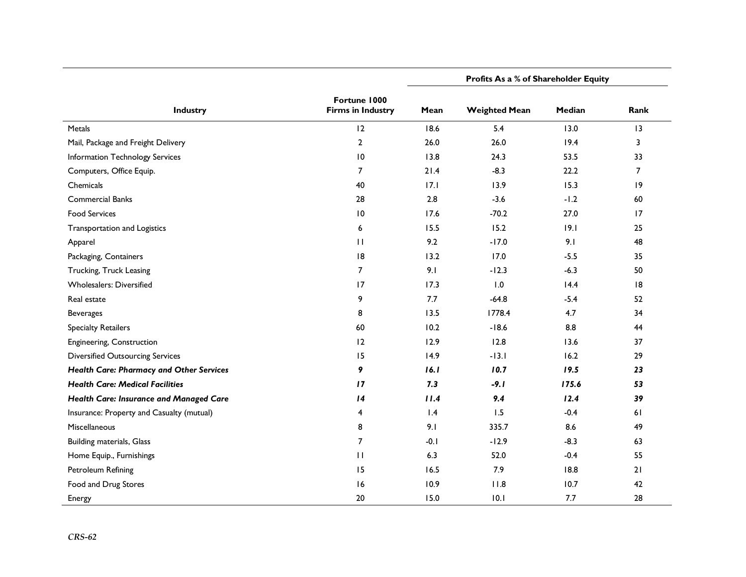| Industry | Fortune 1000 Firms in Industry | Profits As a % of Shareholder Equity | | | |
|---|---|---|---|---|---|
| | | Mean | Weighted Mean | Median | Rank |
| Metals | 12 | 18.6 | 5.4 | 13.0 | 13 |
| Mail, Package and Freight Delivery | 2 | 26.0 | 26.0 | 19.4 | 3 |
| Information Technology Services | 10 | 13.8 | 24.3 | 53.5 | 33 |
| Computers, Office Equip. | 7 | 21.4 | -8.3 | 22.2 | 7 |
| Chemicals | 40 | 17.1 | 13.9 | 15.3 | 19 |
| Commercial Banks | 28 | 2.8 | -3.6 | -1.2 | 60 |
| Food Services | 10 | 17.6 | -70.2 | 27.0 | 17 |
| Transportation and Logistics | 6 | 15.5 | 15.2 | 19.1 | 25 |
| Apparel | 11 | 9.2 | -17.0 | 9.1 | 48 |
| Packaging, Containers | 18 | 13.2 | 17.0 | -5.5 | 35 |
| Trucking, Truck Leasing | 7 | 9.1 | -12.3 | -6.3 | 50 |
| Wholesalers: Diversified | 17 | 17.3 | 1.0 | 14.4 | 18 |
| Real estate | 9 | 7.7 | -64.8 | -5.4 | 52 |
| Beverages | 8 | 13.5 | 1778.4 | 4.7 | 34 |
| Specialty Retailers | 60 | 10.2 | -18.6 | 8.8 | 44 |
| Engineering, Construction | 12 | 12.9 | 12.8 | 13.6 | 37 |
| Diversified Outsourcing Services | 15 | 14.9 | -13.1 | 16.2 | 29 |
| ***Health Care: Pharmacy and Other Services*** | ***9*** | ***16.1*** | ***10.7*** | ***19.5*** | ***23*** |
| ***Health Care: Medical Facilities*** | ***17*** | ***7.3*** | ***-9.1*** | ***175.6*** | ***53*** |
| ***Health Care: Insurance and Managed Care*** | ***14*** | ***11.4*** | ***9.4*** | ***12.4*** | ***39*** |
| Insurance: Property and Casualty (mutual) | 4 | 1.4 | 1.5 | -0.4 | 61 |
| Miscellaneous | 8 | 9.1 | 335.7 | 8.6 | 49 |
| Building materials, Glass | 7 | -0.1 | -12.9 | -8.3 | 63 |
| Home Equip., Furnishings | 11 | 6.3 | 52.0 | -0.4 | 55 |
| Petroleum Refining | 15 | 16.5 | 7.9 | 18.8 | 21 |
| Food and Drug Stores | 16 | 10.9 | 11.8 | 10.7 | 42 |
| Energy | 20 | 15.0 | 10.1 | 7.7 | 28 |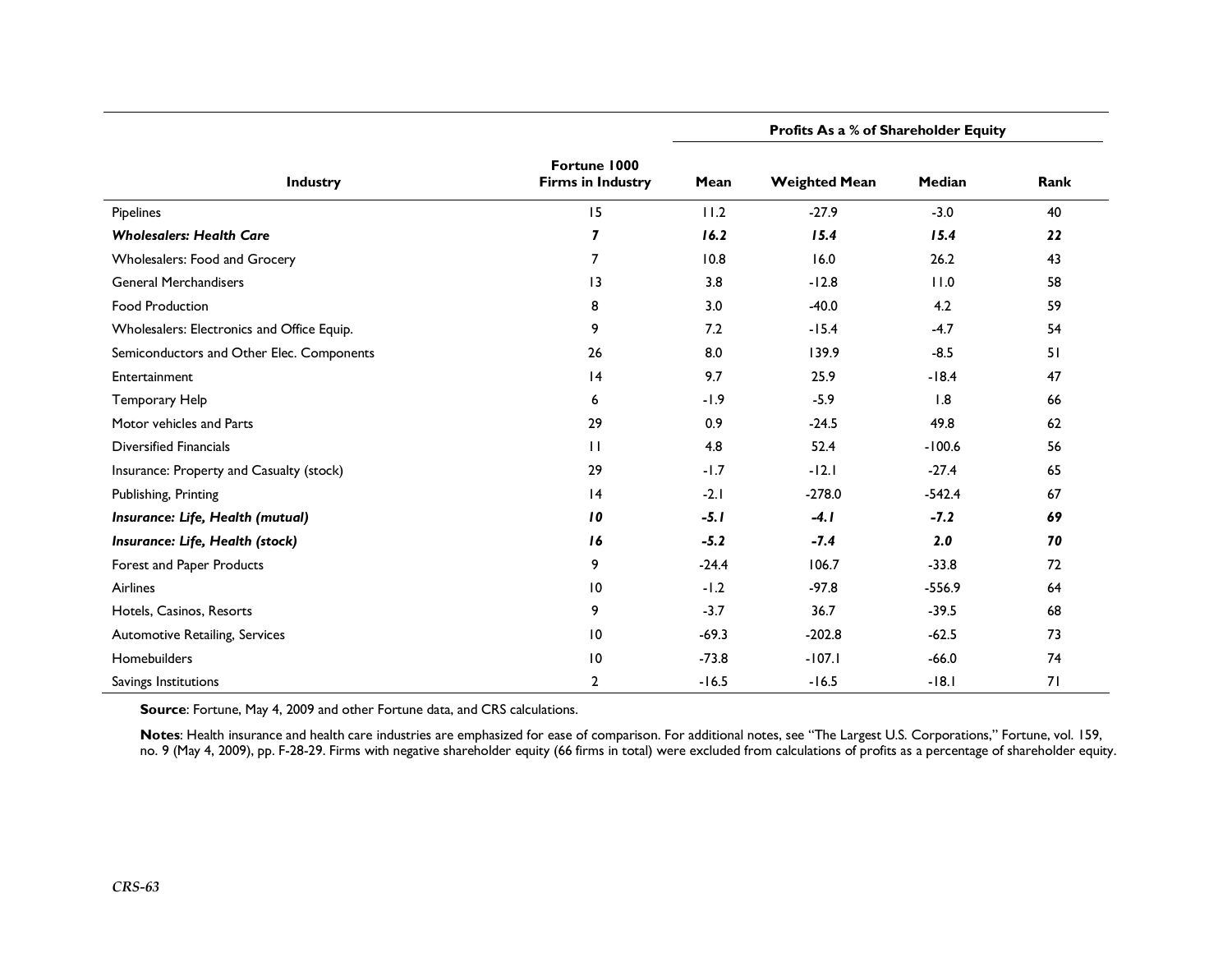| Industry | Fortune 1000 Firms in Industry | Profits As a % of Shareholder Equity | | | |
|---|---|---|---|---|---|
| | | Mean | Weighted Mean | Median | Rank |
| Pipelines | 15 | 11.2 | -27.9 | -3.0 | 40 |
| ***Wholesalers: Health Care*** | ***7*** | ***16.2*** | ***15.4*** | ***15.4*** | ***22*** |
| Wholesalers: Food and Grocery | 7 | 10.8 | 16.0 | 26.2 | 43 |
| General Merchandisers | 13 | 3.8 | -12.8 | 11.0 | 58 |
| Food Production | 8 | 3.0 | -40.0 | 4.2 | 59 |
| Wholesalers: Electronics and Office Equip. | 9 | 7.2 | -15.4 | -4.7 | 54 |
| Semiconductors and Other Elec. Components | 26 | 8.0 | 139.9 | -8.5 | 51 |
| Entertainment | 14 | 9.7 | 25.9 | -18.4 | 47 |
| Temporary Help | 6 | -1.9 | -5.9 | 1.8 | 66 |
| Motor vehicles and Parts | 29 | 0.9 | -24.5 | 49.8 | 62 |
| Diversified Financials | 11 | 4.8 | 52.4 | -100.6 | 56 |
| Insurance: Property and Casualty (stock) | 29 | -1.7 | -12.1 | -27.4 | 65 |
| Publishing, Printing | 14 | -2.1 | -278.0 | -542.4 | 67 |
| ***Insurance: Life, Health (mutual)*** | ***10*** | ***-5.1*** | ***-4.1*** | ***-7.2*** | ***69*** |
| ***Insurance: Life, Health (stock)*** | ***16*** | ***-5.2*** | ***-7.4*** | ***2.0*** | ***70*** |
| Forest and Paper Products | 9 | -24.4 | 106.7 | -33.8 | 72 |
| Airlines | 10 | -1.2 | -97.8 | -556.9 | 64 |
| Hotels, Casinos, Resorts | 9 | -3.7 | 36.7 | -39.5 | 68 |
| Automotive Retailing, Services | 10 | -69.3 | -202.8 | -62.5 | 73 |
| Homebuilders | 10 | -73.8 | -107.1 | -66.0 | 74 |
| Savings Institutions | 2 | -16.5 | -16.5 | -18.1 | 71 |

**Source**: Fortune, May 4, 2009 and other Fortune data, and CRS calculations.

**Notes**: Health insurance and health care industries are emphasized for ease of comparison. For additional notes, see "The Largest U.S. Corporations," Fortune, vol. 159, no. 9 (May 4, 2009), pp. F-28-29. Firms with negative shareholder equity (66 firms in total) were excluded from calculations of profits as a percentage of shareholder equity.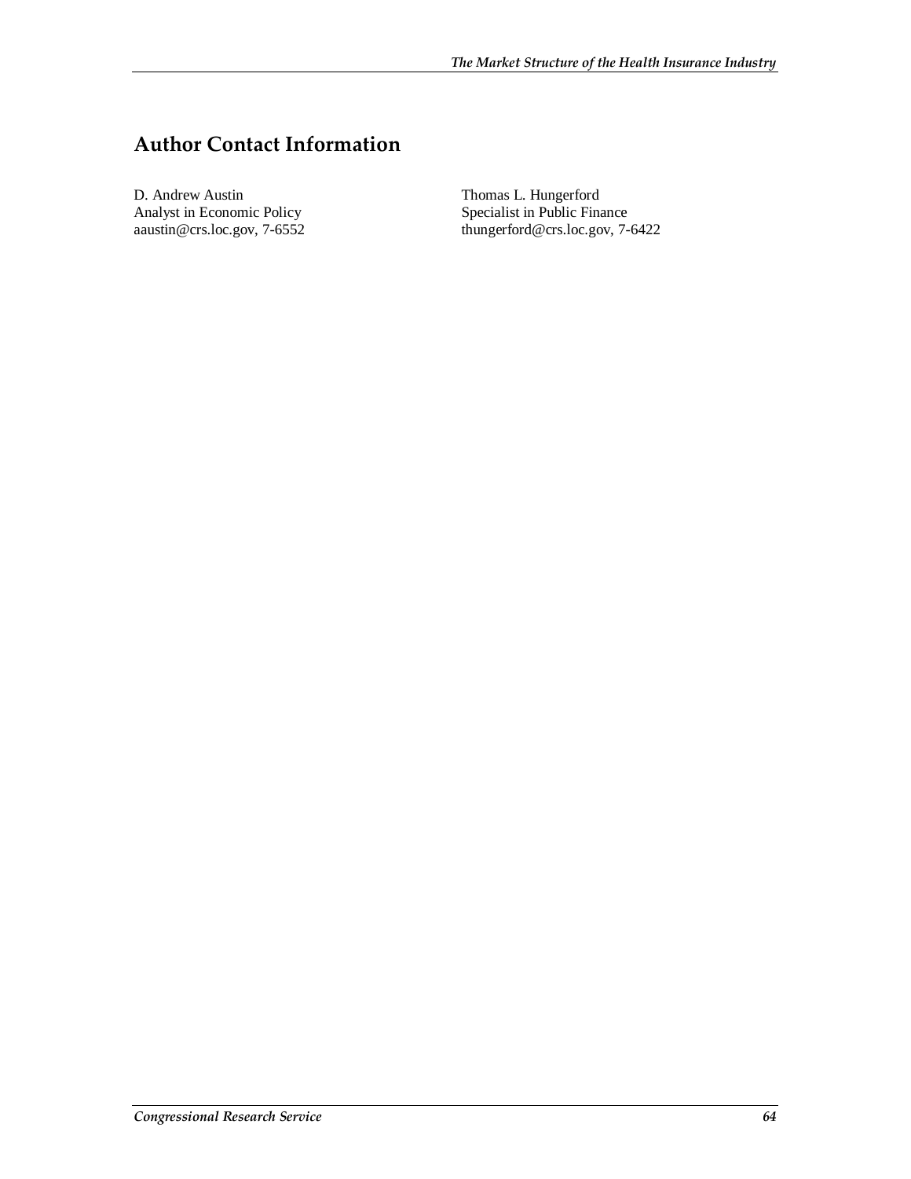## Author Contact Information

D. Andrew Austin
Analyst in Economic Policy
aaustin@crs.loc.gov, 7-6552

Thomas L. Hungerford
Specialist in Public Finance
thungerford@crs.loc.gov, 7-6422